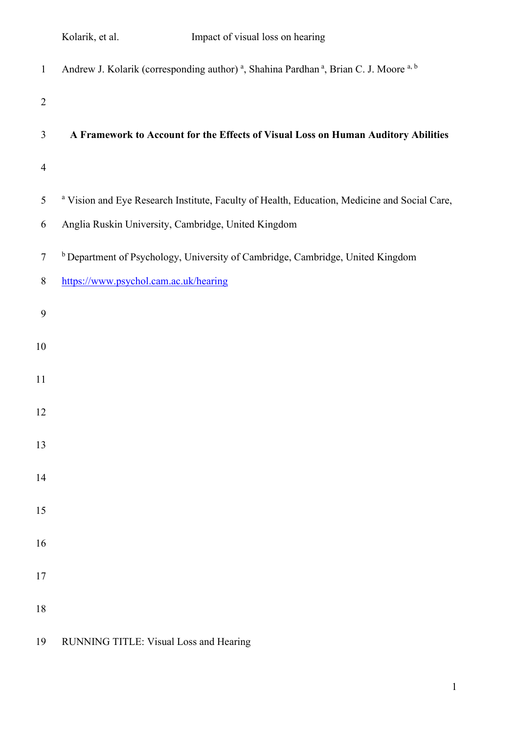Andrew J. Kolarik (corresponding author) [a], Shahina Pardhan [a], Brian C. J. Moore [a, b]

# A Framework to Account for the Effects of Visual Loss on Human Auditory Abilities

[a] Vision and Eye Research Institute, Faculty of Health, Education, Medicine and Social Care, Anglia Ruskin University, Cambridge, United Kingdom

[b] Department of Psychology, University of Cambridge, Cambridge, United Kingdom

https://www.psychol.cam.ac.uk/hearing

RUNNING TITLE: Visual Loss and Hearing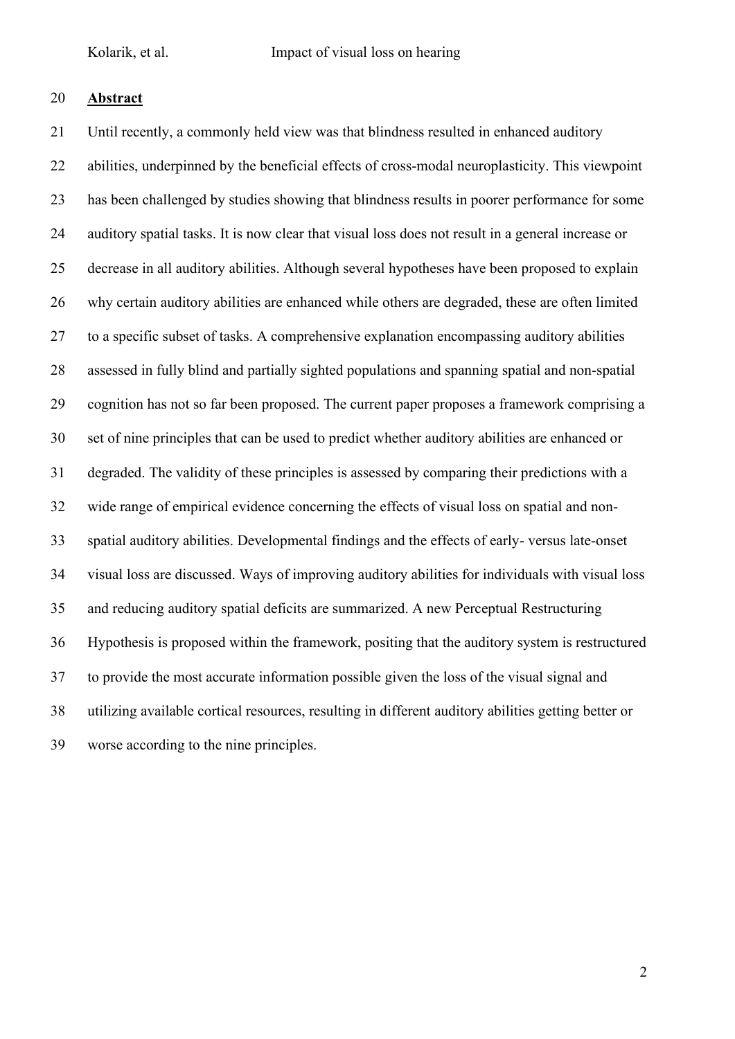## Abstract

Until recently, a commonly held view was that blindness resulted in enhanced auditory abilities, underpinned by the beneficial effects of cross-modal neuroplasticity. This viewpoint has been challenged by studies showing that blindness results in poorer performance for some auditory spatial tasks. It is now clear that visual loss does not result in a general increase or decrease in all auditory abilities. Although several hypotheses have been proposed to explain why certain auditory abilities are enhanced while others are degraded, these are often limited to a specific subset of tasks. A comprehensive explanation encompassing auditory abilities assessed in fully blind and partially sighted populations and spanning spatial and non-spatial cognition has not so far been proposed. The current paper proposes a framework comprising a set of nine principles that can be used to predict whether auditory abilities are enhanced or degraded. The validity of these principles is assessed by comparing their predictions with a wide range of empirical evidence concerning the effects of visual loss on spatial and non-spatial auditory abilities. Developmental findings and the effects of early- versus late-onset visual loss are discussed. Ways of improving auditory abilities for individuals with visual loss and reducing auditory spatial deficits are summarized. A new Perceptual Restructuring Hypothesis is proposed within the framework, positing that the auditory system is restructured to provide the most accurate information possible given the loss of the visual signal and utilizing available cortical resources, resulting in different auditory abilities getting better or worse according to the nine principles.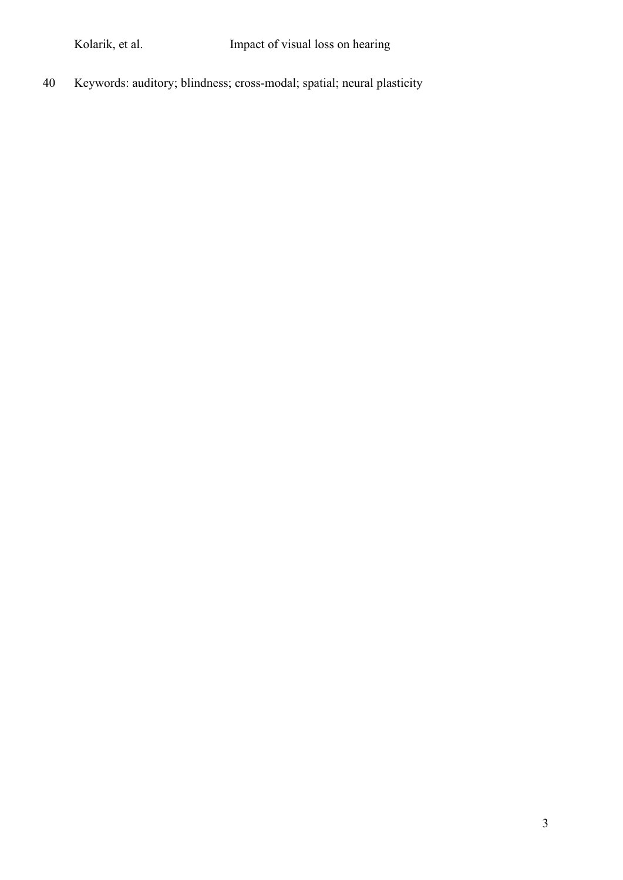Keywords: auditory; blindness; cross-modal; spatial; neural plasticity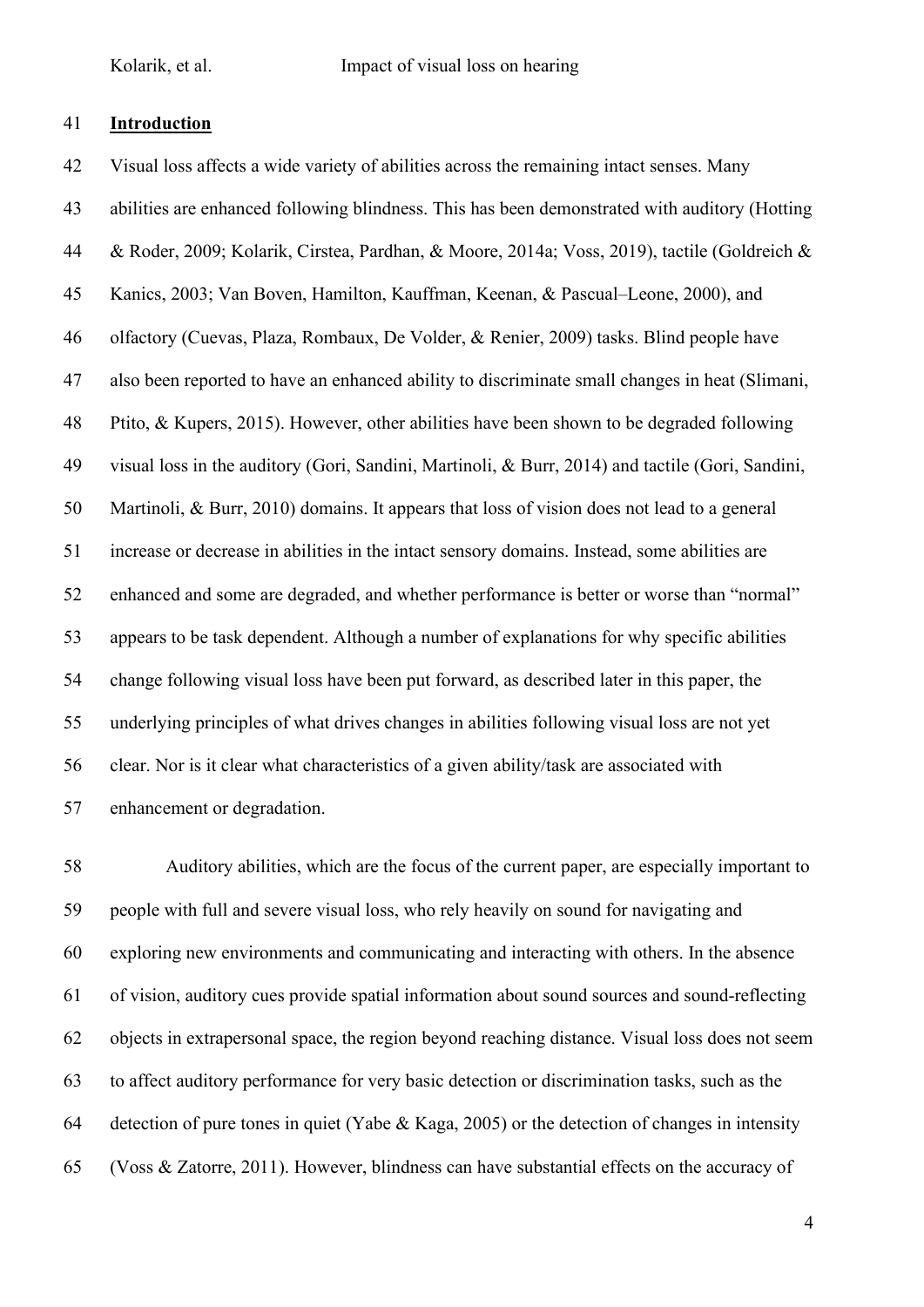## Introduction

Visual loss affects a wide variety of abilities across the remaining intact senses. Many abilities are enhanced following blindness. This has been demonstrated with auditory (Hotting & Roder, 2009; Kolarik, Cirstea, Pardhan, & Moore, 2014a; Voss, 2019), tactile (Goldreich & Kanics, 2003; Van Boven, Hamilton, Kauffman, Keenan, & Pascual–Leone, 2000), and olfactory (Cuevas, Plaza, Rombaux, De Volder, & Renier, 2009) tasks. Blind people have also been reported to have an enhanced ability to discriminate small changes in heat (Slimani, Ptito, & Kupers, 2015). However, other abilities have been shown to be degraded following visual loss in the auditory (Gori, Sandini, Martinoli, & Burr, 2014) and tactile (Gori, Sandini, Martinoli, & Burr, 2010) domains. It appears that loss of vision does not lead to a general increase or decrease in abilities in the intact sensory domains. Instead, some abilities are enhanced and some are degraded, and whether performance is better or worse than "normal" appears to be task dependent. Although a number of explanations for why specific abilities change following visual loss have been put forward, as described later in this paper, the underlying principles of what drives changes in abilities following visual loss are not yet clear. Nor is it clear what characteristics of a given ability/task are associated with enhancement or degradation.

Auditory abilities, which are the focus of the current paper, are especially important to people with full and severe visual loss, who rely heavily on sound for navigating and exploring new environments and communicating and interacting with others. In the absence of vision, auditory cues provide spatial information about sound sources and sound-reflecting objects in extrapersonal space, the region beyond reaching distance. Visual loss does not seem to affect auditory performance for very basic detection or discrimination tasks, such as the detection of pure tones in quiet (Yabe & Kaga, 2005) or the detection of changes in intensity (Voss & Zatorre, 2011). However, blindness can have substantial effects on the accuracy of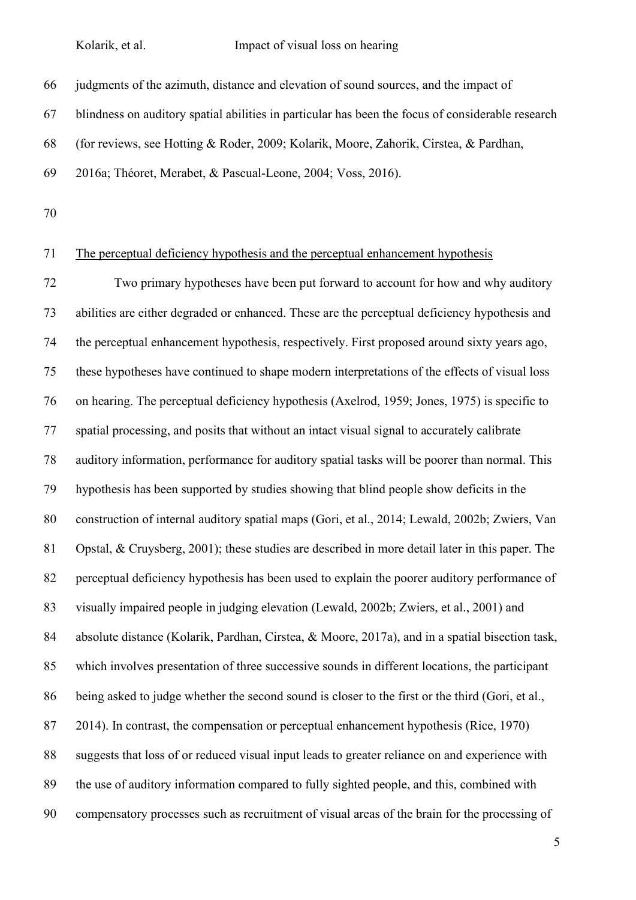judgments of the azimuth, distance and elevation of sound sources, and the impact of blindness on auditory spatial abilities in particular has been the focus of considerable research (for reviews, see Hotting & Roder, 2009; Kolarik, Moore, Zahorik, Cirstea, & Pardhan, 2016a; Théoret, Merabet, & Pascual-Leone, 2004; Voss, 2016).

## The perceptual deficiency hypothesis and the perceptual enhancement hypothesis

Two primary hypotheses have been put forward to account for how and why auditory abilities are either degraded or enhanced. These are the perceptual deficiency hypothesis and the perceptual enhancement hypothesis, respectively. First proposed around sixty years ago, these hypotheses have continued to shape modern interpretations of the effects of visual loss on hearing. The perceptual deficiency hypothesis (Axelrod, 1959; Jones, 1975) is specific to spatial processing, and posits that without an intact visual signal to accurately calibrate auditory information, performance for auditory spatial tasks will be poorer than normal. This hypothesis has been supported by studies showing that blind people show deficits in the construction of internal auditory spatial maps (Gori, et al., 2014; Lewald, 2002b; Zwiers, Van Opstal, & Cruysberg, 2001); these studies are described in more detail later in this paper. The perceptual deficiency hypothesis has been used to explain the poorer auditory performance of visually impaired people in judging elevation (Lewald, 2002b; Zwiers, et al., 2001) and absolute distance (Kolarik, Pardhan, Cirstea, & Moore, 2017a), and in a spatial bisection task, which involves presentation of three successive sounds in different locations, the participant being asked to judge whether the second sound is closer to the first or the third (Gori, et al., 2014). In contrast, the compensation or perceptual enhancement hypothesis (Rice, 1970) suggests that loss of or reduced visual input leads to greater reliance on and experience with the use of auditory information compared to fully sighted people, and this, combined with compensatory processes such as recruitment of visual areas of the brain for the processing of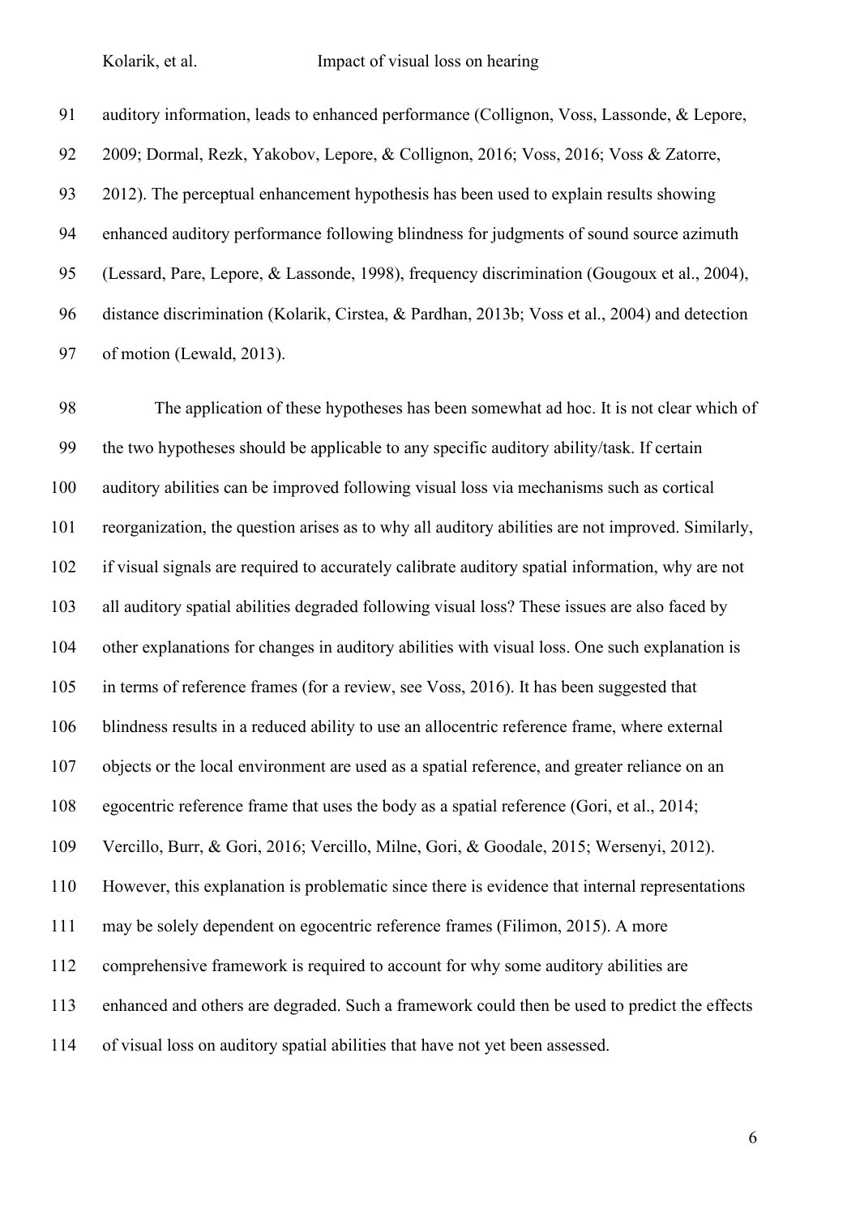auditory information, leads to enhanced performance (Collignon, Voss, Lassonde, & Lepore, 2009; Dormal, Rezk, Yakobov, Lepore, & Collignon, 2016; Voss, 2016; Voss & Zatorre, 2012). The perceptual enhancement hypothesis has been used to explain results showing enhanced auditory performance following blindness for judgments of sound source azimuth (Lessard, Pare, Lepore, & Lassonde, 1998), frequency discrimination (Gougoux et al., 2004), distance discrimination (Kolarik, Cirstea, & Pardhan, 2013b; Voss et al., 2004) and detection of motion (Lewald, 2013).

The application of these hypotheses has been somewhat ad hoc. It is not clear which of the two hypotheses should be applicable to any specific auditory ability/task. If certain auditory abilities can be improved following visual loss via mechanisms such as cortical reorganization, the question arises as to why all auditory abilities are not improved. Similarly, if visual signals are required to accurately calibrate auditory spatial information, why are not all auditory spatial abilities degraded following visual loss? These issues are also faced by other explanations for changes in auditory abilities with visual loss. One such explanation is in terms of reference frames (for a review, see Voss, 2016). It has been suggested that blindness results in a reduced ability to use an allocentric reference frame, where external objects or the local environment are used as a spatial reference, and greater reliance on an egocentric reference frame that uses the body as a spatial reference (Gori, et al., 2014; Vercillo, Burr, & Gori, 2016; Vercillo, Milne, Gori, & Goodale, 2015; Wersenyi, 2012). However, this explanation is problematic since there is evidence that internal representations may be solely dependent on egocentric reference frames (Filimon, 2015). A more comprehensive framework is required to account for why some auditory abilities are enhanced and others are degraded. Such a framework could then be used to predict the effects of visual loss on auditory spatial abilities that have not yet been assessed.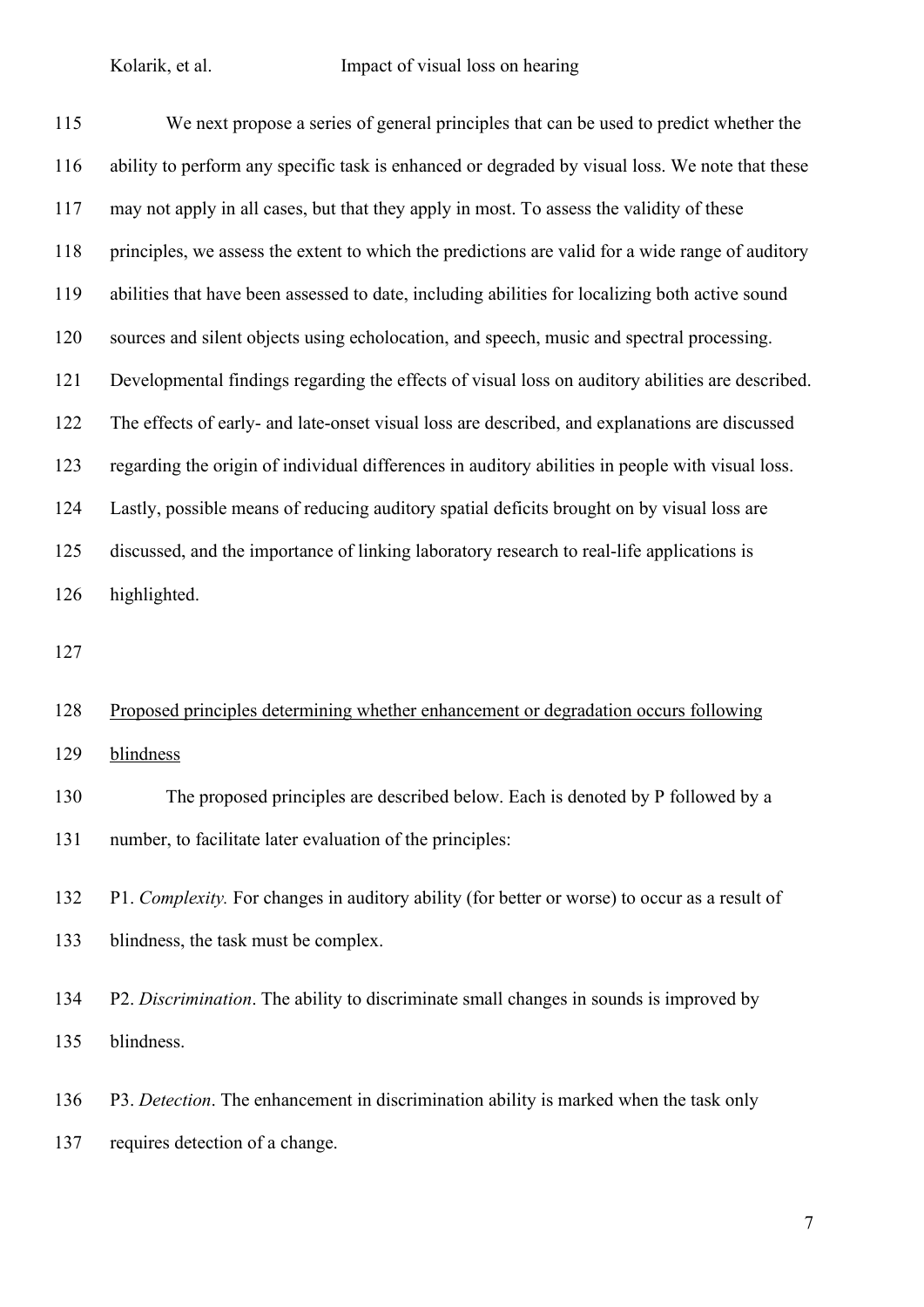We next propose a series of general principles that can be used to predict whether the ability to perform any specific task is enhanced or degraded by visual loss. We note that these may not apply in all cases, but that they apply in most. To assess the validity of these principles, we assess the extent to which the predictions are valid for a wide range of auditory abilities that have been assessed to date, including abilities for localizing both active sound sources and silent objects using echolocation, and speech, music and spectral processing. Developmental findings regarding the effects of visual loss on auditory abilities are described. The effects of early- and late-onset visual loss are described, and explanations are discussed regarding the origin of individual differences in auditory abilities in people with visual loss. Lastly, possible means of reducing auditory spatial deficits brought on by visual loss are discussed, and the importance of linking laboratory research to real-life applications is highlighted.

## Proposed principles determining whether enhancement or degradation occurs following blindness

The proposed principles are described below. Each is denoted by P followed by a number, to facilitate later evaluation of the principles:

P1. *Complexity.* For changes in auditory ability (for better or worse) to occur as a result of blindness, the task must be complex.

P2. *Discrimination*. The ability to discriminate small changes in sounds is improved by blindness.

P3. *Detection*. The enhancement in discrimination ability is marked when the task only requires detection of a change.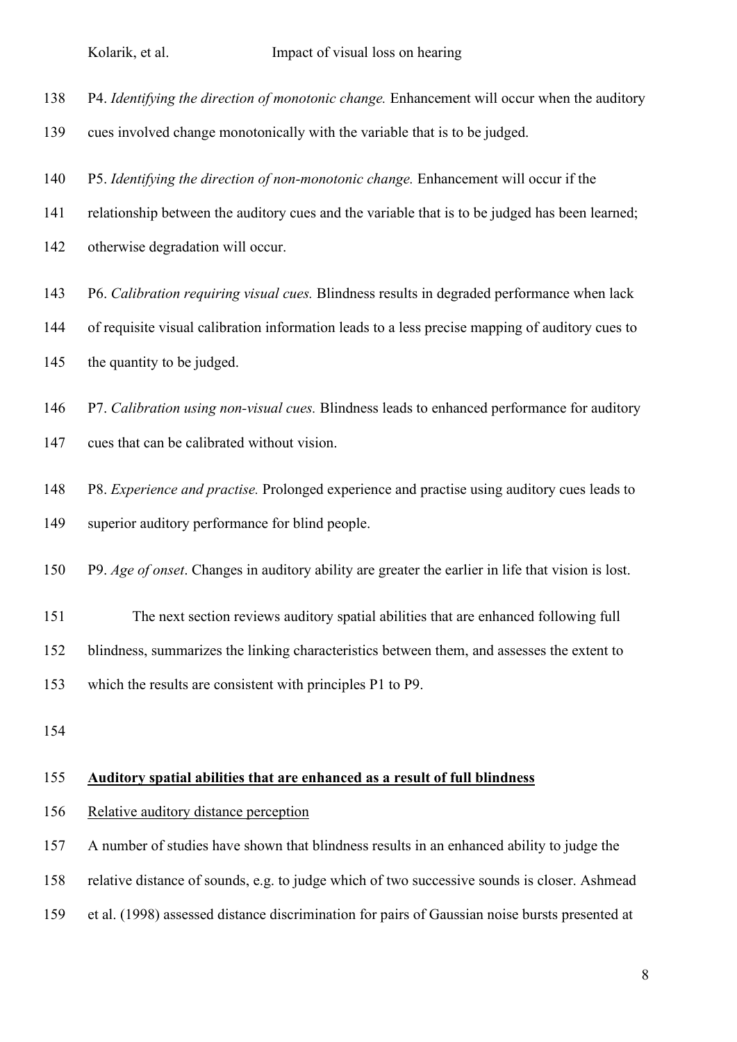P4. *Identifying the direction of monotonic change.* Enhancement will occur when the auditory cues involved change monotonically with the variable that is to be judged.

P5. *Identifying the direction of non-monotonic change.* Enhancement will occur if the relationship between the auditory cues and the variable that is to be judged has been learned; otherwise degradation will occur.

P6. *Calibration requiring visual cues.* Blindness results in degraded performance when lack of requisite visual calibration information leads to a less precise mapping of auditory cues to the quantity to be judged.

P7. *Calibration using non-visual cues.* Blindness leads to enhanced performance for auditory cues that can be calibrated without vision.

P8. *Experience and practise.* Prolonged experience and practise using auditory cues leads to superior auditory performance for blind people.

P9. *Age of onset*. Changes in auditory ability are greater the earlier in life that vision is lost.

The next section reviews auditory spatial abilities that are enhanced following full blindness, summarizes the linking characteristics between them, and assesses the extent to which the results are consistent with principles P1 to P9.

## Auditory spatial abilities that are enhanced as a result of full blindness

### Relative auditory distance perception

A number of studies have shown that blindness results in an enhanced ability to judge the relative distance of sounds, e.g. to judge which of two successive sounds is closer. Ashmead et al. (1998) assessed distance discrimination for pairs of Gaussian noise bursts presented at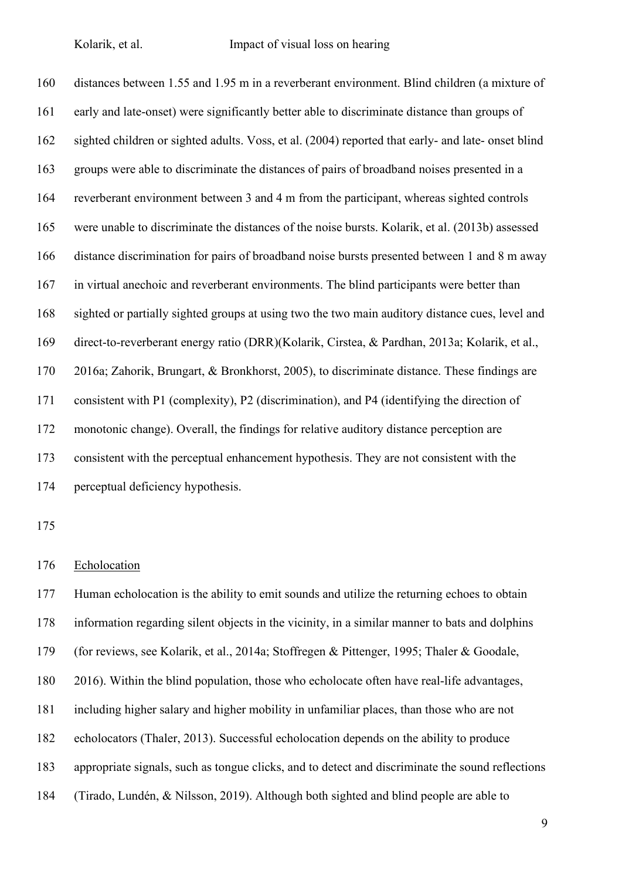distances between 1.55 and 1.95 m in a reverberant environment. Blind children (a mixture of early and late-onset) were significantly better able to discriminate distance than groups of sighted children or sighted adults. Voss, et al. (2004) reported that early- and late- onset blind groups were able to discriminate the distances of pairs of broadband noises presented in a reverberant environment between 3 and 4 m from the participant, whereas sighted controls were unable to discriminate the distances of the noise bursts. Kolarik, et al. (2013b) assessed distance discrimination for pairs of broadband noise bursts presented between 1 and 8 m away in virtual anechoic and reverberant environments. The blind participants were better than sighted or partially sighted groups at using two the two main auditory distance cues, level and direct-to-reverberant energy ratio (DRR)(Kolarik, Cirstea, & Pardhan, 2013a; Kolarik, et al., 2016a; Zahorik, Brungart, & Bronkhorst, 2005), to discriminate distance. These findings are consistent with P1 (complexity), P2 (discrimination), and P4 (identifying the direction of monotonic change). Overall, the findings for relative auditory distance perception are consistent with the perceptual enhancement hypothesis. They are not consistent with the perceptual deficiency hypothesis.

## Echolocation

Human echolocation is the ability to emit sounds and utilize the returning echoes to obtain information regarding silent objects in the vicinity, in a similar manner to bats and dolphins (for reviews, see Kolarik, et al., 2014a; Stoffregen & Pittenger, 1995; Thaler & Goodale, 2016). Within the blind population, those who echolocate often have real-life advantages, including higher salary and higher mobility in unfamiliar places, than those who are not echolocators (Thaler, 2013). Successful echolocation depends on the ability to produce appropriate signals, such as tongue clicks, and to detect and discriminate the sound reflections (Tirado, Lundén, & Nilsson, 2019). Although both sighted and blind people are able to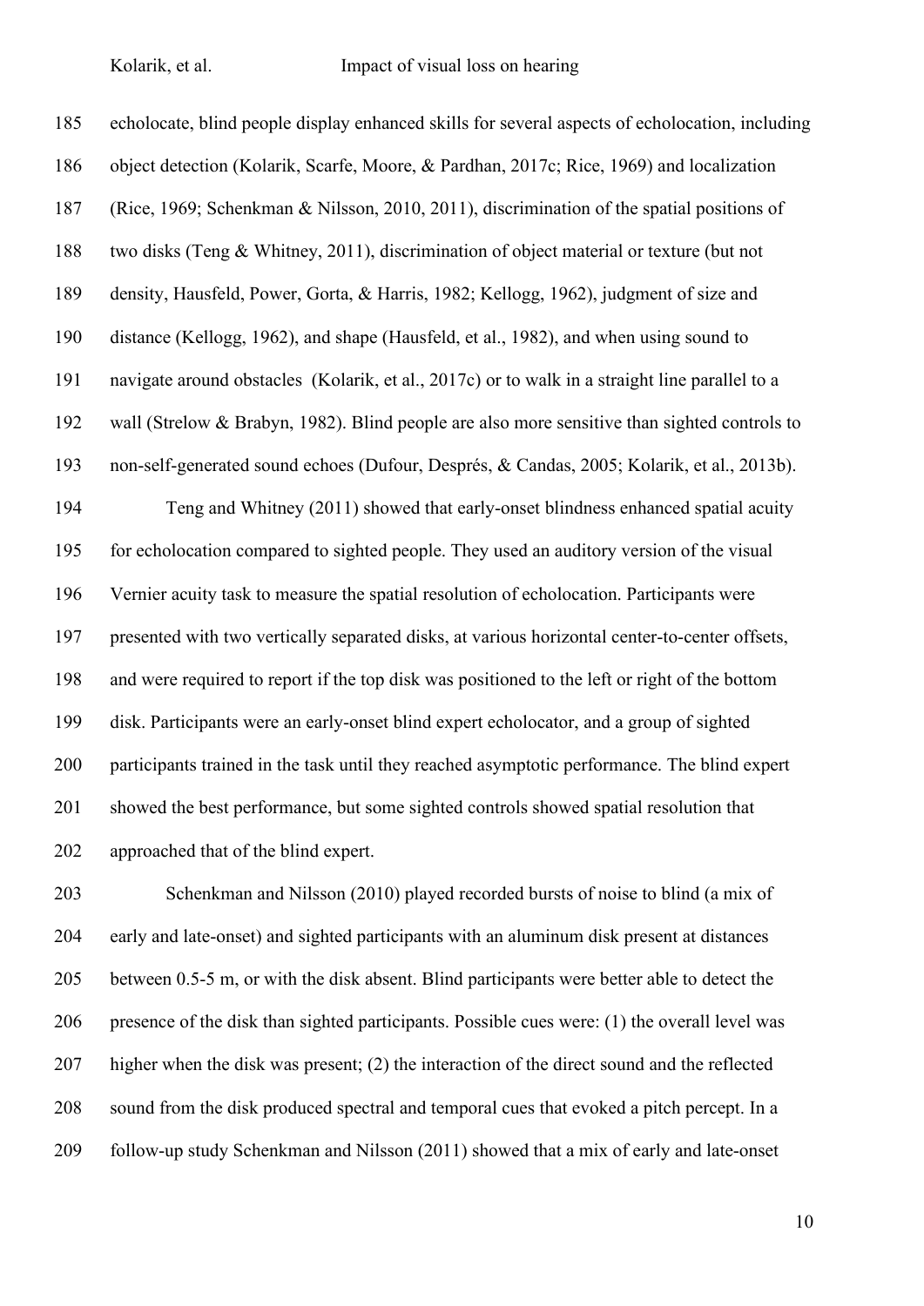echolocate, blind people display enhanced skills for several aspects of echolocation, including object detection (Kolarik, Scarfe, Moore, & Pardhan, 2017c; Rice, 1969) and localization (Rice, 1969; Schenkman & Nilsson, 2010, 2011), discrimination of the spatial positions of two disks (Teng & Whitney, 2011), discrimination of object material or texture (but not density, Hausfeld, Power, Gorta, & Harris, 1982; Kellogg, 1962), judgment of size and distance (Kellogg, 1962), and shape (Hausfeld, et al., 1982), and when using sound to navigate around obstacles (Kolarik, et al., 2017c) or to walk in a straight line parallel to a wall (Strelow & Brabyn, 1982). Blind people are also more sensitive than sighted controls to non-self-generated sound echoes (Dufour, Després, & Candas, 2005; Kolarik, et al., 2013b).

Teng and Whitney (2011) showed that early-onset blindness enhanced spatial acuity for echolocation compared to sighted people. They used an auditory version of the visual Vernier acuity task to measure the spatial resolution of echolocation. Participants were presented with two vertically separated disks, at various horizontal center-to-center offsets, and were required to report if the top disk was positioned to the left or right of the bottom disk. Participants were an early-onset blind expert echolocator, and a group of sighted participants trained in the task until they reached asymptotic performance. The blind expert showed the best performance, but some sighted controls showed spatial resolution that approached that of the blind expert.

Schenkman and Nilsson (2010) played recorded bursts of noise to blind (a mix of early and late-onset) and sighted participants with an aluminum disk present at distances between 0.5-5 m, or with the disk absent. Blind participants were better able to detect the presence of the disk than sighted participants. Possible cues were: (1) the overall level was higher when the disk was present; (2) the interaction of the direct sound and the reflected sound from the disk produced spectral and temporal cues that evoked a pitch percept. In a follow-up study Schenkman and Nilsson (2011) showed that a mix of early and late-onset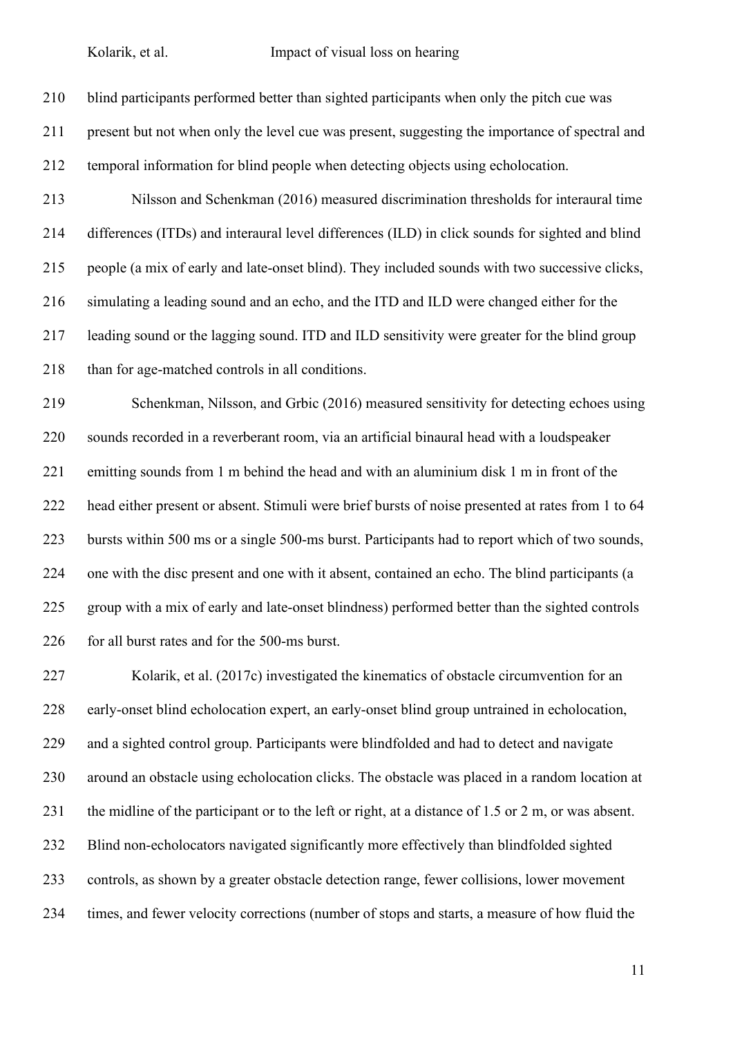blind participants performed better than sighted participants when only the pitch cue was present but not when only the level cue was present, suggesting the importance of spectral and temporal information for blind people when detecting objects using echolocation.

Nilsson and Schenkman (2016) measured discrimination thresholds for interaural time differences (ITDs) and interaural level differences (ILD) in click sounds for sighted and blind people (a mix of early and late-onset blind). They included sounds with two successive clicks, simulating a leading sound and an echo, and the ITD and ILD were changed either for the leading sound or the lagging sound. ITD and ILD sensitivity were greater for the blind group than for age-matched controls in all conditions.

Schenkman, Nilsson, and Grbic (2016) measured sensitivity for detecting echoes using sounds recorded in a reverberant room, via an artificial binaural head with a loudspeaker emitting sounds from 1 m behind the head and with an aluminium disk 1 m in front of the head either present or absent. Stimuli were brief bursts of noise presented at rates from 1 to 64 bursts within 500 ms or a single 500-ms burst. Participants had to report which of two sounds, one with the disc present and one with it absent, contained an echo. The blind participants (a group with a mix of early and late-onset blindness) performed better than the sighted controls for all burst rates and for the 500-ms burst.

Kolarik, et al. (2017c) investigated the kinematics of obstacle circumvention for an early-onset blind echolocation expert, an early-onset blind group untrained in echolocation, and a sighted control group. Participants were blindfolded and had to detect and navigate around an obstacle using echolocation clicks. The obstacle was placed in a random location at the midline of the participant or to the left or right, at a distance of 1.5 or 2 m, or was absent. Blind non-echolocators navigated significantly more effectively than blindfolded sighted controls, as shown by a greater obstacle detection range, fewer collisions, lower movement times, and fewer velocity corrections (number of stops and starts, a measure of how fluid the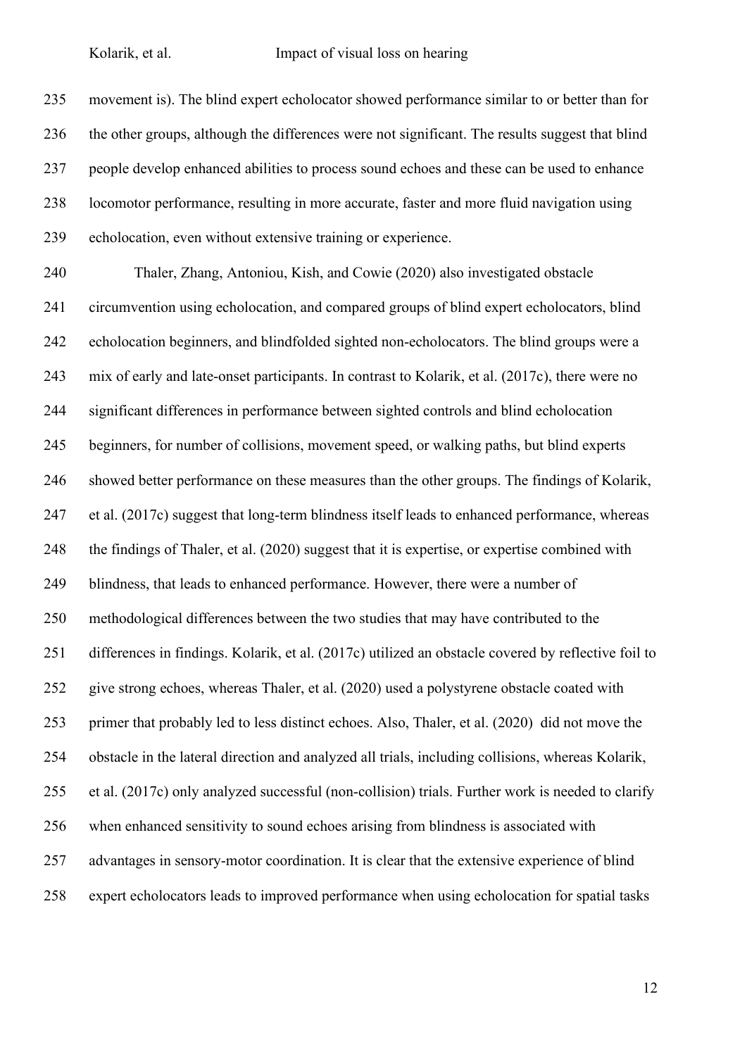movement is). The blind expert echolocator showed performance similar to or better than for the other groups, although the differences were not significant. The results suggest that blind people develop enhanced abilities to process sound echoes and these can be used to enhance locomotor performance, resulting in more accurate, faster and more fluid navigation using echolocation, even without extensive training or experience.

Thaler, Zhang, Antoniou, Kish, and Cowie (2020) also investigated obstacle circumvention using echolocation, and compared groups of blind expert echolocators, blind echolocation beginners, and blindfolded sighted non-echolocators. The blind groups were a mix of early and late-onset participants. In contrast to Kolarik, et al. (2017c), there were no significant differences in performance between sighted controls and blind echolocation beginners, for number of collisions, movement speed, or walking paths, but blind experts showed better performance on these measures than the other groups. The findings of Kolarik, et al. (2017c) suggest that long-term blindness itself leads to enhanced performance, whereas the findings of Thaler, et al. (2020) suggest that it is expertise, or expertise combined with blindness, that leads to enhanced performance. However, there were a number of methodological differences between the two studies that may have contributed to the differences in findings. Kolarik, et al. (2017c) utilized an obstacle covered by reflective foil to give strong echoes, whereas Thaler, et al. (2020) used a polystyrene obstacle coated with primer that probably led to less distinct echoes. Also, Thaler, et al. (2020) did not move the obstacle in the lateral direction and analyzed all trials, including collisions, whereas Kolarik, et al. (2017c) only analyzed successful (non-collision) trials. Further work is needed to clarify when enhanced sensitivity to sound echoes arising from blindness is associated with advantages in sensory-motor coordination. It is clear that the extensive experience of blind expert echolocators leads to improved performance when using echolocation for spatial tasks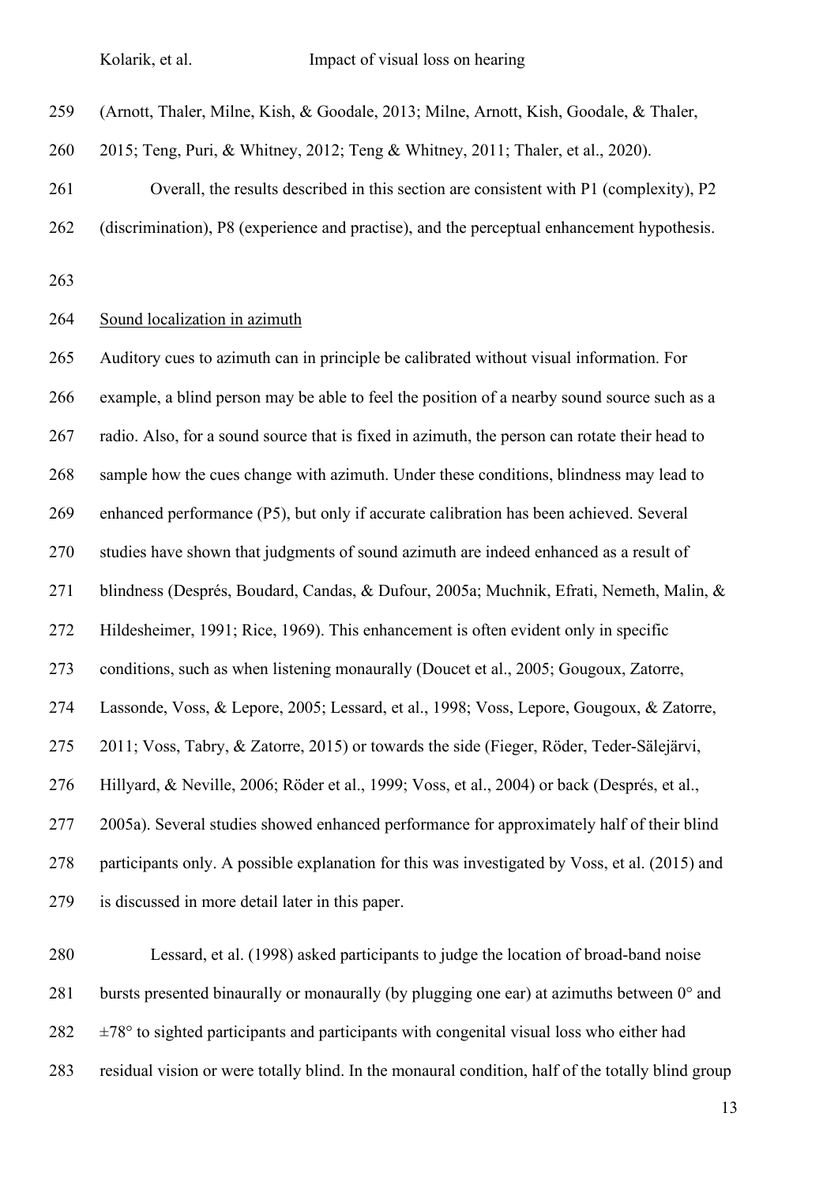(Arnott, Thaler, Milne, Kish, & Goodale, 2013; Milne, Arnott, Kish, Goodale, & Thaler, 2015; Teng, Puri, & Whitney, 2012; Teng & Whitney, 2011; Thaler, et al., 2020).

Overall, the results described in this section are consistent with P1 (complexity), P2 (discrimination), P8 (experience and practise), and the perceptual enhancement hypothesis.

Sound localization in azimuth

Auditory cues to azimuth can in principle be calibrated without visual information. For example, a blind person may be able to feel the position of a nearby sound source such as a radio. Also, for a sound source that is fixed in azimuth, the person can rotate their head to sample how the cues change with azimuth. Under these conditions, blindness may lead to enhanced performance (P5), but only if accurate calibration has been achieved. Several studies have shown that judgments of sound azimuth are indeed enhanced as a result of blindness (Després, Boudard, Candas, & Dufour, 2005a; Muchnik, Efrati, Nemeth, Malin, & Hildesheimer, 1991; Rice, 1969). This enhancement is often evident only in specific conditions, such as when listening monaurally (Doucet et al., 2005; Gougoux, Zatorre, Lassonde, Voss, & Lepore, 2005; Lessard, et al., 1998; Voss, Lepore, Gougoux, & Zatorre, 2011; Voss, Tabry, & Zatorre, 2015) or towards the side (Fieger, Röder, Teder-Sälejärvi, Hillyard, & Neville, 2006; Röder et al., 1999; Voss, et al., 2004) or back (Després, et al., 2005a). Several studies showed enhanced performance for approximately half of their blind participants only. A possible explanation for this was investigated by Voss, et al. (2015) and is discussed in more detail later in this paper.

Lessard, et al. (1998) asked participants to judge the location of broad-band noise bursts presented binaurally or monaurally (by plugging one ear) at azimuths between 0° and ±78° to sighted participants and participants with congenital visual loss who either had residual vision or were totally blind. In the monaural condition, half of the totally blind group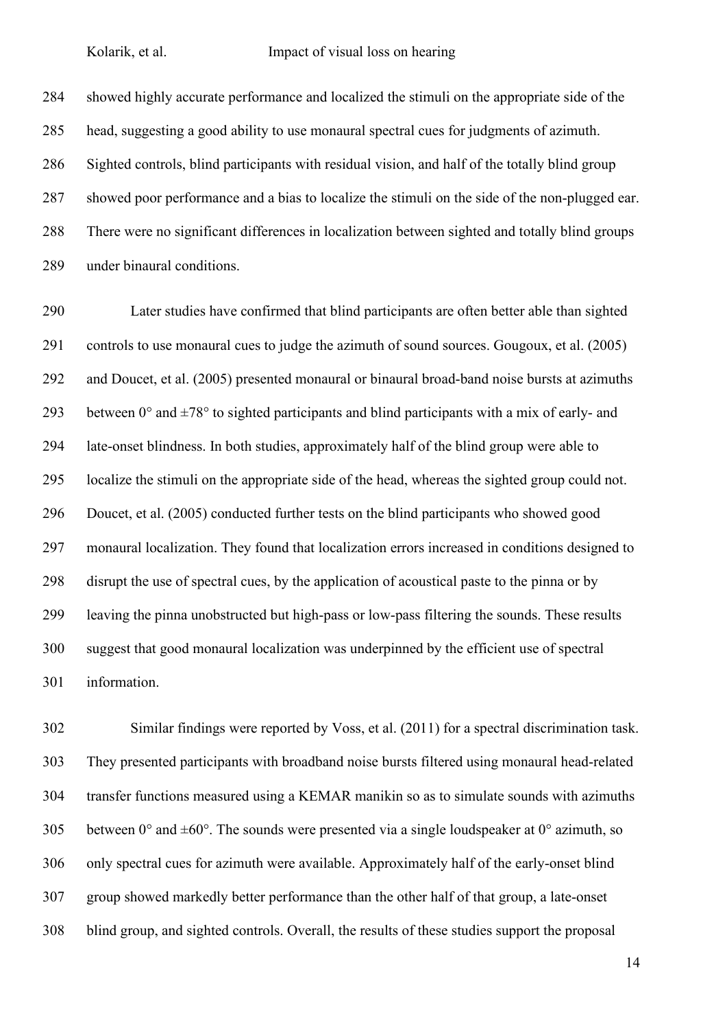showed highly accurate performance and localized the stimuli on the appropriate side of the head, suggesting a good ability to use monaural spectral cues for judgments of azimuth. Sighted controls, blind participants with residual vision, and half of the totally blind group showed poor performance and a bias to localize the stimuli on the side of the non-plugged ear. There were no significant differences in localization between sighted and totally blind groups under binaural conditions.

Later studies have confirmed that blind participants are often better able than sighted controls to use monaural cues to judge the azimuth of sound sources. Gougoux, et al. (2005) and Doucet, et al. (2005) presented monaural or binaural broad-band noise bursts at azimuths between 0° and ±78° to sighted participants and blind participants with a mix of early- and late-onset blindness. In both studies, approximately half of the blind group were able to localize the stimuli on the appropriate side of the head, whereas the sighted group could not. Doucet, et al. (2005) conducted further tests on the blind participants who showed good monaural localization. They found that localization errors increased in conditions designed to disrupt the use of spectral cues, by the application of acoustical paste to the pinna or by leaving the pinna unobstructed but high-pass or low-pass filtering the sounds. These results suggest that good monaural localization was underpinned by the efficient use of spectral information.

Similar findings were reported by Voss, et al. (2011) for a spectral discrimination task. They presented participants with broadband noise bursts filtered using monaural head-related transfer functions measured using a KEMAR manikin so as to simulate sounds with azimuths between 0° and ±60°. The sounds were presented via a single loudspeaker at 0° azimuth, so only spectral cues for azimuth were available. Approximately half of the early-onset blind group showed markedly better performance than the other half of that group, a late-onset blind group, and sighted controls. Overall, the results of these studies support the proposal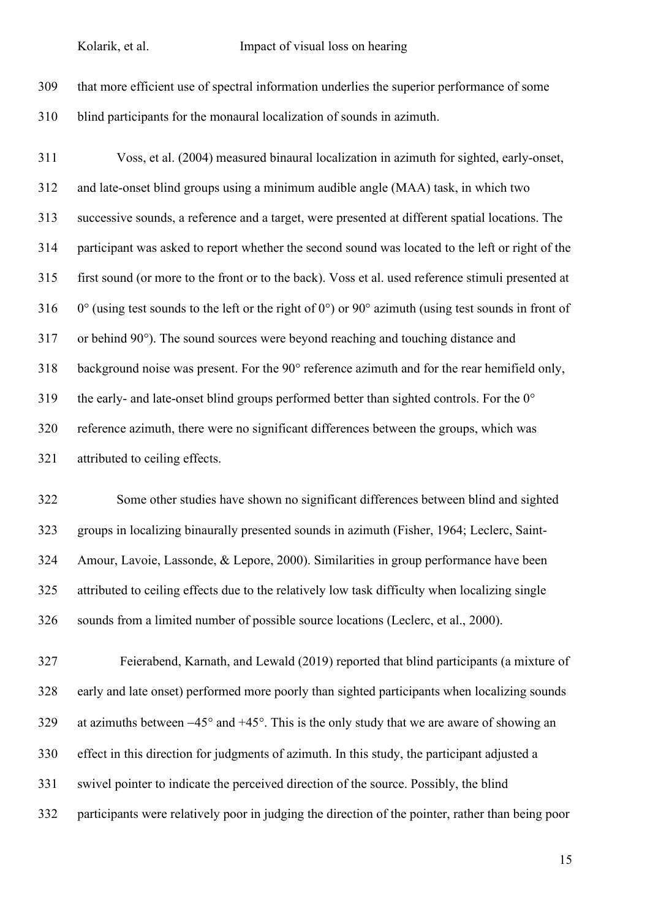that more efficient use of spectral information underlies the superior performance of some blind participants for the monaural localization of sounds in azimuth.

Voss, et al. (2004) measured binaural localization in azimuth for sighted, early-onset, and late-onset blind groups using a minimum audible angle (MAA) task, in which two successive sounds, a reference and a target, were presented at different spatial locations. The participant was asked to report whether the second sound was located to the left or right of the first sound (or more to the front or to the back). Voss et al. used reference stimuli presented at 0° (using test sounds to the left or the right of 0°) or 90° azimuth (using test sounds in front of or behind 90°). The sound sources were beyond reaching and touching distance and background noise was present. For the 90° reference azimuth and for the rear hemifield only, the early- and late-onset blind groups performed better than sighted controls. For the 0° reference azimuth, there were no significant differences between the groups, which was attributed to ceiling effects.

Some other studies have shown no significant differences between blind and sighted groups in localizing binaurally presented sounds in azimuth (Fisher, 1964; Leclerc, Saint-Amour, Lavoie, Lassonde, & Lepore, 2000). Similarities in group performance have been attributed to ceiling effects due to the relatively low task difficulty when localizing single sounds from a limited number of possible source locations (Leclerc, et al., 2000).

Feierabend, Karnath, and Lewald (2019) reported that blind participants (a mixture of early and late onset) performed more poorly than sighted participants when localizing sounds at azimuths between –45° and +45°. This is the only study that we are aware of showing an effect in this direction for judgments of azimuth. In this study, the participant adjusted a swivel pointer to indicate the perceived direction of the source. Possibly, the blind participants were relatively poor in judging the direction of the pointer, rather than being poor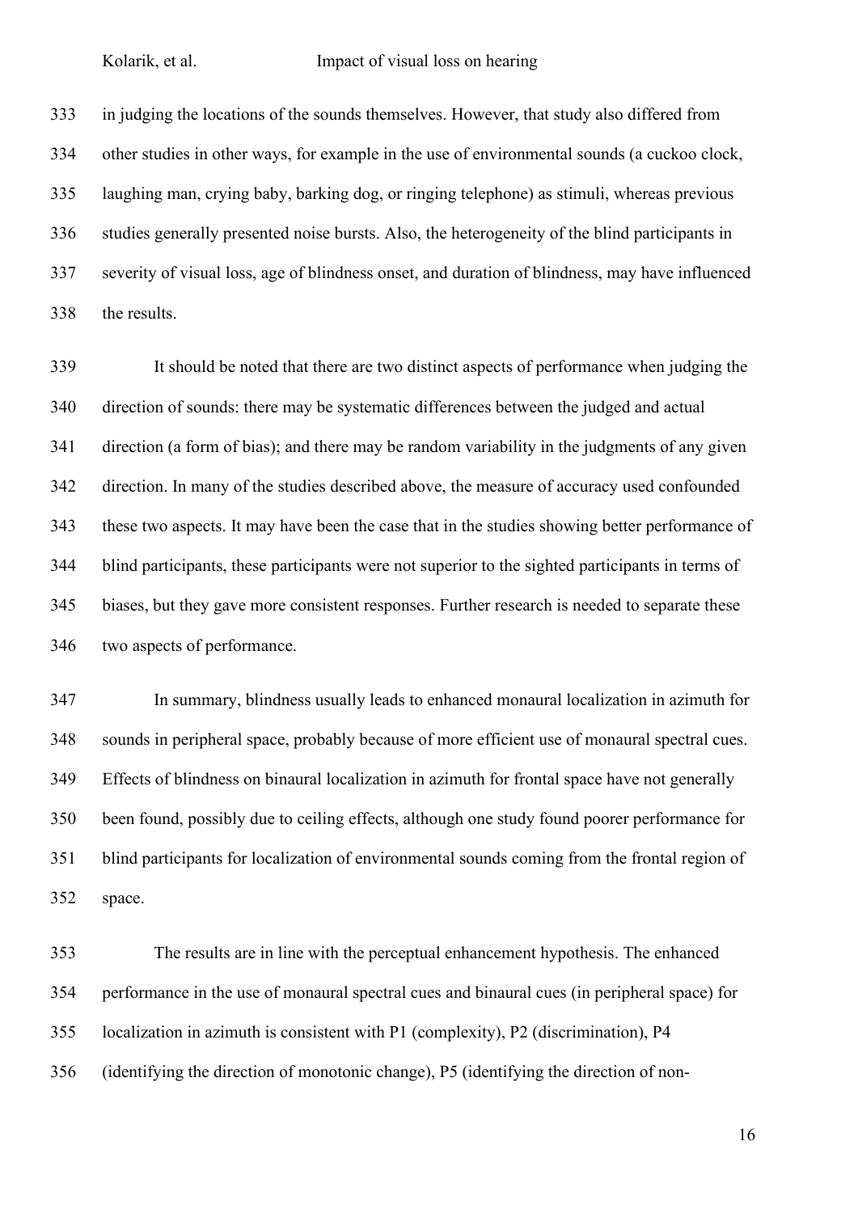in judging the locations of the sounds themselves. However, that study also differed from other studies in other ways, for example in the use of environmental sounds (a cuckoo clock, laughing man, crying baby, barking dog, or ringing telephone) as stimuli, whereas previous studies generally presented noise bursts. Also, the heterogeneity of the blind participants in severity of visual loss, age of blindness onset, and duration of blindness, may have influenced the results.

It should be noted that there are two distinct aspects of performance when judging the direction of sounds: there may be systematic differences between the judged and actual direction (a form of bias); and there may be random variability in the judgments of any given direction. In many of the studies described above, the measure of accuracy used confounded these two aspects. It may have been the case that in the studies showing better performance of blind participants, these participants were not superior to the sighted participants in terms of biases, but they gave more consistent responses. Further research is needed to separate these two aspects of performance.

In summary, blindness usually leads to enhanced monaural localization in azimuth for sounds in peripheral space, probably because of more efficient use of monaural spectral cues. Effects of blindness on binaural localization in azimuth for frontal space have not generally been found, possibly due to ceiling effects, although one study found poorer performance for blind participants for localization of environmental sounds coming from the frontal region of space.

The results are in line with the perceptual enhancement hypothesis. The enhanced performance in the use of monaural spectral cues and binaural cues (in peripheral space) for localization in azimuth is consistent with P1 (complexity), P2 (discrimination), P4 (identifying the direction of monotonic change), P5 (identifying the direction of non-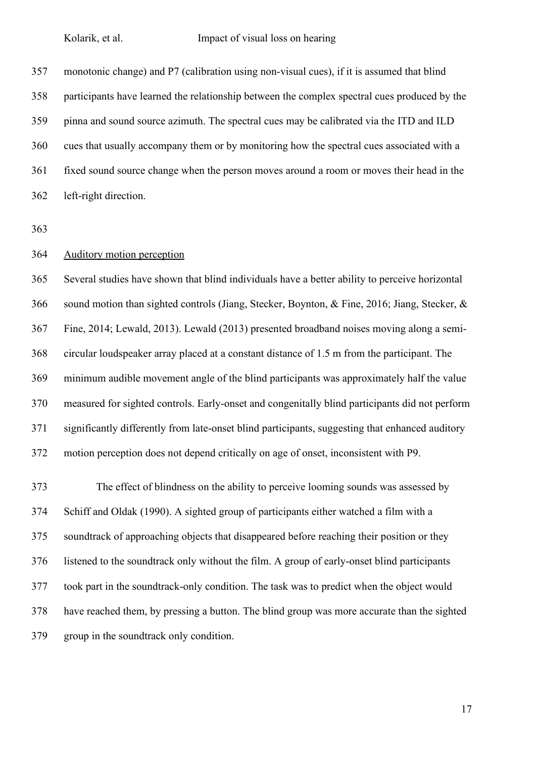monotonic change) and P7 (calibration using non-visual cues), if it is assumed that blind participants have learned the relationship between the complex spectral cues produced by the pinna and sound source azimuth. The spectral cues may be calibrated via the ITD and ILD cues that usually accompany them or by monitoring how the spectral cues associated with a fixed sound source change when the person moves around a room or moves their head in the left-right direction.

## Auditory motion perception

Several studies have shown that blind individuals have a better ability to perceive horizontal sound motion than sighted controls (Jiang, Stecker, Boynton, & Fine, 2016; Jiang, Stecker, & Fine, 2014; Lewald, 2013). Lewald (2013) presented broadband noises moving along a semi-circular loudspeaker array placed at a constant distance of 1.5 m from the participant. The minimum audible movement angle of the blind participants was approximately half the value measured for sighted controls. Early-onset and congenitally blind participants did not perform significantly differently from late-onset blind participants, suggesting that enhanced auditory motion perception does not depend critically on age of onset, inconsistent with P9.

The effect of blindness on the ability to perceive looming sounds was assessed by Schiff and Oldak (1990). A sighted group of participants either watched a film with a soundtrack of approaching objects that disappeared before reaching their position or they listened to the soundtrack only without the film. A group of early-onset blind participants took part in the soundtrack-only condition. The task was to predict when the object would have reached them, by pressing a button. The blind group was more accurate than the sighted group in the soundtrack only condition.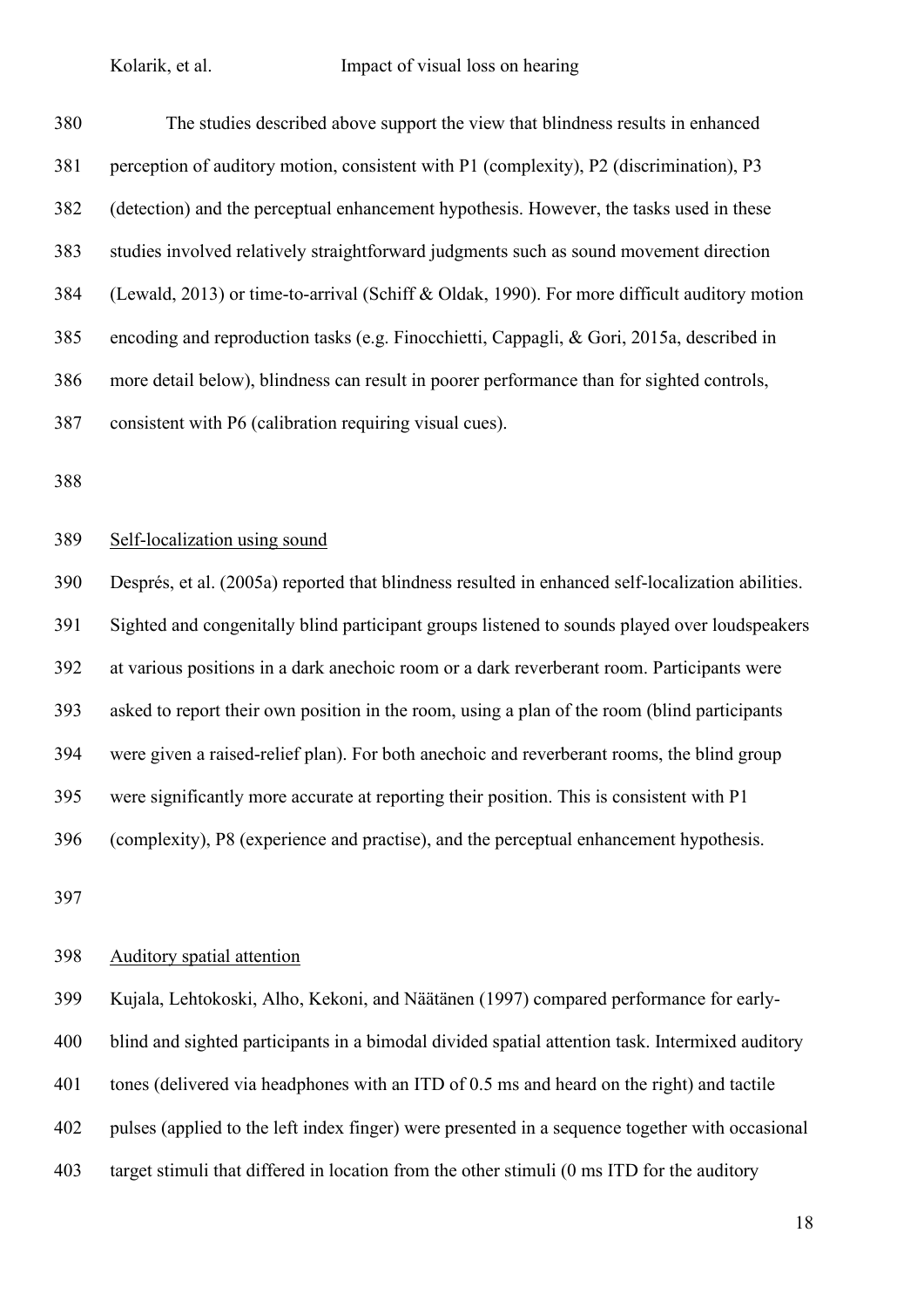The studies described above support the view that blindness results in enhanced perception of auditory motion, consistent with P1 (complexity), P2 (discrimination), P3 (detection) and the perceptual enhancement hypothesis. However, the tasks used in these studies involved relatively straightforward judgments such as sound movement direction (Lewald, 2013) or time-to-arrival (Schiff & Oldak, 1990). For more difficult auditory motion encoding and reproduction tasks (e.g. Finocchietti, Cappagli, & Gori, 2015a, described in more detail below), blindness can result in poorer performance than for sighted controls, consistent with P6 (calibration requiring visual cues).

<u>Self-localization using sound</u>

Després, et al. (2005a) reported that blindness resulted in enhanced self-localization abilities. Sighted and congenitally blind participant groups listened to sounds played over loudspeakers at various positions in a dark anechoic room or a dark reverberant room. Participants were asked to report their own position in the room, using a plan of the room (blind participants were given a raised-relief plan). For both anechoic and reverberant rooms, the blind group were significantly more accurate at reporting their position. This is consistent with P1 (complexity), P8 (experience and practise), and the perceptual enhancement hypothesis.

<u>Auditory spatial attention</u>

Kujala, Lehtokoski, Alho, Kekoni, and Näätänen (1997) compared performance for early-blind and sighted participants in a bimodal divided spatial attention task. Intermixed auditory tones (delivered via headphones with an ITD of 0.5 ms and heard on the right) and tactile pulses (applied to the left index finger) were presented in a sequence together with occasional target stimuli that differed in location from the other stimuli (0 ms ITD for the auditory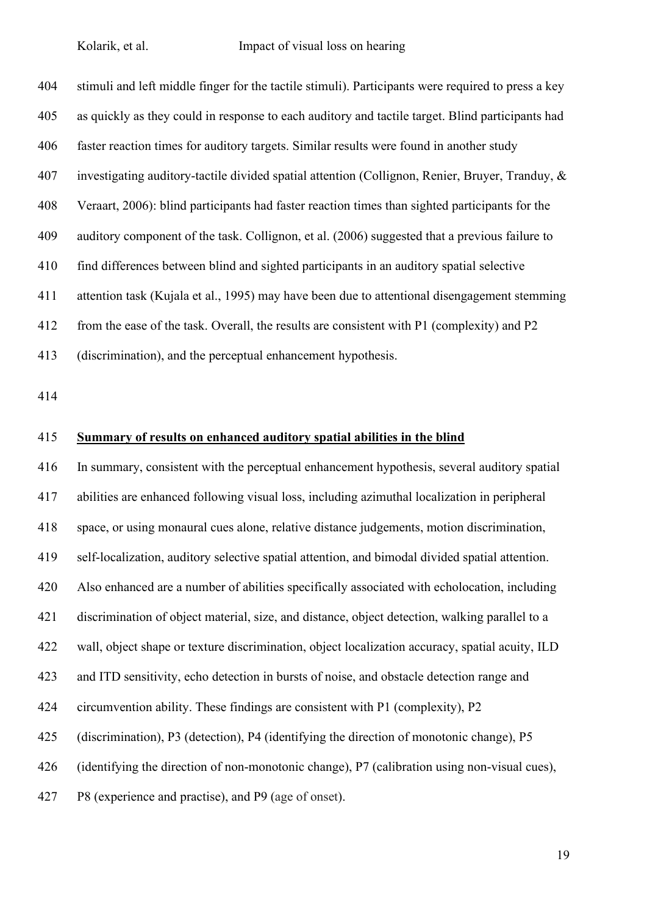stimuli and left middle finger for the tactile stimuli). Participants were required to press a key as quickly as they could in response to each auditory and tactile target. Blind participants had faster reaction times for auditory targets. Similar results were found in another study investigating auditory-tactile divided spatial attention (Collignon, Renier, Bruyer, Tranduy, & Veraart, 2006): blind participants had faster reaction times than sighted participants for the auditory component of the task. Collignon, et al. (2006) suggested that a previous failure to find differences between blind and sighted participants in an auditory spatial selective attention task (Kujala et al., 1995) may have been due to attentional disengagement stemming from the ease of the task. Overall, the results are consistent with P1 (complexity) and P2 (discrimination), and the perceptual enhancement hypothesis.

## Summary of results on enhanced auditory spatial abilities in the blind

In summary, consistent with the perceptual enhancement hypothesis, several auditory spatial abilities are enhanced following visual loss, including azimuthal localization in peripheral space, or using monaural cues alone, relative distance judgements, motion discrimination, self-localization, auditory selective spatial attention, and bimodal divided spatial attention. Also enhanced are a number of abilities specifically associated with echolocation, including discrimination of object material, size, and distance, object detection, walking parallel to a wall, object shape or texture discrimination, object localization accuracy, spatial acuity, ILD and ITD sensitivity, echo detection in bursts of noise, and obstacle detection range and circumvention ability. These findings are consistent with P1 (complexity), P2 (discrimination), P3 (detection), P4 (identifying the direction of monotonic change), P5 (identifying the direction of non-monotonic change), P7 (calibration using non-visual cues), P8 (experience and practise), and P9 (age of onset).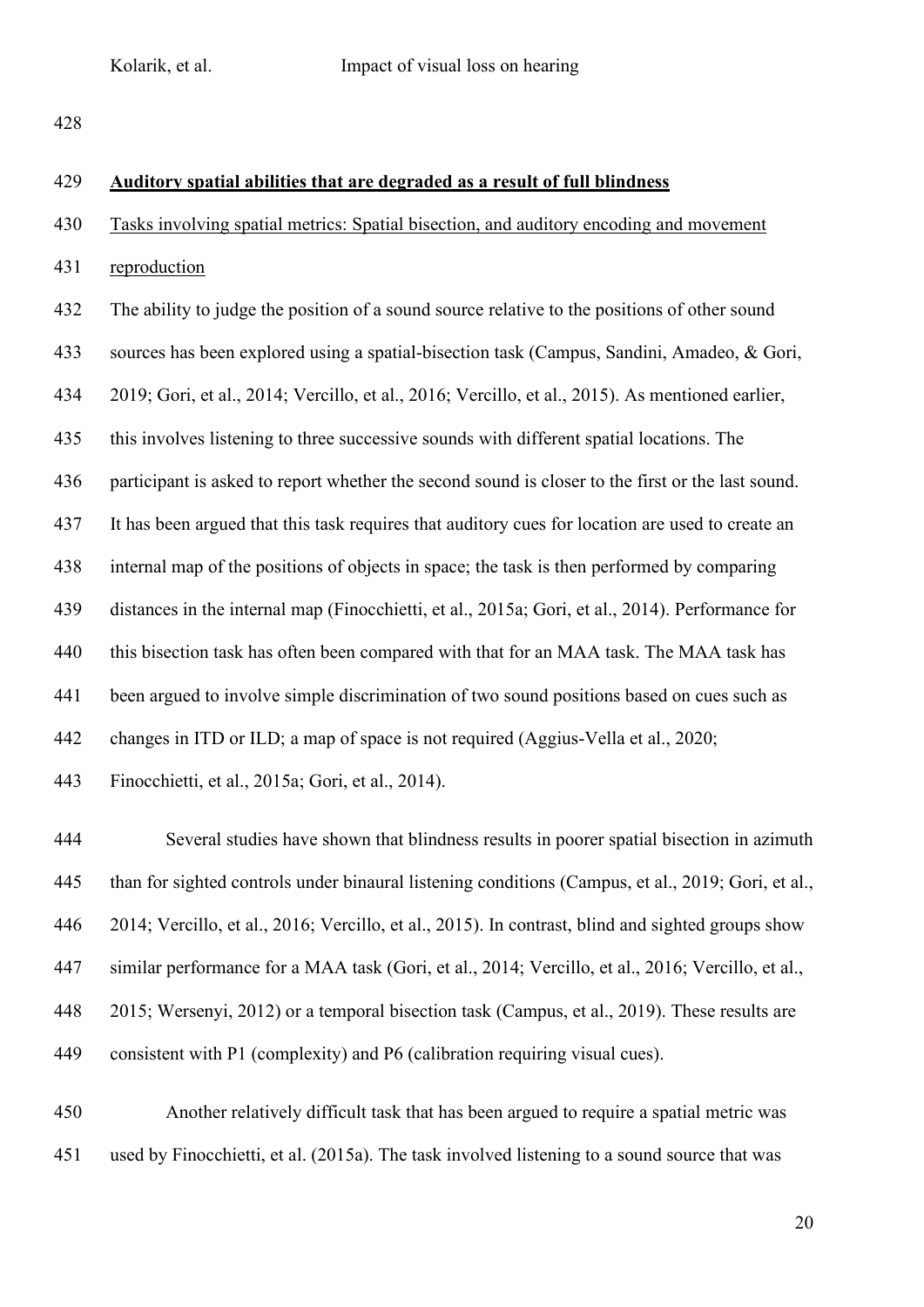**Auditory spatial abilities that are degraded as a result of full blindness**

Tasks involving spatial metrics: Spatial bisection, and auditory encoding and movement reproduction

The ability to judge the position of a sound source relative to the positions of other sound sources has been explored using a spatial-bisection task (Campus, Sandini, Amadeo, & Gori, 2019; Gori, et al., 2014; Vercillo, et al., 2016; Vercillo, et al., 2015). As mentioned earlier, this involves listening to three successive sounds with different spatial locations. The participant is asked to report whether the second sound is closer to the first or the last sound. It has been argued that this task requires that auditory cues for location are used to create an internal map of the positions of objects in space; the task is then performed by comparing distances in the internal map (Finocchietti, et al., 2015a; Gori, et al., 2014). Performance for this bisection task has often been compared with that for an MAA task. The MAA task has been argued to involve simple discrimination of two sound positions based on cues such as changes in ITD or ILD; a map of space is not required (Aggius-Vella et al., 2020; Finocchietti, et al., 2015a; Gori, et al., 2014).

Several studies have shown that blindness results in poorer spatial bisection in azimuth than for sighted controls under binaural listening conditions (Campus, et al., 2019; Gori, et al., 2014; Vercillo, et al., 2016; Vercillo, et al., 2015). In contrast, blind and sighted groups show similar performance for a MAA task (Gori, et al., 2014; Vercillo, et al., 2016; Vercillo, et al., 2015; Wersenyi, 2012) or a temporal bisection task (Campus, et al., 2019). These results are consistent with P1 (complexity) and P6 (calibration requiring visual cues).

Another relatively difficult task that has been argued to require a spatial metric was used by Finocchietti, et al. (2015a). The task involved listening to a sound source that was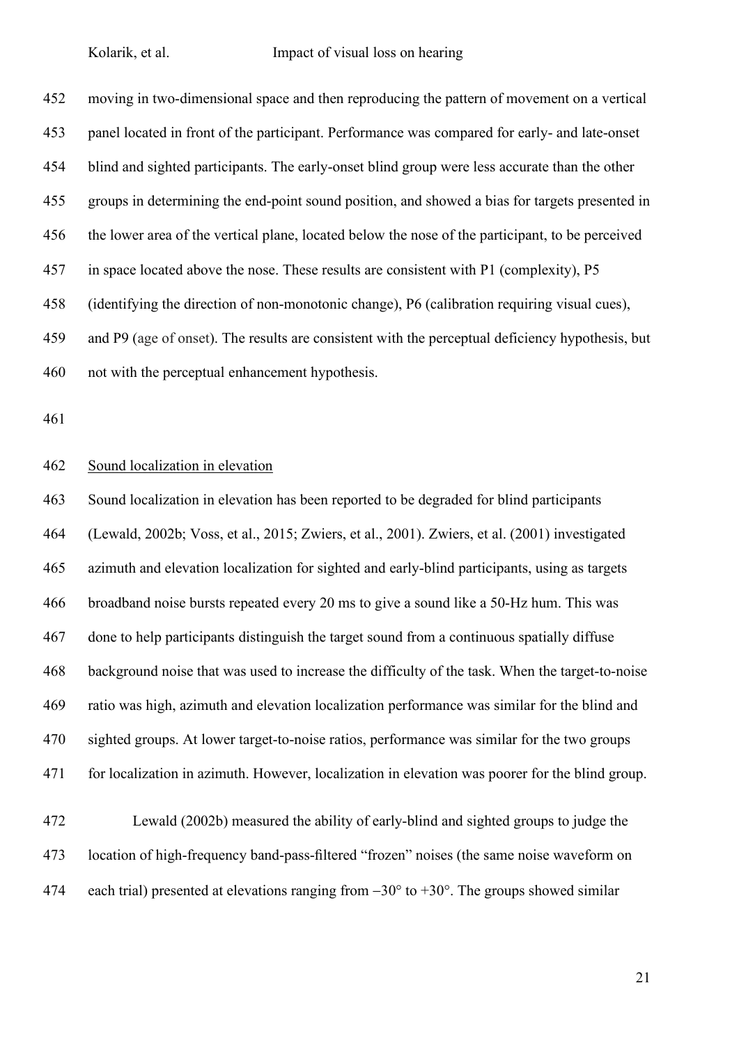moving in two-dimensional space and then reproducing the pattern of movement on a vertical panel located in front of the participant. Performance was compared for early- and late-onset blind and sighted participants. The early-onset blind group were less accurate than the other groups in determining the end-point sound position, and showed a bias for targets presented in the lower area of the vertical plane, located below the nose of the participant, to be perceived in space located above the nose. These results are consistent with P1 (complexity), P5 (identifying the direction of non-monotonic change), P6 (calibration requiring visual cues), and P9 (age of onset). The results are consistent with the perceptual deficiency hypothesis, but not with the perceptual enhancement hypothesis.

### Sound localization in elevation

Sound localization in elevation has been reported to be degraded for blind participants (Lewald, 2002b; Voss, et al., 2015; Zwiers, et al., 2001). Zwiers, et al. (2001) investigated azimuth and elevation localization for sighted and early-blind participants, using as targets broadband noise bursts repeated every 20 ms to give a sound like a 50-Hz hum. This was done to help participants distinguish the target sound from a continuous spatially diffuse background noise that was used to increase the difficulty of the task. When the target-to-noise ratio was high, azimuth and elevation localization performance was similar for the blind and sighted groups. At lower target-to-noise ratios, performance was similar for the two groups for localization in azimuth. However, localization in elevation was poorer for the blind group.

Lewald (2002b) measured the ability of early-blind and sighted groups to judge the location of high-frequency band-pass-filtered "frozen" noises (the same noise waveform on each trial) presented at elevations ranging from −30° to +30°. The groups showed similar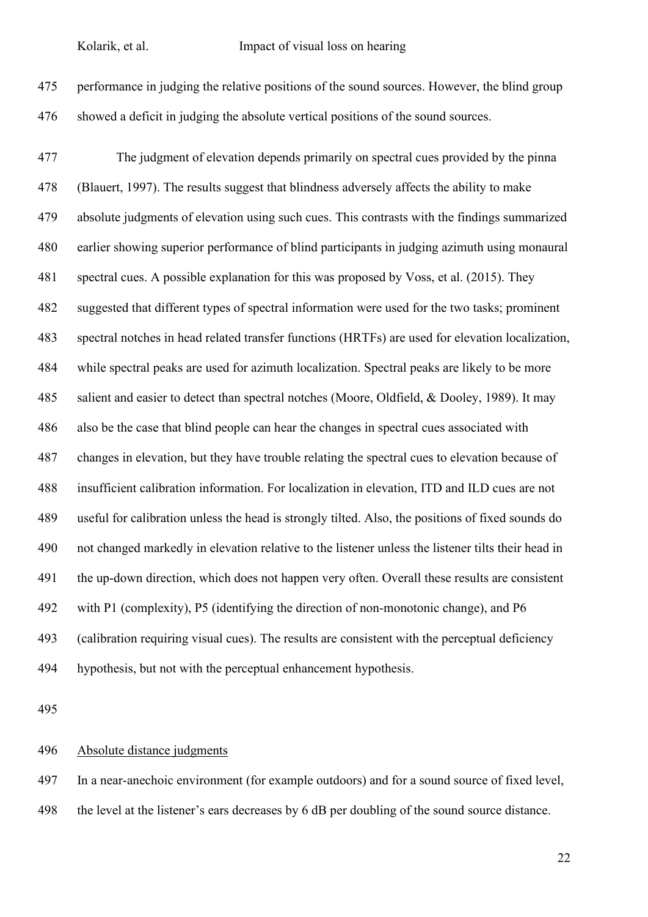performance in judging the relative positions of the sound sources. However, the blind group showed a deficit in judging the absolute vertical positions of the sound sources.

The judgment of elevation depends primarily on spectral cues provided by the pinna (Blauert, 1997). The results suggest that blindness adversely affects the ability to make absolute judgments of elevation using such cues. This contrasts with the findings summarized earlier showing superior performance of blind participants in judging azimuth using monaural spectral cues. A possible explanation for this was proposed by Voss, et al. (2015). They suggested that different types of spectral information were used for the two tasks; prominent spectral notches in head related transfer functions (HRTFs) are used for elevation localization, while spectral peaks are used for azimuth localization. Spectral peaks are likely to be more salient and easier to detect than spectral notches (Moore, Oldfield, & Dooley, 1989). It may also be the case that blind people can hear the changes in spectral cues associated with changes in elevation, but they have trouble relating the spectral cues to elevation because of insufficient calibration information. For localization in elevation, ITD and ILD cues are not useful for calibration unless the head is strongly tilted. Also, the positions of fixed sounds do not changed markedly in elevation relative to the listener unless the listener tilts their head in the up-down direction, which does not happen very often. Overall these results are consistent with P1 (complexity), P5 (identifying the direction of non-monotonic change), and P6 (calibration requiring visual cues). The results are consistent with the perceptual deficiency hypothesis, but not with the perceptual enhancement hypothesis.

Absolute distance judgments

In a near-anechoic environment (for example outdoors) and for a sound source of fixed level, the level at the listener's ears decreases by 6 dB per doubling of the sound source distance.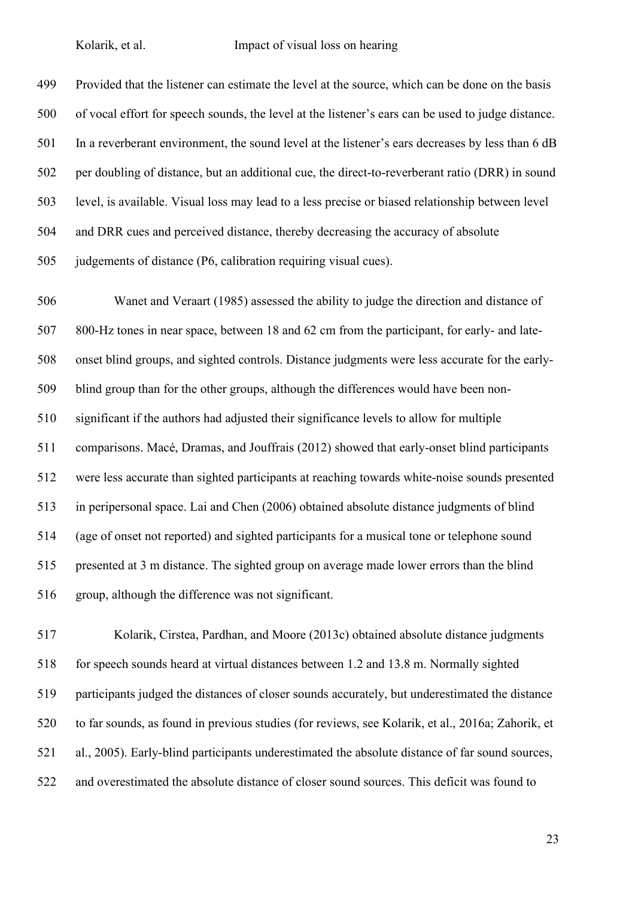Provided that the listener can estimate the level at the source, which can be done on the basis of vocal effort for speech sounds, the level at the listener's ears can be used to judge distance. In a reverberant environment, the sound level at the listener's ears decreases by less than 6 dB per doubling of distance, but an additional cue, the direct-to-reverberant ratio (DRR) in sound level, is available. Visual loss may lead to a less precise or biased relationship between level and DRR cues and perceived distance, thereby decreasing the accuracy of absolute judgements of distance (P6, calibration requiring visual cues).

Wanet and Veraart (1985) assessed the ability to judge the direction and distance of 800-Hz tones in near space, between 18 and 62 cm from the participant, for early- and late-onset blind groups, and sighted controls. Distance judgments were less accurate for the early-blind group than for the other groups, although the differences would have been non-significant if the authors had adjusted their significance levels to allow for multiple comparisons. Macé, Dramas, and Jouffrais (2012) showed that early-onset blind participants were less accurate than sighted participants at reaching towards white-noise sounds presented in peripersonal space. Lai and Chen (2006) obtained absolute distance judgments of blind (age of onset not reported) and sighted participants for a musical tone or telephone sound presented at 3 m distance. The sighted group on average made lower errors than the blind group, although the difference was not significant.

Kolarik, Cirstea, Pardhan, and Moore (2013c) obtained absolute distance judgments for speech sounds heard at virtual distances between 1.2 and 13.8 m. Normally sighted participants judged the distances of closer sounds accurately, but underestimated the distance to far sounds, as found in previous studies (for reviews, see Kolarik, et al., 2016a; Zahorik, et al., 2005). Early-blind participants underestimated the absolute distance of far sound sources, and overestimated the absolute distance of closer sound sources. This deficit was found to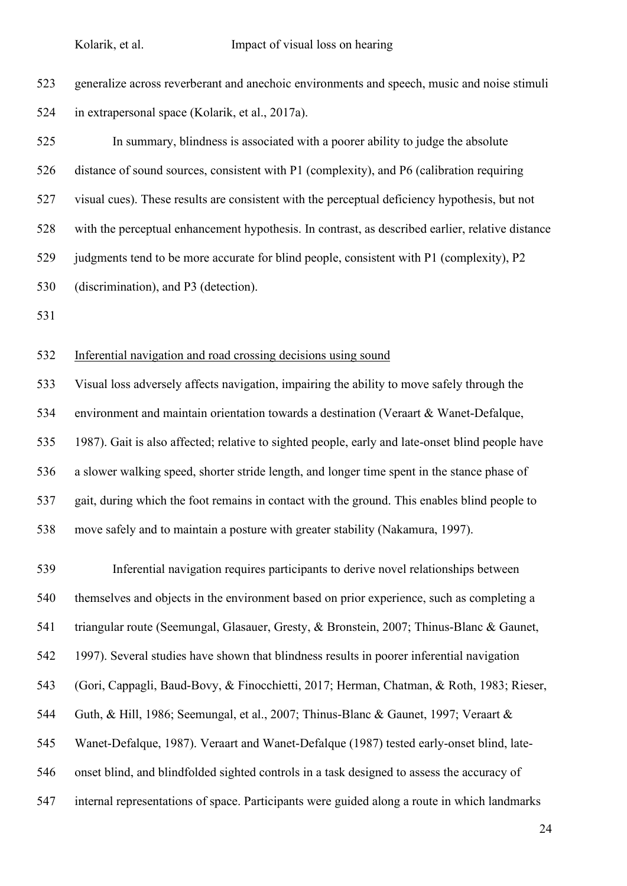generalize across reverberant and anechoic environments and speech, music and noise stimuli in extrapersonal space (Kolarik, et al., 2017a).

In summary, blindness is associated with a poorer ability to judge the absolute distance of sound sources, consistent with P1 (complexity), and P6 (calibration requiring visual cues). These results are consistent with the perceptual deficiency hypothesis, but not with the perceptual enhancement hypothesis. In contrast, as described earlier, relative distance judgments tend to be more accurate for blind people, consistent with P1 (complexity), P2 (discrimination), and P3 (detection).

### Inferential navigation and road crossing decisions using sound

Visual loss adversely affects navigation, impairing the ability to move safely through the environment and maintain orientation towards a destination (Veraart & Wanet-Defalque, 1987). Gait is also affected; relative to sighted people, early and late-onset blind people have a slower walking speed, shorter stride length, and longer time spent in the stance phase of gait, during which the foot remains in contact with the ground. This enables blind people to move safely and to maintain a posture with greater stability (Nakamura, 1997).

Inferential navigation requires participants to derive novel relationships between themselves and objects in the environment based on prior experience, such as completing a triangular route (Seemungal, Glasauer, Gresty, & Bronstein, 2007; Thinus-Blanc & Gaunet, 1997). Several studies have shown that blindness results in poorer inferential navigation (Gori, Cappagli, Baud-Bovy, & Finocchietti, 2017; Herman, Chatman, & Roth, 1983; Rieser, Guth, & Hill, 1986; Seemungal, et al., 2007; Thinus-Blanc & Gaunet, 1997; Veraart & Wanet-Defalque, 1987). Veraart and Wanet-Defalque (1987) tested early-onset blind, late-onset blind, and blindfolded sighted controls in a task designed to assess the accuracy of internal representations of space. Participants were guided along a route in which landmarks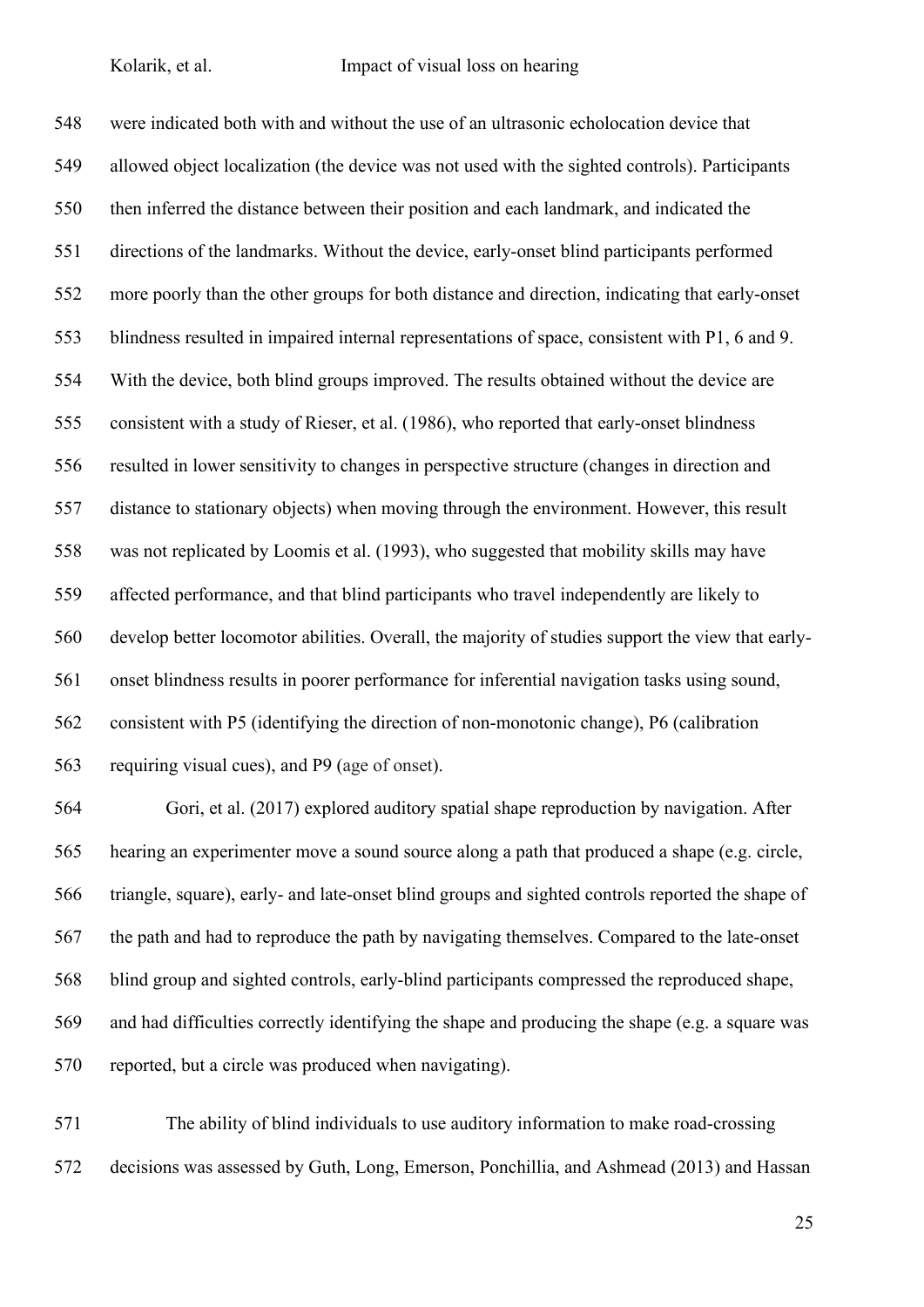were indicated both with and without the use of an ultrasonic echolocation device that allowed object localization (the device was not used with the sighted controls). Participants then inferred the distance between their position and each landmark, and indicated the directions of the landmarks. Without the device, early-onset blind participants performed more poorly than the other groups for both distance and direction, indicating that early-onset blindness resulted in impaired internal representations of space, consistent with P1, 6 and 9. With the device, both blind groups improved. The results obtained without the device are consistent with a study of Rieser, et al. (1986), who reported that early-onset blindness resulted in lower sensitivity to changes in perspective structure (changes in direction and distance to stationary objects) when moving through the environment. However, this result was not replicated by Loomis et al. (1993), who suggested that mobility skills may have affected performance, and that blind participants who travel independently are likely to develop better locomotor abilities. Overall, the majority of studies support the view that early-onset blindness results in poorer performance for inferential navigation tasks using sound, consistent with P5 (identifying the direction of non-monotonic change), P6 (calibration requiring visual cues), and P9 (age of onset).

Gori, et al. (2017) explored auditory spatial shape reproduction by navigation. After hearing an experimenter move a sound source along a path that produced a shape (e.g. circle, triangle, square), early- and late-onset blind groups and sighted controls reported the shape of the path and had to reproduce the path by navigating themselves. Compared to the late-onset blind group and sighted controls, early-blind participants compressed the reproduced shape, and had difficulties correctly identifying the shape and producing the shape (e.g. a square was reported, but a circle was produced when navigating).

The ability of blind individuals to use auditory information to make road-crossing decisions was assessed by Guth, Long, Emerson, Ponchillia, and Ashmead (2013) and Hassan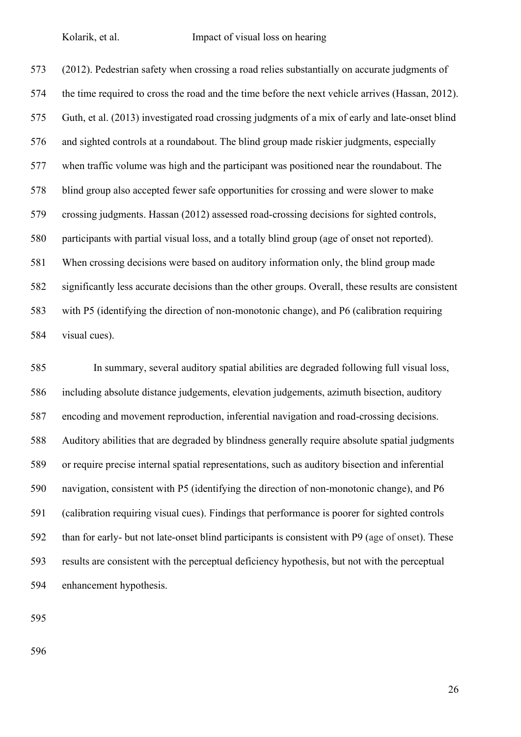(2012). Pedestrian safety when crossing a road relies substantially on accurate judgments of the time required to cross the road and the time before the next vehicle arrives (Hassan, 2012). Guth, et al. (2013) investigated road crossing judgments of a mix of early and late-onset blind and sighted controls at a roundabout. The blind group made riskier judgments, especially when traffic volume was high and the participant was positioned near the roundabout. The blind group also accepted fewer safe opportunities for crossing and were slower to make crossing judgments. Hassan (2012) assessed road-crossing decisions for sighted controls, participants with partial visual loss, and a totally blind group (age of onset not reported). When crossing decisions were based on auditory information only, the blind group made significantly less accurate decisions than the other groups. Overall, these results are consistent with P5 (identifying the direction of non-monotonic change), and P6 (calibration requiring visual cues).

In summary, several auditory spatial abilities are degraded following full visual loss, including absolute distance judgements, elevation judgements, azimuth bisection, auditory encoding and movement reproduction, inferential navigation and road-crossing decisions. Auditory abilities that are degraded by blindness generally require absolute spatial judgments or require precise internal spatial representations, such as auditory bisection and inferential navigation, consistent with P5 (identifying the direction of non-monotonic change), and P6 (calibration requiring visual cues). Findings that performance is poorer for sighted controls than for early- but not late-onset blind participants is consistent with P9 (age of onset). These results are consistent with the perceptual deficiency hypothesis, but not with the perceptual enhancement hypothesis.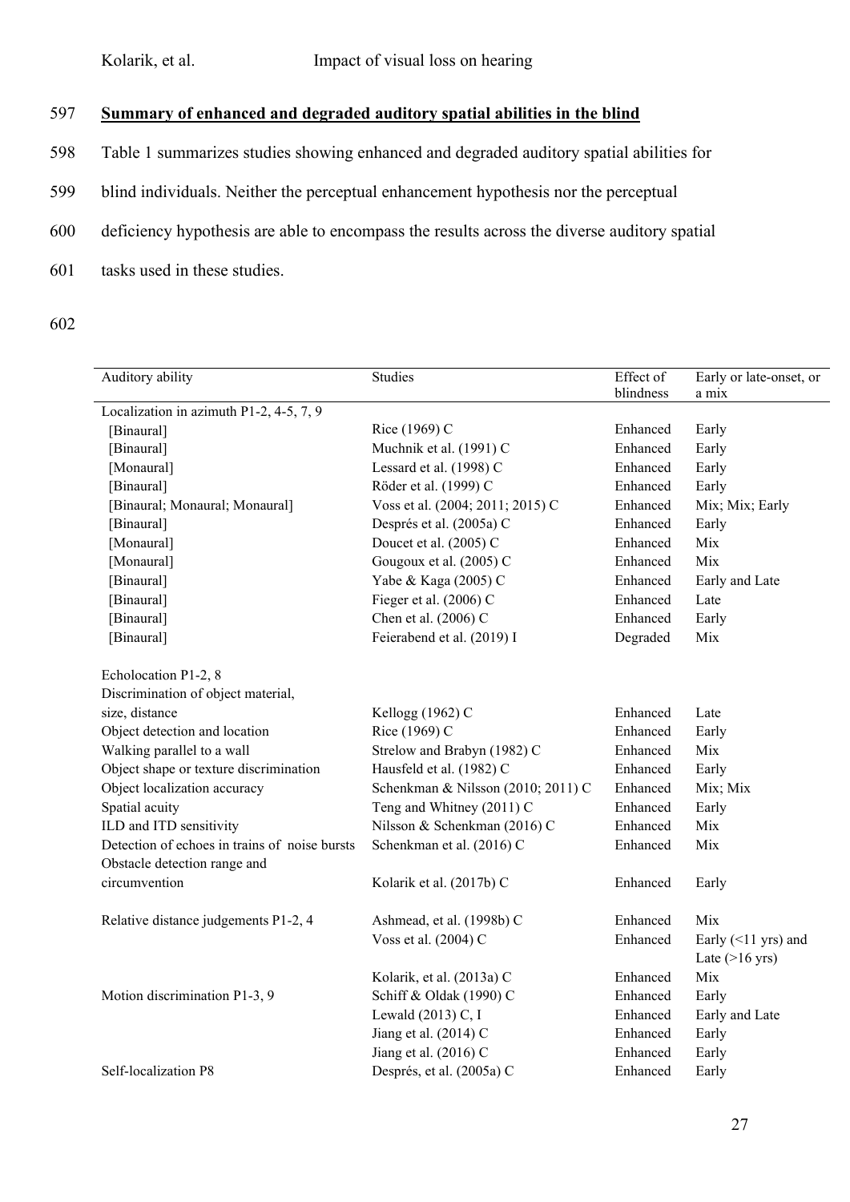## Summary of enhanced and degraded auditory spatial abilities in the blind

Table 1 summarizes studies showing enhanced and degraded auditory spatial abilities for blind individuals. Neither the perceptual enhancement hypothesis nor the perceptual deficiency hypothesis are able to encompass the results across the diverse auditory spatial tasks used in these studies.

| Auditory ability | Studies | Effect of blindness | Early or late-onset, or a mix |
|---|---|---|---|
| Localization in azimuth P1-2, 4-5, 7, 9 | | | |
| [Binaural] | Rice (1969) C | Enhanced | Early |
| [Binaural] | Muchnik et al. (1991) C | Enhanced | Early |
| [Monaural] | Lessard et al. (1998) C | Enhanced | Early |
| [Binaural] | Röder et al. (1999) C | Enhanced | Early |
| [Binaural; Monaural; Monaural] | Voss et al. (2004; 2011; 2015) C | Enhanced | Mix; Mix; Early |
| [Binaural] | Després et al. (2005a) C | Enhanced | Early |
| [Monaural] | Doucet et al. (2005) C | Enhanced | Mix |
| [Monaural] | Gougoux et al. (2005) C | Enhanced | Mix |
| [Binaural] | Yabe & Kaga (2005) C | Enhanced | Early and Late |
| [Binaural] | Fieger et al. (2006) C | Enhanced | Late |
| [Binaural] | Chen et al. (2006) C | Enhanced | Early |
| [Binaural] | Feierabend et al. (2019) I | Degraded | Mix |
| | | | |
| Echolocation P1-2, 8 | | | |
| Discrimination of object material, size, distance | Kellogg (1962) C | Enhanced | Late |
| Object detection and location | Rice (1969) C | Enhanced | Early |
| Walking parallel to a wall | Strelow and Brabyn (1982) C | Enhanced | Mix |
| Object shape or texture discrimination | Hausfeld et al. (1982) C | Enhanced | Early |
| Object localization accuracy | Schenkman & Nilsson (2010; 2011) C | Enhanced | Mix; Mix |
| Spatial acuity | Teng and Whitney (2011) C | Enhanced | Early |
| ILD and ITD sensitivity | Nilsson & Schenkman (2016) C | Enhanced | Mix |
| Detection of echoes in trains of noise bursts | Schenkman et al. (2016) C | Enhanced | Mix |
| Obstacle detection range and circumvention | Kolarik et al. (2017b) C | Enhanced | Early |
| | | | |
| Relative distance judgements P1-2, 4 | Ashmead, et al. (1998b) C | Enhanced | Mix |
| | Voss et al. (2004) C | Enhanced | Early (<11 yrs) and Late (>16 yrs) |
| | Kolarik, et al. (2013a) C | Enhanced | Mix |
| Motion discrimination P1-3, 9 | Schiff & Oldak (1990) C | Enhanced | Early |
| | Lewald (2013) C, I | Enhanced | Early and Late |
| | Jiang et al. (2014) C | Enhanced | Early |
| | Jiang et al. (2016) C | Enhanced | Early |
| Self-localization P8 | Després, et al. (2005a) C | Enhanced | Early |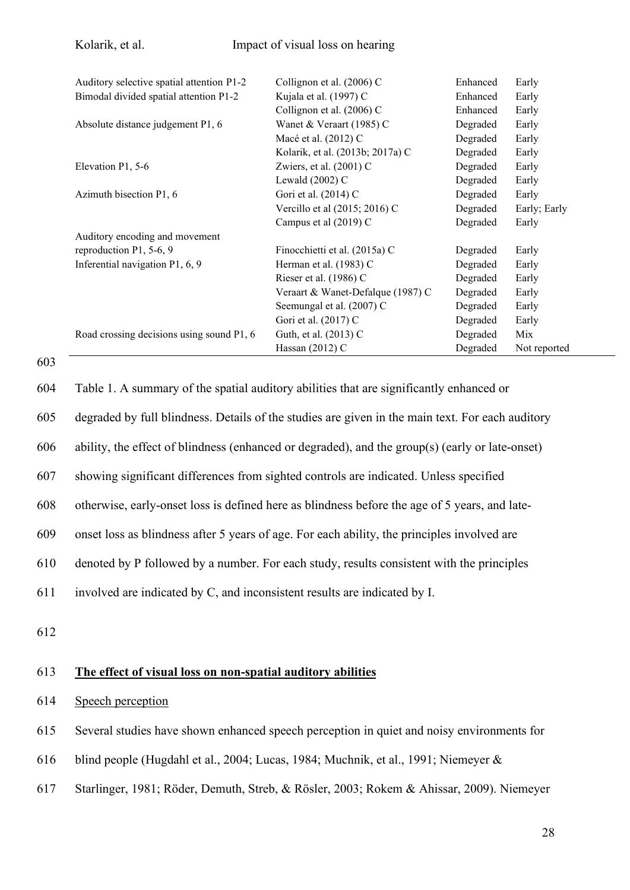| | | | |
|---|---|---|---|
| Auditory selective spatial attention P1-2 | Collignon et al. (2006) C | Enhanced | Early |
| Bimodal divided spatial attention P1-2 | Kujala et al. (1997) C | Enhanced | Early |
| | Collignon et al. (2006) C | Enhanced | Early |
| Absolute distance judgement P1, 6 | Wanet & Veraart (1985) C | Degraded | Early |
| | Macé et al. (2012) C | Degraded | Early |
| | Kolarik, et al. (2013b; 2017a) C | Degraded | Early |
| Elevation P1, 5-6 | Zwiers, et al. (2001) C | Degraded | Early |
| | Lewald (2002) C | Degraded | Early |
| Azimuth bisection P1, 6 | Gori et al. (2014) C | Degraded | Early |
| | Vercillo et al (2015; 2016) C | Degraded | Early; Early |
| | Campus et al (2019) C | Degraded | Early |
| Auditory encoding and movement reproduction P1, 5-6, 9 | Finocchietti et al. (2015a) C | Degraded | Early |
| Inferential navigation P1, 6, 9 | Herman et al. (1983) C | Degraded | Early |
| | Rieser et al. (1986) C | Degraded | Early |
| | Veraart & Wanet-Defalque (1987) C | Degraded | Early |
| | Seemungal et al. (2007) C | Degraded | Early |
| | Gori et al. (2017) C | Degraded | Early |
| Road crossing decisions using sound P1, 6 | Guth, et al. (2013) C | Degraded | Mix |
| | Hassan (2012) C | Degraded | Not reported |

Table 1. A summary of the spatial auditory abilities that are significantly enhanced or degraded by full blindness. Details of the studies are given in the main text. For each auditory ability, the effect of blindness (enhanced or degraded), and the group(s) (early or late-onset) showing significant differences from sighted controls are indicated. Unless specified otherwise, early-onset loss is defined here as blindness before the age of 5 years, and late-onset loss as blindness after 5 years of age. For each ability, the principles involved are denoted by P followed by a number. For each study, results consistent with the principles involved are indicated by C, and inconsistent results are indicated by I.

## The effect of visual loss on non-spatial auditory abilities

### Speech perception

Several studies have shown enhanced speech perception in quiet and noisy environments for blind people (Hugdahl et al., 2004; Lucas, 1984; Muchnik, et al., 1991; Niemeyer & Starlinger, 1981; Röder, Demuth, Streb, & Rösler, 2003; Rokem & Ahissar, 2009). Niemeyer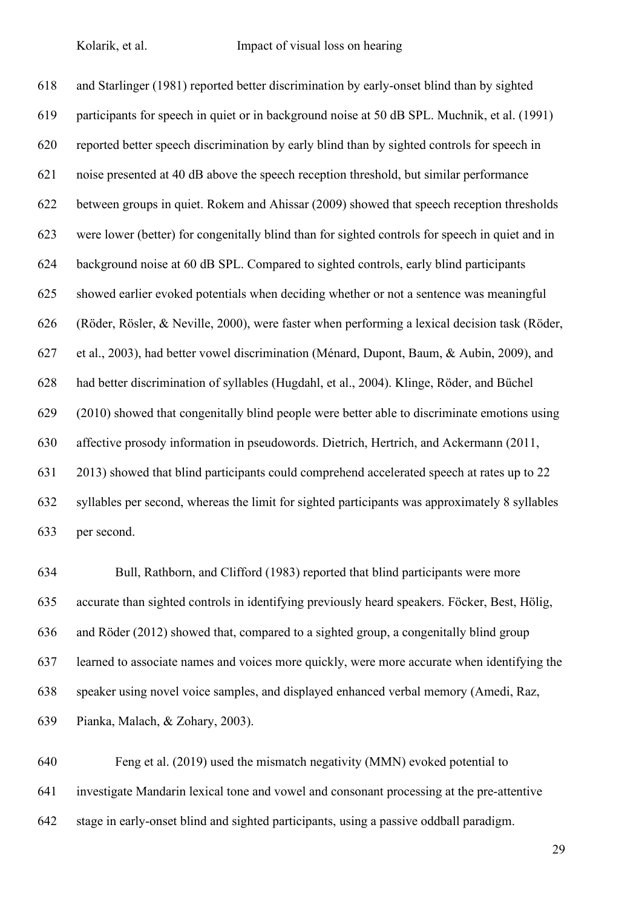and Starlinger (1981) reported better discrimination by early-onset blind than by sighted participants for speech in quiet or in background noise at 50 dB SPL. Muchnik, et al. (1991) reported better speech discrimination by early blind than by sighted controls for speech in noise presented at 40 dB above the speech reception threshold, but similar performance between groups in quiet. Rokem and Ahissar (2009) showed that speech reception thresholds were lower (better) for congenitally blind than for sighted controls for speech in quiet and in background noise at 60 dB SPL. Compared to sighted controls, early blind participants showed earlier evoked potentials when deciding whether or not a sentence was meaningful (Röder, Rösler, & Neville, 2000), were faster when performing a lexical decision task (Röder, et al., 2003), had better vowel discrimination (Ménard, Dupont, Baum, & Aubin, 2009), and had better discrimination of syllables (Hugdahl, et al., 2004). Klinge, Röder, and Büchel (2010) showed that congenitally blind people were better able to discriminate emotions using affective prosody information in pseudowords. Dietrich, Hertrich, and Ackermann (2011, 2013) showed that blind participants could comprehend accelerated speech at rates up to 22 syllables per second, whereas the limit for sighted participants was approximately 8 syllables per second.

Bull, Rathborn, and Clifford (1983) reported that blind participants were more accurate than sighted controls in identifying previously heard speakers. Föcker, Best, Hölig, and Röder (2012) showed that, compared to a sighted group, a congenitally blind group learned to associate names and voices more quickly, were more accurate when identifying the speaker using novel voice samples, and displayed enhanced verbal memory (Amedi, Raz, Pianka, Malach, & Zohary, 2003).

Feng et al. (2019) used the mismatch negativity (MMN) evoked potential to investigate Mandarin lexical tone and vowel and consonant processing at the pre-attentive stage in early-onset blind and sighted participants, using a passive oddball paradigm.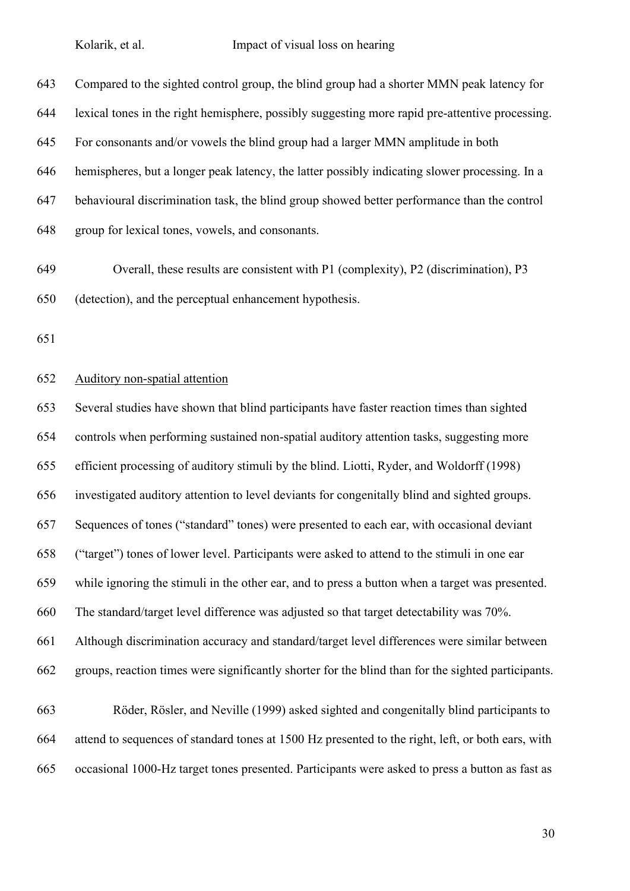Compared to the sighted control group, the blind group had a shorter MMN peak latency for lexical tones in the right hemisphere, possibly suggesting more rapid pre-attentive processing. For consonants and/or vowels the blind group had a larger MMN amplitude in both hemispheres, but a longer peak latency, the latter possibly indicating slower processing. In a behavioural discrimination task, the blind group showed better performance than the control group for lexical tones, vowels, and consonants.

Overall, these results are consistent with P1 (complexity), P2 (discrimination), P3 (detection), and the perceptual enhancement hypothesis.

Auditory non-spatial attention

Several studies have shown that blind participants have faster reaction times than sighted controls when performing sustained non-spatial auditory attention tasks, suggesting more efficient processing of auditory stimuli by the blind. Liotti, Ryder, and Woldorff (1998) investigated auditory attention to level deviants for congenitally blind and sighted groups. Sequences of tones ("standard" tones) were presented to each ear, with occasional deviant ("target") tones of lower level. Participants were asked to attend to the stimuli in one ear while ignoring the stimuli in the other ear, and to press a button when a target was presented. The standard/target level difference was adjusted so that target detectability was 70%. Although discrimination accuracy and standard/target level differences were similar between groups, reaction times were significantly shorter for the blind than for the sighted participants.

Röder, Rösler, and Neville (1999) asked sighted and congenitally blind participants to attend to sequences of standard tones at 1500 Hz presented to the right, left, or both ears, with occasional 1000-Hz target tones presented. Participants were asked to press a button as fast as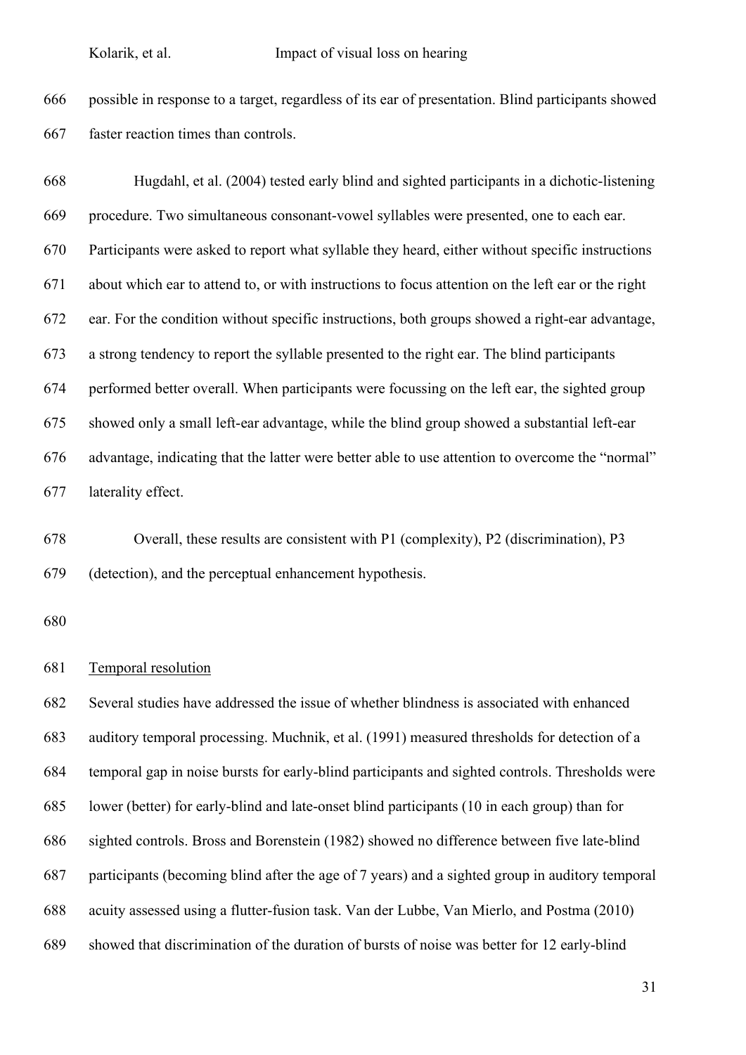possible in response to a target, regardless of its ear of presentation. Blind participants showed faster reaction times than controls.

Hugdahl, et al. (2004) tested early blind and sighted participants in a dichotic-listening procedure. Two simultaneous consonant-vowel syllables were presented, one to each ear. Participants were asked to report what syllable they heard, either without specific instructions about which ear to attend to, or with instructions to focus attention on the left ear or the right ear. For the condition without specific instructions, both groups showed a right-ear advantage, a strong tendency to report the syllable presented to the right ear. The blind participants performed better overall. When participants were focussing on the left ear, the sighted group showed only a small left-ear advantage, while the blind group showed a substantial left-ear advantage, indicating that the latter were better able to use attention to overcome the "normal" laterality effect.

Overall, these results are consistent with P1 (complexity), P2 (discrimination), P3 (detection), and the perceptual enhancement hypothesis.

Temporal resolution

Several studies have addressed the issue of whether blindness is associated with enhanced auditory temporal processing. Muchnik, et al. (1991) measured thresholds for detection of a temporal gap in noise bursts for early-blind participants and sighted controls. Thresholds were lower (better) for early-blind and late-onset blind participants (10 in each group) than for sighted controls. Bross and Borenstein (1982) showed no difference between five late-blind participants (becoming blind after the age of 7 years) and a sighted group in auditory temporal acuity assessed using a flutter-fusion task. Van der Lubbe, Van Mierlo, and Postma (2010) showed that discrimination of the duration of bursts of noise was better for 12 early-blind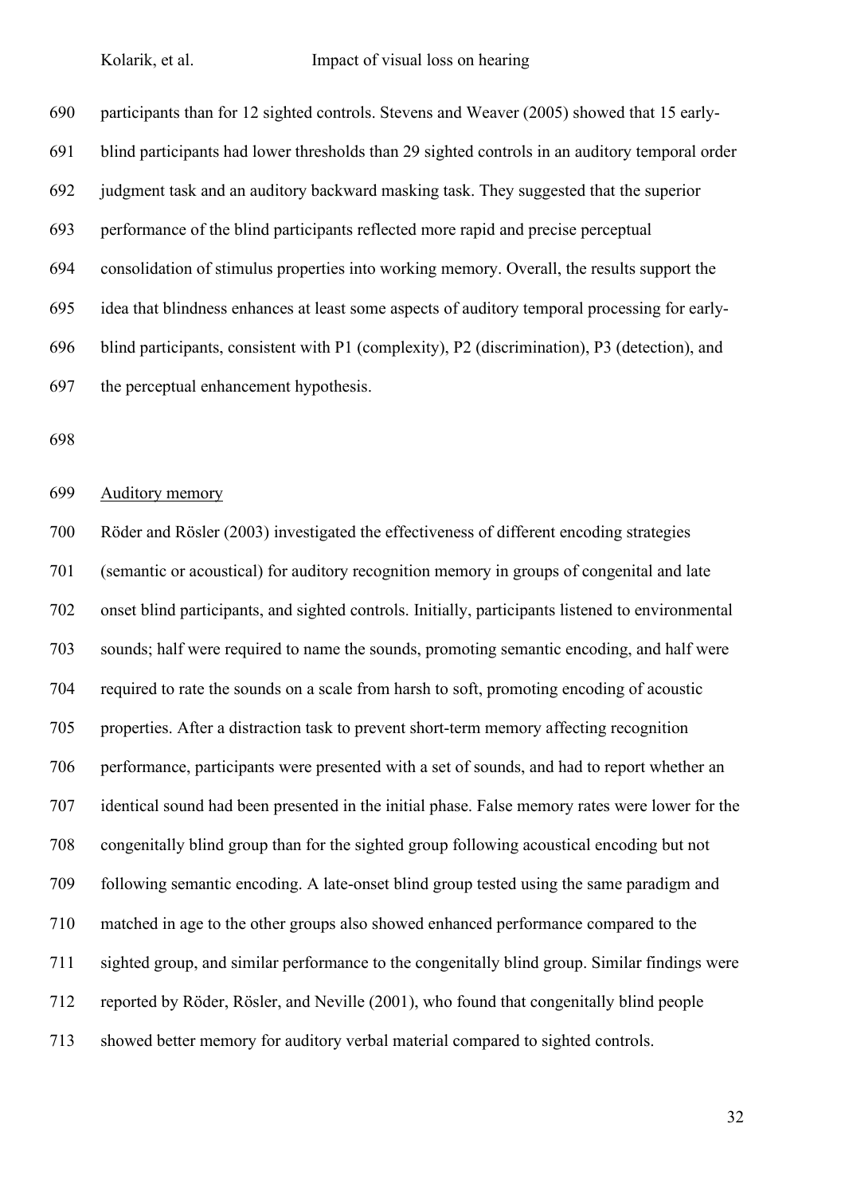participants than for 12 sighted controls. Stevens and Weaver (2005) showed that 15 early-blind participants had lower thresholds than 29 sighted controls in an auditory temporal order judgment task and an auditory backward masking task. They suggested that the superior performance of the blind participants reflected more rapid and precise perceptual consolidation of stimulus properties into working memory. Overall, the results support the idea that blindness enhances at least some aspects of auditory temporal processing for early-blind participants, consistent with P1 (complexity), P2 (discrimination), P3 (detection), and the perceptual enhancement hypothesis.

<u>Auditory memory</u>

Röder and Rösler (2003) investigated the effectiveness of different encoding strategies (semantic or acoustical) for auditory recognition memory in groups of congenital and late onset blind participants, and sighted controls. Initially, participants listened to environmental sounds; half were required to name the sounds, promoting semantic encoding, and half were required to rate the sounds on a scale from harsh to soft, promoting encoding of acoustic properties. After a distraction task to prevent short-term memory affecting recognition performance, participants were presented with a set of sounds, and had to report whether an identical sound had been presented in the initial phase. False memory rates were lower for the congenitally blind group than for the sighted group following acoustical encoding but not following semantic encoding. A late-onset blind group tested using the same paradigm and matched in age to the other groups also showed enhanced performance compared to the sighted group, and similar performance to the congenitally blind group. Similar findings were reported by Röder, Rösler, and Neville (2001), who found that congenitally blind people showed better memory for auditory verbal material compared to sighted controls.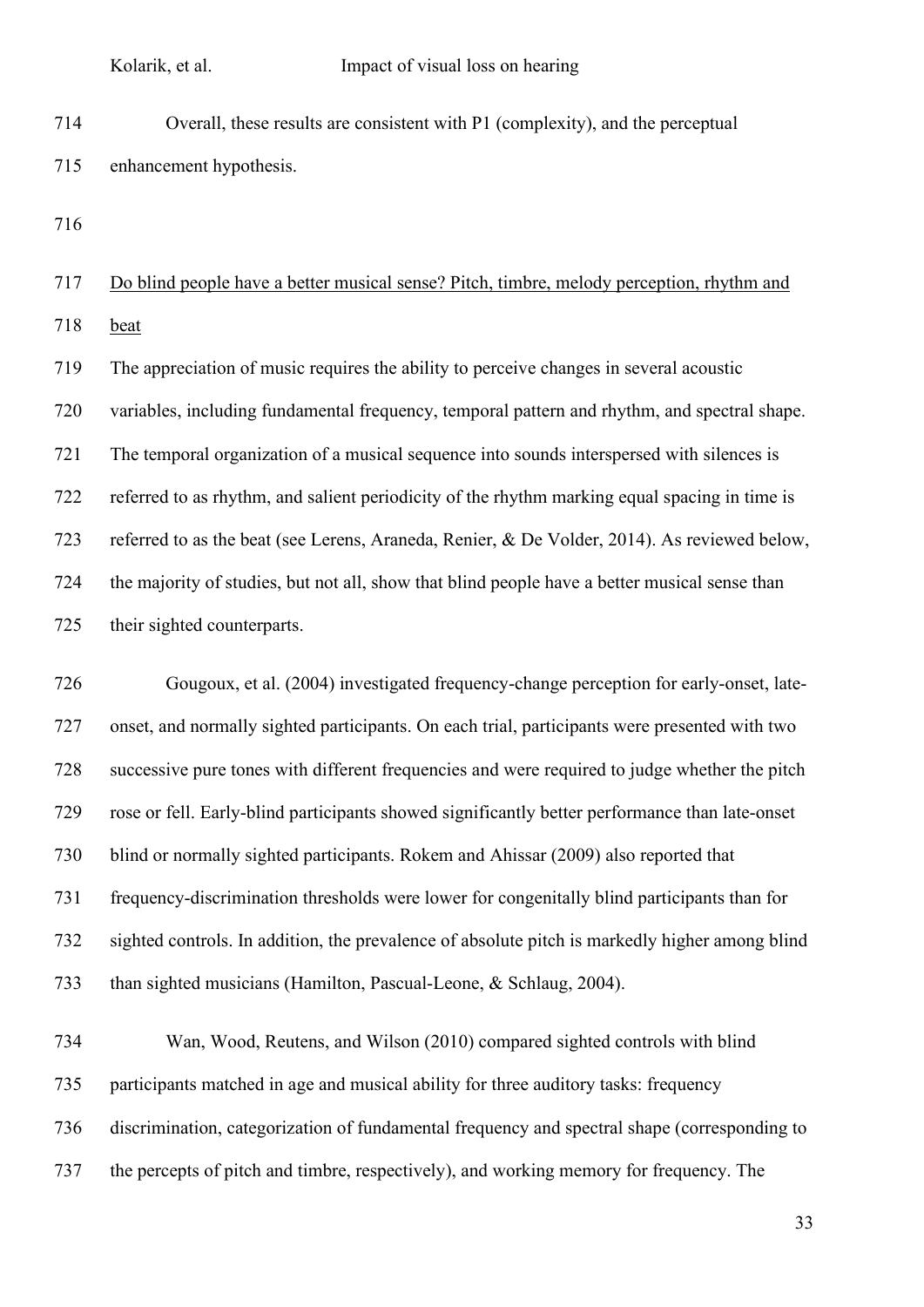Overall, these results are consistent with P1 (complexity), and the perceptual enhancement hypothesis.

### Do blind people have a better musical sense? Pitch, timbre, melody perception, rhythm and beat

The appreciation of music requires the ability to perceive changes in several acoustic variables, including fundamental frequency, temporal pattern and rhythm, and spectral shape. The temporal organization of a musical sequence into sounds interspersed with silences is referred to as rhythm, and salient periodicity of the rhythm marking equal spacing in time is referred to as the beat (see Lerens, Araneda, Renier, & De Volder, 2014). As reviewed below, the majority of studies, but not all, show that blind people have a better musical sense than their sighted counterparts.

Gougoux, et al. (2004) investigated frequency-change perception for early-onset, late-onset, and normally sighted participants. On each trial, participants were presented with two successive pure tones with different frequencies and were required to judge whether the pitch rose or fell. Early-blind participants showed significantly better performance than late-onset blind or normally sighted participants. Rokem and Ahissar (2009) also reported that frequency-discrimination thresholds were lower for congenitally blind participants than for sighted controls. In addition, the prevalence of absolute pitch is markedly higher among blind than sighted musicians (Hamilton, Pascual-Leone, & Schlaug, 2004).

Wan, Wood, Reutens, and Wilson (2010) compared sighted controls with blind participants matched in age and musical ability for three auditory tasks: frequency discrimination, categorization of fundamental frequency and spectral shape (corresponding to the percepts of pitch and timbre, respectively), and working memory for frequency. The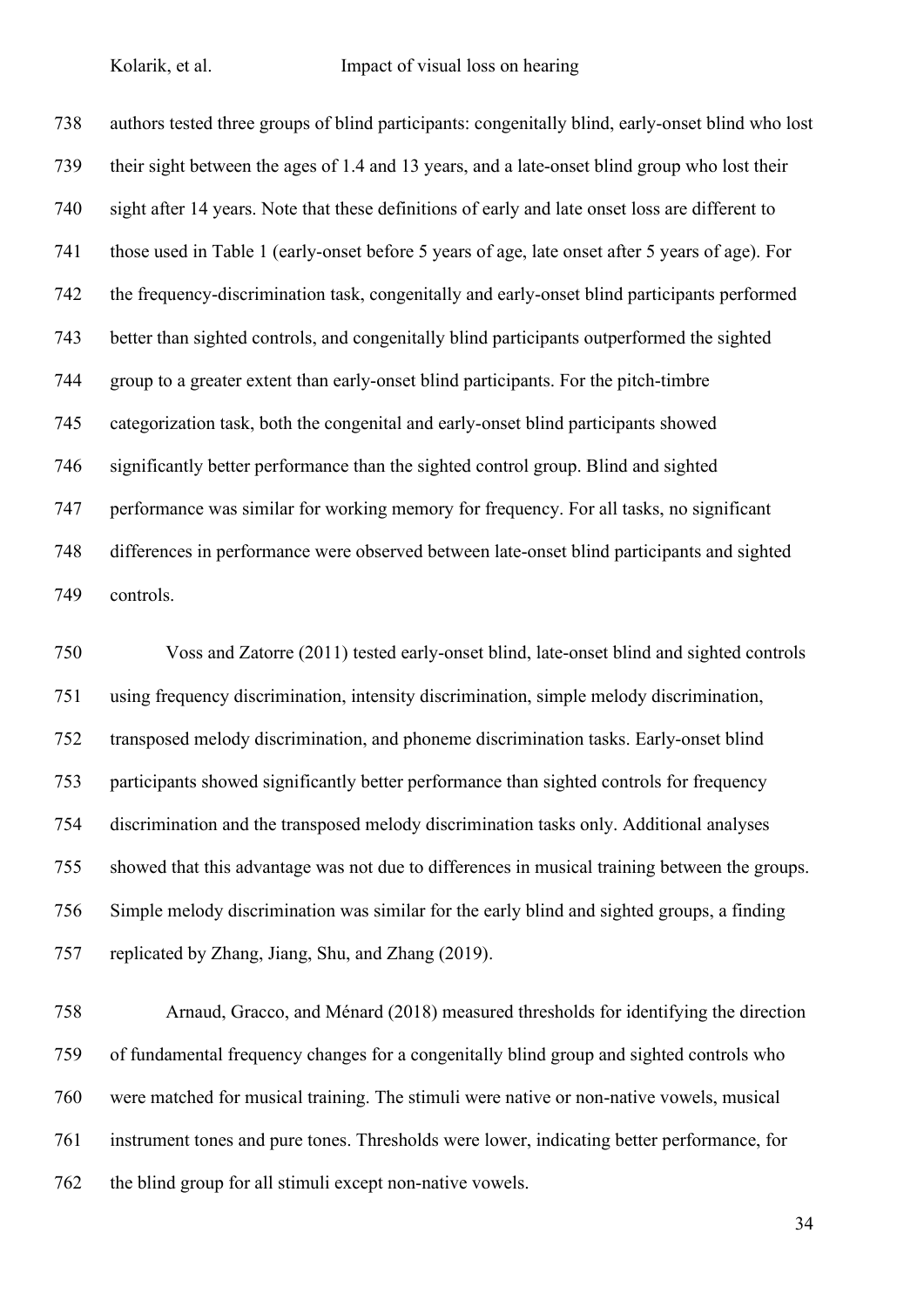authors tested three groups of blind participants: congenitally blind, early-onset blind who lost their sight between the ages of 1.4 and 13 years, and a late-onset blind group who lost their sight after 14 years. Note that these definitions of early and late onset loss are different to those used in Table 1 (early-onset before 5 years of age, late onset after 5 years of age). For the frequency-discrimination task, congenitally and early-onset blind participants performed better than sighted controls, and congenitally blind participants outperformed the sighted group to a greater extent than early-onset blind participants. For the pitch-timbre categorization task, both the congenital and early-onset blind participants showed significantly better performance than the sighted control group. Blind and sighted performance was similar for working memory for frequency. For all tasks, no significant differences in performance were observed between late-onset blind participants and sighted controls.

Voss and Zatorre (2011) tested early-onset blind, late-onset blind and sighted controls using frequency discrimination, intensity discrimination, simple melody discrimination, transposed melody discrimination, and phoneme discrimination tasks. Early-onset blind participants showed significantly better performance than sighted controls for frequency discrimination and the transposed melody discrimination tasks only. Additional analyses showed that this advantage was not due to differences in musical training between the groups. Simple melody discrimination was similar for the early blind and sighted groups, a finding replicated by Zhang, Jiang, Shu, and Zhang (2019).

Arnaud, Gracco, and Ménard (2018) measured thresholds for identifying the direction of fundamental frequency changes for a congenitally blind group and sighted controls who were matched for musical training. The stimuli were native or non-native vowels, musical instrument tones and pure tones. Thresholds were lower, indicating better performance, for the blind group for all stimuli except non-native vowels.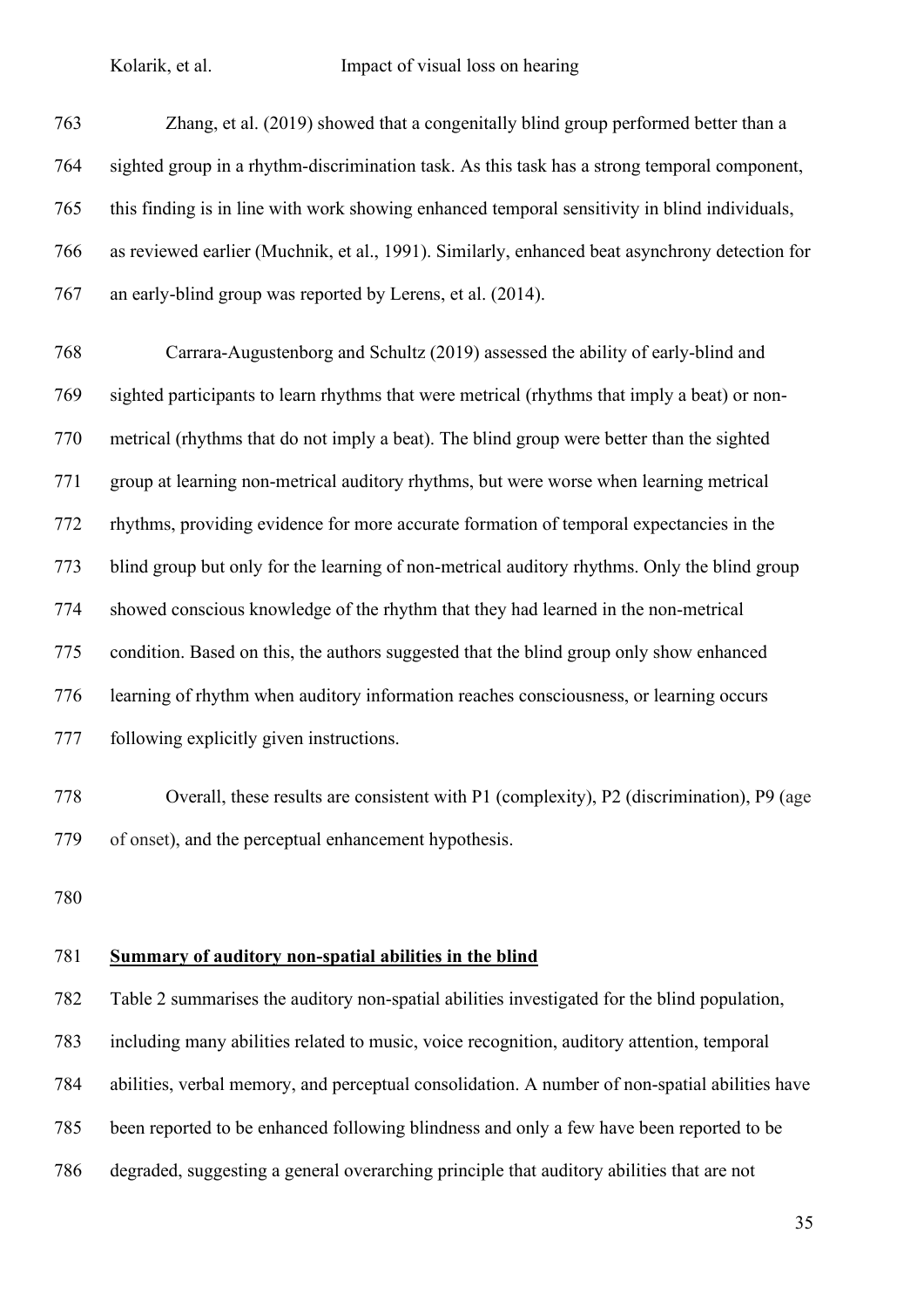Zhang, et al. (2019) showed that a congenitally blind group performed better than a sighted group in a rhythm-discrimination task. As this task has a strong temporal component, this finding is in line with work showing enhanced temporal sensitivity in blind individuals, as reviewed earlier (Muchnik, et al., 1991). Similarly, enhanced beat asynchrony detection for an early-blind group was reported by Lerens, et al. (2014).

Carrara-Augustenborg and Schultz (2019) assessed the ability of early-blind and sighted participants to learn rhythms that were metrical (rhythms that imply a beat) or non-metrical (rhythms that do not imply a beat). The blind group were better than the sighted group at learning non-metrical auditory rhythms, but were worse when learning metrical rhythms, providing evidence for more accurate formation of temporal expectancies in the blind group but only for the learning of non-metrical auditory rhythms. Only the blind group showed conscious knowledge of the rhythm that they had learned in the non-metrical condition. Based on this, the authors suggested that the blind group only show enhanced learning of rhythm when auditory information reaches consciousness, or learning occurs following explicitly given instructions.

Overall, these results are consistent with P1 (complexity), P2 (discrimination), P9 (age of onset), and the perceptual enhancement hypothesis.

## Summary of auditory non-spatial abilities in the blind

Table 2 summarises the auditory non-spatial abilities investigated for the blind population, including many abilities related to music, voice recognition, auditory attention, temporal abilities, verbal memory, and perceptual consolidation. A number of non-spatial abilities have been reported to be enhanced following blindness and only a few have been reported to be degraded, suggesting a general overarching principle that auditory abilities that are not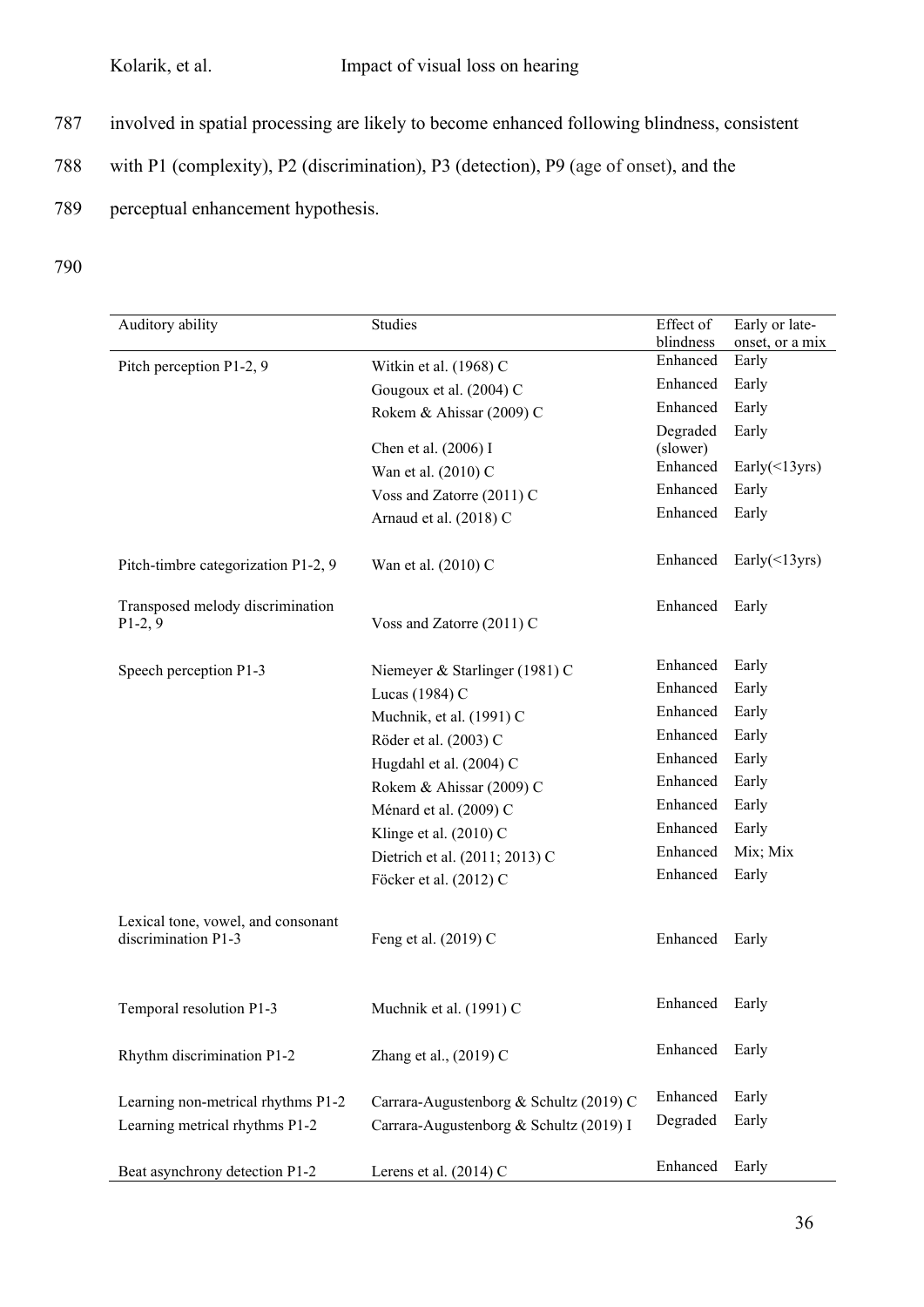787 involved in spatial processing are likely to become enhanced following blindness, consistent

788 with P1 (complexity), P2 (discrimination), P3 (detection), P9 (age of onset), and the

789 perceptual enhancement hypothesis.

790

| Auditory ability | Studies | Effect of blindness | Early or late-onset, or a mix |
|---|---|---|---|
| Pitch perception P1-2, 9 | Witkin et al. (1968) C | Enhanced | Early |
| | Gougoux et al. (2004) C | Enhanced | Early |
| | Rokem & Ahissar (2009) C | Enhanced | Early |
| | Chen et al. (2006) I | Degraded (slower) | Early |
| | Wan et al. (2010) C | Enhanced | Early(<13yrs) |
| | Voss and Zatorre (2011) C | Enhanced | Early |
| | Arnaud et al. (2018) C | Enhanced | Early |
| Pitch-timbre categorization P1-2, 9 | Wan et al. (2010) C | Enhanced | Early(<13yrs) |
| Transposed melody discrimination P1-2, 9 | Voss and Zatorre (2011) C | Enhanced | Early |
| Speech perception P1-3 | Niemeyer & Starlinger (1981) C | Enhanced | Early |
| | Lucas (1984) C | Enhanced | Early |
| | Muchnik, et al. (1991) C | Enhanced | Early |
| | Röder et al. (2003) C | Enhanced | Early |
| | Hugdahl et al. (2004) C | Enhanced | Early |
| | Rokem & Ahissar (2009) C | Enhanced | Early |
| | Ménard et al. (2009) C | Enhanced | Early |
| | Klinge et al. (2010) C | Enhanced | Early |
| | Dietrich et al. (2011; 2013) C | Enhanced | Mix; Mix |
| | Föcker et al. (2012) C | Enhanced | Early |
| Lexical tone, vowel, and consonant discrimination P1-3 | Feng et al. (2019) C | Enhanced | Early |
| Temporal resolution P1-3 | Muchnik et al. (1991) C | Enhanced | Early |
| Rhythm discrimination P1-2 | Zhang et al., (2019) C | Enhanced | Early |
| Learning non-metrical rhythms P1-2 | Carrara-Augustenborg & Schultz (2019) C | Enhanced | Early |
| Learning metrical rhythms P1-2 | Carrara-Augustenborg & Schultz (2019) I | Degraded | Early |
| Beat asynchrony detection P1-2 | Lerens et al. (2014) C | Enhanced | Early |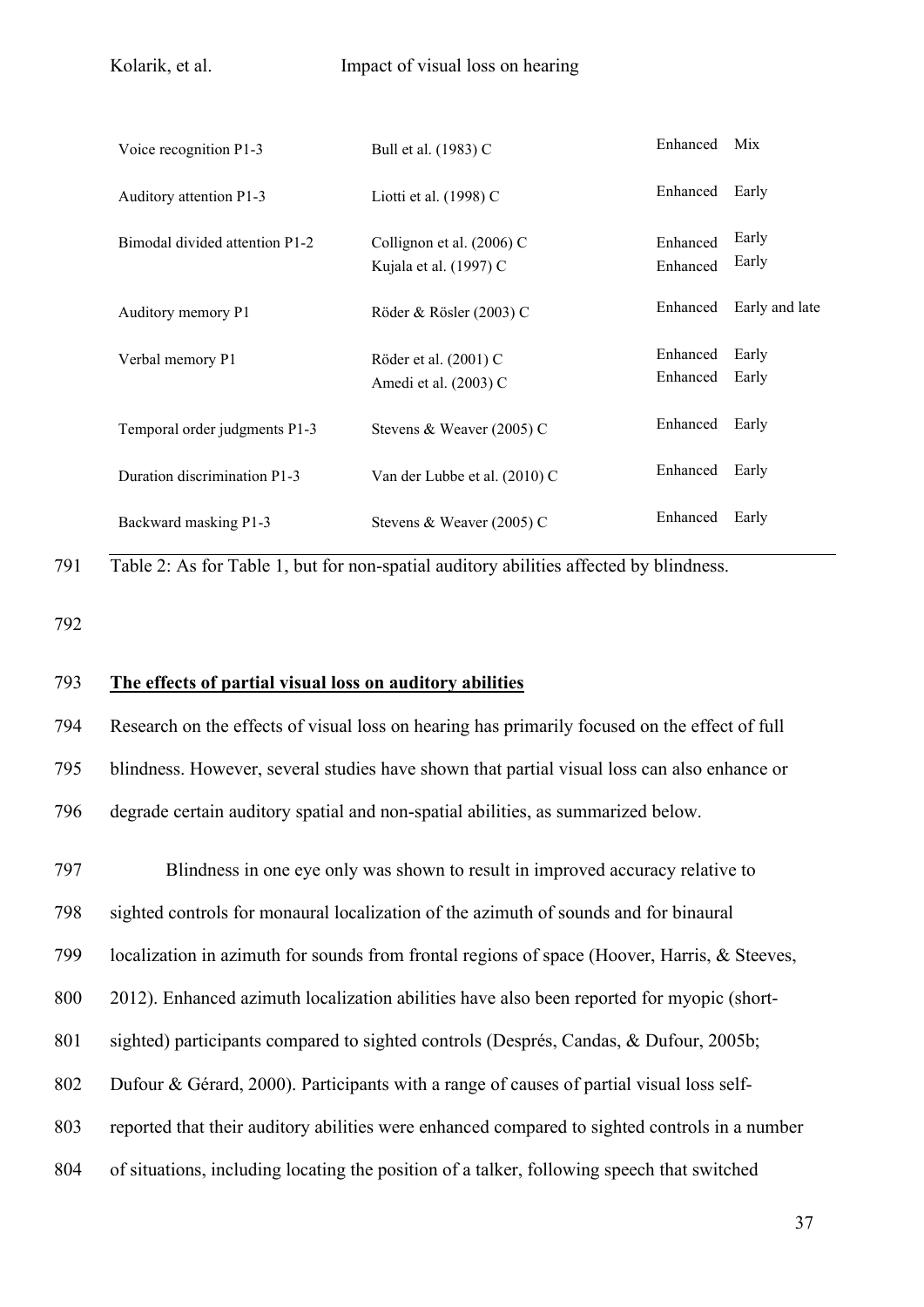| | | | |
|---|---|---|---|
| Voice recognition P1-3 | Bull et al. (1983) C | Enhanced | Mix |
| Auditory attention P1-3 | Liotti et al. (1998) C | Enhanced | Early |
| Bimodal divided attention P1-2 | Collignon et al. (2006) C<br>Kujala et al. (1997) C | Enhanced<br>Enhanced | Early<br>Early |
| Auditory memory P1 | Röder & Rösler (2003) C | Enhanced | Early and late |
| Verbal memory P1 | Röder et al. (2001) C<br>Amedi et al. (2003) C | Enhanced<br>Enhanced | Early<br>Early |
| Temporal order judgments P1-3 | Stevens & Weaver (2005) C | Enhanced | Early |
| Duration discrimination P1-3 | Van der Lubbe et al. (2010) C | Enhanced | Early |
| Backward masking P1-3 | Stevens & Weaver (2005) C | Enhanced | Early |

Table 2: As for Table 1, but for non-spatial auditory abilities affected by blindness.

## The effects of partial visual loss on auditory abilities

Research on the effects of visual loss on hearing has primarily focused on the effect of full blindness. However, several studies have shown that partial visual loss can also enhance or degrade certain auditory spatial and non-spatial abilities, as summarized below.

Blindness in one eye only was shown to result in improved accuracy relative to sighted controls for monaural localization of the azimuth of sounds and for binaural localization in azimuth for sounds from frontal regions of space (Hoover, Harris, & Steeves, 2012). Enhanced azimuth localization abilities have also been reported for myopic (short-sighted) participants compared to sighted controls (Després, Candas, & Dufour, 2005b; Dufour & Gérard, 2000). Participants with a range of causes of partial visual loss self-reported that their auditory abilities were enhanced compared to sighted controls in a number of situations, including locating the position of a talker, following speech that switched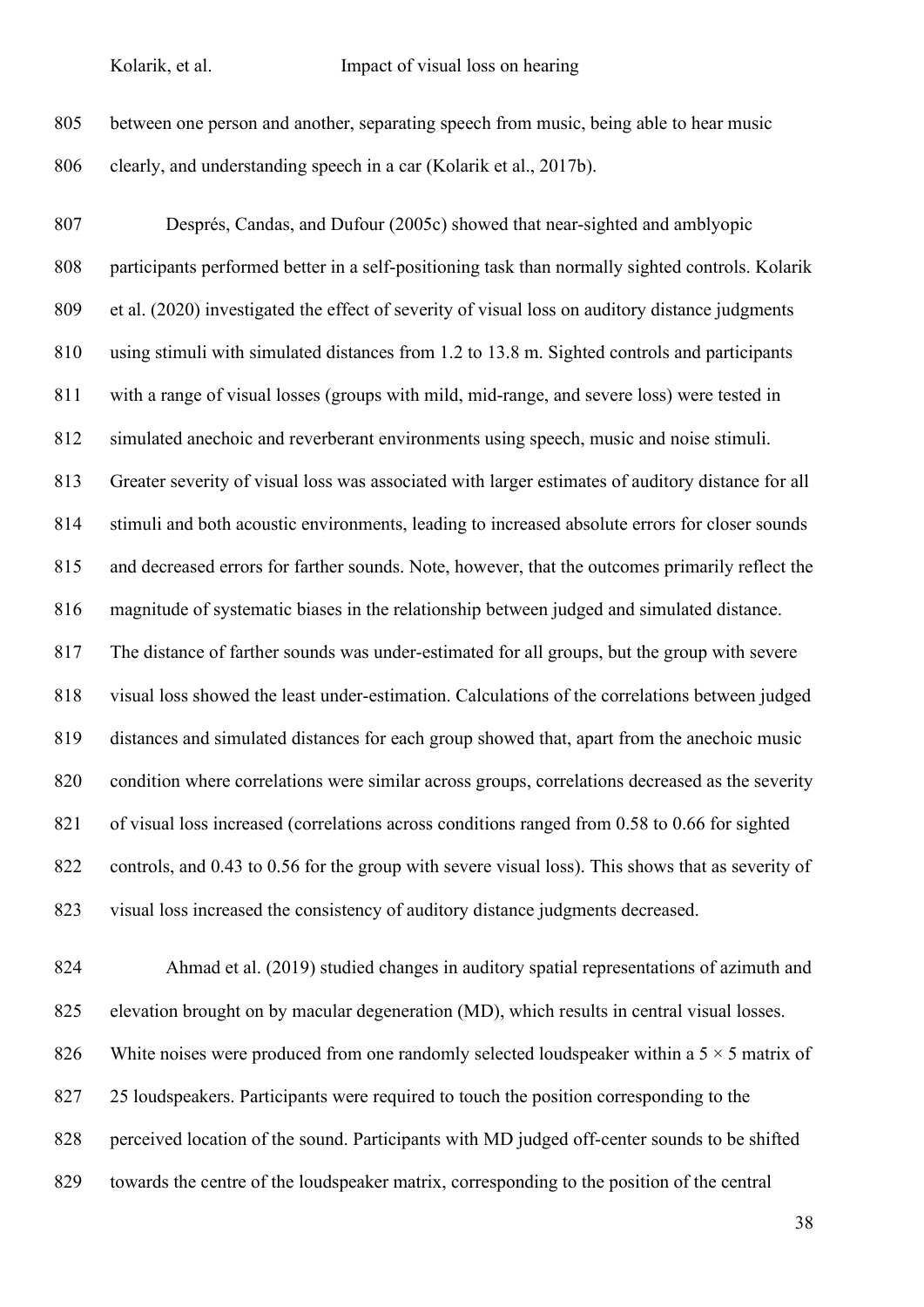between one person and another, separating speech from music, being able to hear music clearly, and understanding speech in a car (Kolarik et al., 2017b).

Després, Candas, and Dufour (2005c) showed that near-sighted and amblyopic participants performed better in a self-positioning task than normally sighted controls. Kolarik et al. (2020) investigated the effect of severity of visual loss on auditory distance judgments using stimuli with simulated distances from 1.2 to 13.8 m. Sighted controls and participants with a range of visual losses (groups with mild, mid-range, and severe loss) were tested in simulated anechoic and reverberant environments using speech, music and noise stimuli. Greater severity of visual loss was associated with larger estimates of auditory distance for all stimuli and both acoustic environments, leading to increased absolute errors for closer sounds and decreased errors for farther sounds. Note, however, that the outcomes primarily reflect the magnitude of systematic biases in the relationship between judged and simulated distance. The distance of farther sounds was under-estimated for all groups, but the group with severe visual loss showed the least under-estimation. Calculations of the correlations between judged distances and simulated distances for each group showed that, apart from the anechoic music condition where correlations were similar across groups, correlations decreased as the severity of visual loss increased (correlations across conditions ranged from 0.58 to 0.66 for sighted controls, and 0.43 to 0.56 for the group with severe visual loss). This shows that as severity of visual loss increased the consistency of auditory distance judgments decreased.

Ahmad et al. (2019) studied changes in auditory spatial representations of azimuth and elevation brought on by macular degeneration (MD), which results in central visual losses. White noises were produced from one randomly selected loudspeaker within a $5 \times 5$ matrix of 25 loudspeakers. Participants were required to touch the position corresponding to the perceived location of the sound. Participants with MD judged off-center sounds to be shifted towards the centre of the loudspeaker matrix, corresponding to the position of the central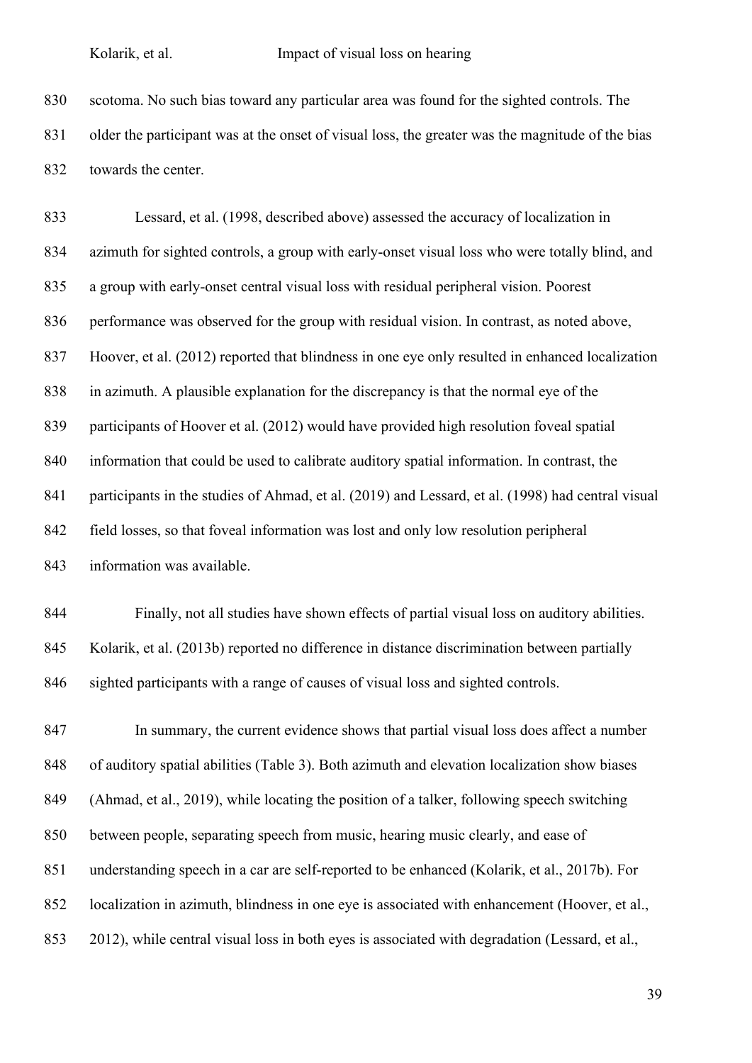scotoma. No such bias toward any particular area was found for the sighted controls. The older the participant was at the onset of visual loss, the greater was the magnitude of the bias towards the center.

Lessard, et al. (1998, described above) assessed the accuracy of localization in azimuth for sighted controls, a group with early-onset visual loss who were totally blind, and a group with early-onset central visual loss with residual peripheral vision. Poorest performance was observed for the group with residual vision. In contrast, as noted above, Hoover, et al. (2012) reported that blindness in one eye only resulted in enhanced localization in azimuth. A plausible explanation for the discrepancy is that the normal eye of the participants of Hoover et al. (2012) would have provided high resolution foveal spatial information that could be used to calibrate auditory spatial information. In contrast, the participants in the studies of Ahmad, et al. (2019) and Lessard, et al. (1998) had central visual field losses, so that foveal information was lost and only low resolution peripheral information was available.

Finally, not all studies have shown effects of partial visual loss on auditory abilities. Kolarik, et al. (2013b) reported no difference in distance discrimination between partially sighted participants with a range of causes of visual loss and sighted controls.

In summary, the current evidence shows that partial visual loss does affect a number of auditory spatial abilities (Table 3). Both azimuth and elevation localization show biases (Ahmad, et al., 2019), while locating the position of a talker, following speech switching between people, separating speech from music, hearing music clearly, and ease of understanding speech in a car are self-reported to be enhanced (Kolarik, et al., 2017b). For localization in azimuth, blindness in one eye is associated with enhancement (Hoover, et al., 2012), while central visual loss in both eyes is associated with degradation (Lessard, et al.,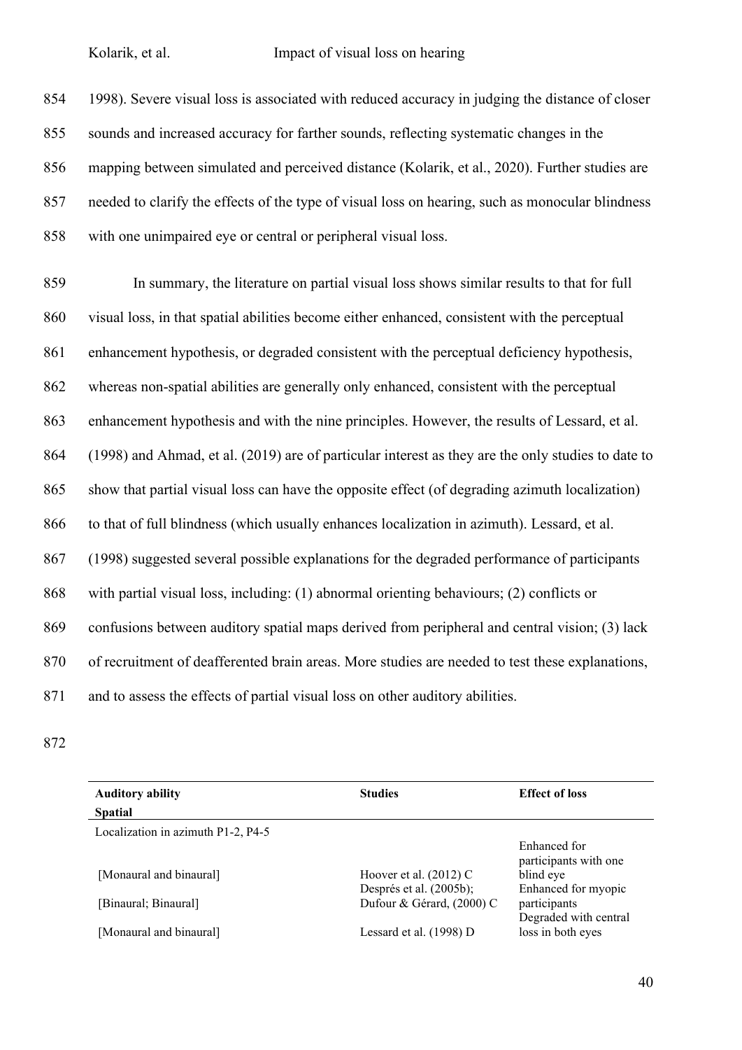1998). Severe visual loss is associated with reduced accuracy in judging the distance of closer sounds and increased accuracy for farther sounds, reflecting systematic changes in the mapping between simulated and perceived distance (Kolarik, et al., 2020). Further studies are needed to clarify the effects of the type of visual loss on hearing, such as monocular blindness with one unimpaired eye or central or peripheral visual loss.

In summary, the literature on partial visual loss shows similar results to that for full visual loss, in that spatial abilities become either enhanced, consistent with the perceptual enhancement hypothesis, or degraded consistent with the perceptual deficiency hypothesis, whereas non-spatial abilities are generally only enhanced, consistent with the perceptual enhancement hypothesis and with the nine principles. However, the results of Lessard, et al. (1998) and Ahmad, et al. (2019) are of particular interest as they are the only studies to date to show that partial visual loss can have the opposite effect (of degrading azimuth localization) to that of full blindness (which usually enhances localization in azimuth). Lessard, et al. (1998) suggested several possible explanations for the degraded performance of participants with partial visual loss, including: (1) abnormal orienting behaviours; (2) conflicts or confusions between auditory spatial maps derived from peripheral and central vision; (3) lack of recruitment of deafferented brain areas. More studies are needed to test these explanations, and to assess the effects of partial visual loss on other auditory abilities.

| **Auditory ability** | **Studies** | **Effect of loss** |
|---|---|---|
| **Spatial** | | |
| Localization in azimuth P1-2, P4-5 | | |
| [Monaural and binaural] | Hoover et al. (2012) C | Enhanced for participants with one blind eye |
| [Binaural; Binaural] | Després et al. (2005b); Dufour & Gérard, (2000) C | Enhanced for myopic participants |
| [Monaural and binaural] | Lessard et al. (1998) D | Degraded with central loss in both eyes |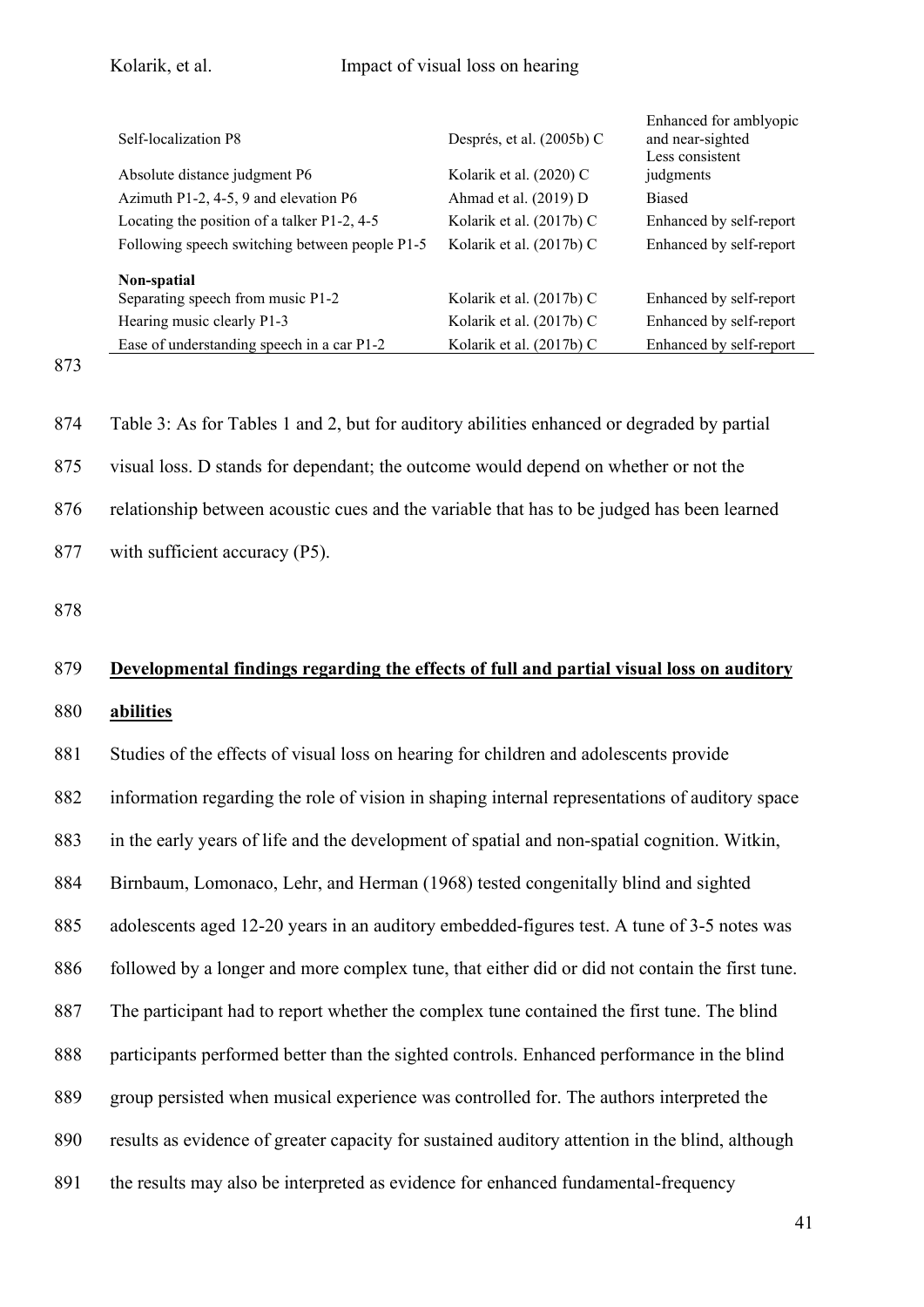| | | |
|---|---|---|
| Self-localization P8 | Després, et al. (2005b) C | Enhanced for amblyopic and near-sighted |
| Absolute distance judgment P6 | Kolarik et al. (2020) C | Less consistent judgments |
| Azimuth P1-2, 4-5, 9 and elevation P6 | Ahmad et al. (2019) D | Biased |
| Locating the position of a talker P1-2, 4-5 | Kolarik et al. (2017b) C | Enhanced by self-report |
| Following speech switching between people P1-5 | Kolarik et al. (2017b) C | Enhanced by self-report |
| **Non-spatial** | | |
| Separating speech from music P1-2 | Kolarik et al. (2017b) C | Enhanced by self-report |
| Hearing music clearly P1-3 | Kolarik et al. (2017b) C | Enhanced by self-report |
| Ease of understanding speech in a car P1-2 | Kolarik et al. (2017b) C | Enhanced by self-report |

Table 3: As for Tables 1 and 2, but for auditory abilities enhanced or degraded by partial visual loss. D stands for dependant; the outcome would depend on whether or not the relationship between acoustic cues and the variable that has to be judged has been learned with sufficient accuracy (P5).

## Developmental findings regarding the effects of full and partial visual loss on auditory abilities

Studies of the effects of visual loss on hearing for children and adolescents provide information regarding the role of vision in shaping internal representations of auditory space in the early years of life and the development of spatial and non-spatial cognition. Witkin, Birnbaum, Lomonaco, Lehr, and Herman (1968) tested congenitally blind and sighted adolescents aged 12-20 years in an auditory embedded-figures test. A tune of 3-5 notes was followed by a longer and more complex tune, that either did or did not contain the first tune. The participant had to report whether the complex tune contained the first tune. The blind participants performed better than the sighted controls. Enhanced performance in the blind group persisted when musical experience was controlled for. The authors interpreted the results as evidence of greater capacity for sustained auditory attention in the blind, although the results may also be interpreted as evidence for enhanced fundamental-frequency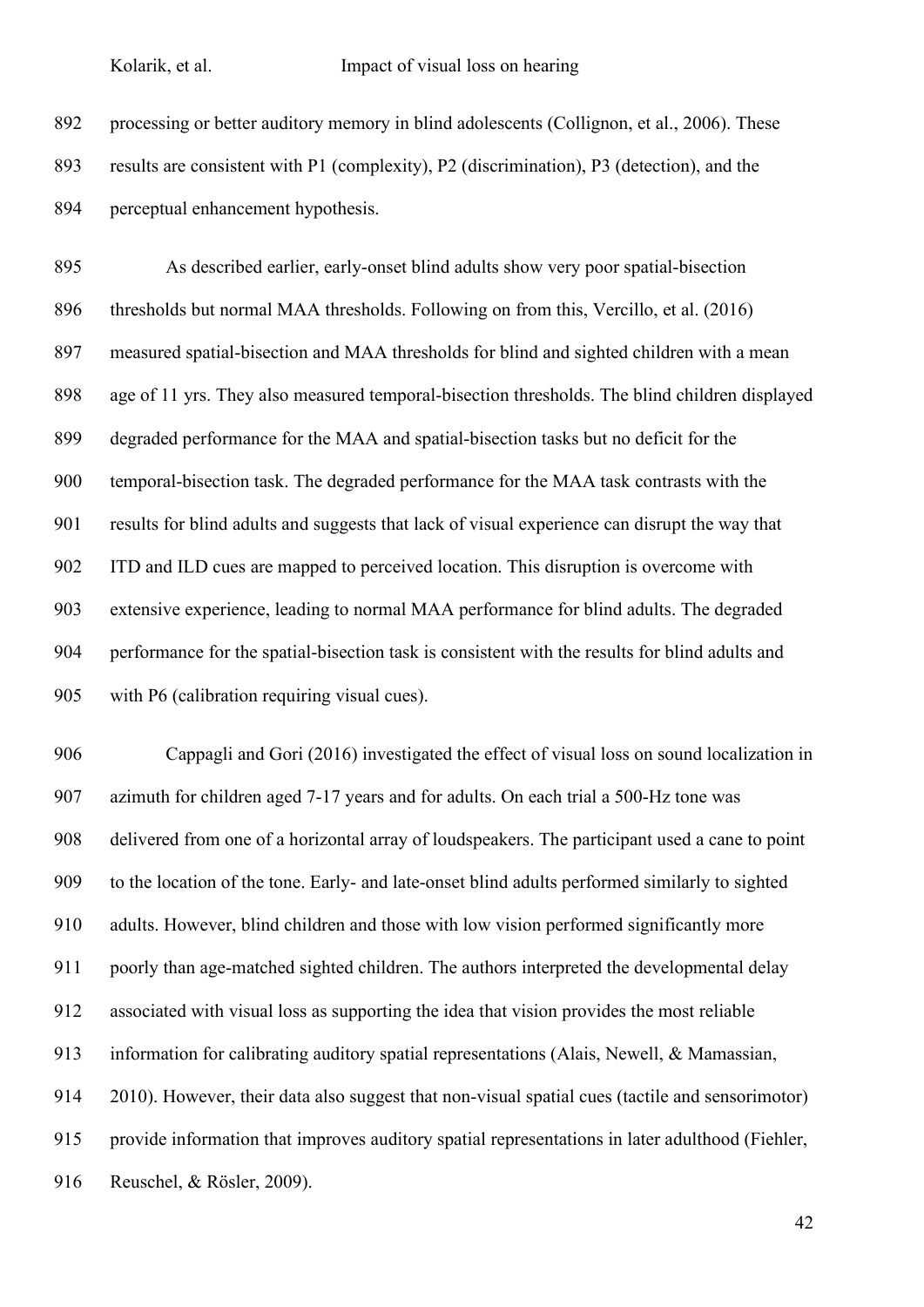processing or better auditory memory in blind adolescents (Collignon, et al., 2006). These results are consistent with P1 (complexity), P2 (discrimination), P3 (detection), and the perceptual enhancement hypothesis.

As described earlier, early-onset blind adults show very poor spatial-bisection thresholds but normal MAA thresholds. Following on from this, Vercillo, et al. (2016) measured spatial-bisection and MAA thresholds for blind and sighted children with a mean age of 11 yrs. They also measured temporal-bisection thresholds. The blind children displayed degraded performance for the MAA and spatial-bisection tasks but no deficit for the temporal-bisection task. The degraded performance for the MAA task contrasts with the results for blind adults and suggests that lack of visual experience can disrupt the way that ITD and ILD cues are mapped to perceived location. This disruption is overcome with extensive experience, leading to normal MAA performance for blind adults. The degraded performance for the spatial-bisection task is consistent with the results for blind adults and with P6 (calibration requiring visual cues).

Cappagli and Gori (2016) investigated the effect of visual loss on sound localization in azimuth for children aged 7-17 years and for adults. On each trial a 500-Hz tone was delivered from one of a horizontal array of loudspeakers. The participant used a cane to point to the location of the tone. Early- and late-onset blind adults performed similarly to sighted adults. However, blind children and those with low vision performed significantly more poorly than age-matched sighted children. The authors interpreted the developmental delay associated with visual loss as supporting the idea that vision provides the most reliable information for calibrating auditory spatial representations (Alais, Newell, & Mamassian, 2010). However, their data also suggest that non-visual spatial cues (tactile and sensorimotor) provide information that improves auditory spatial representations in later adulthood (Fiehler, Reuschel, & Rösler, 2009).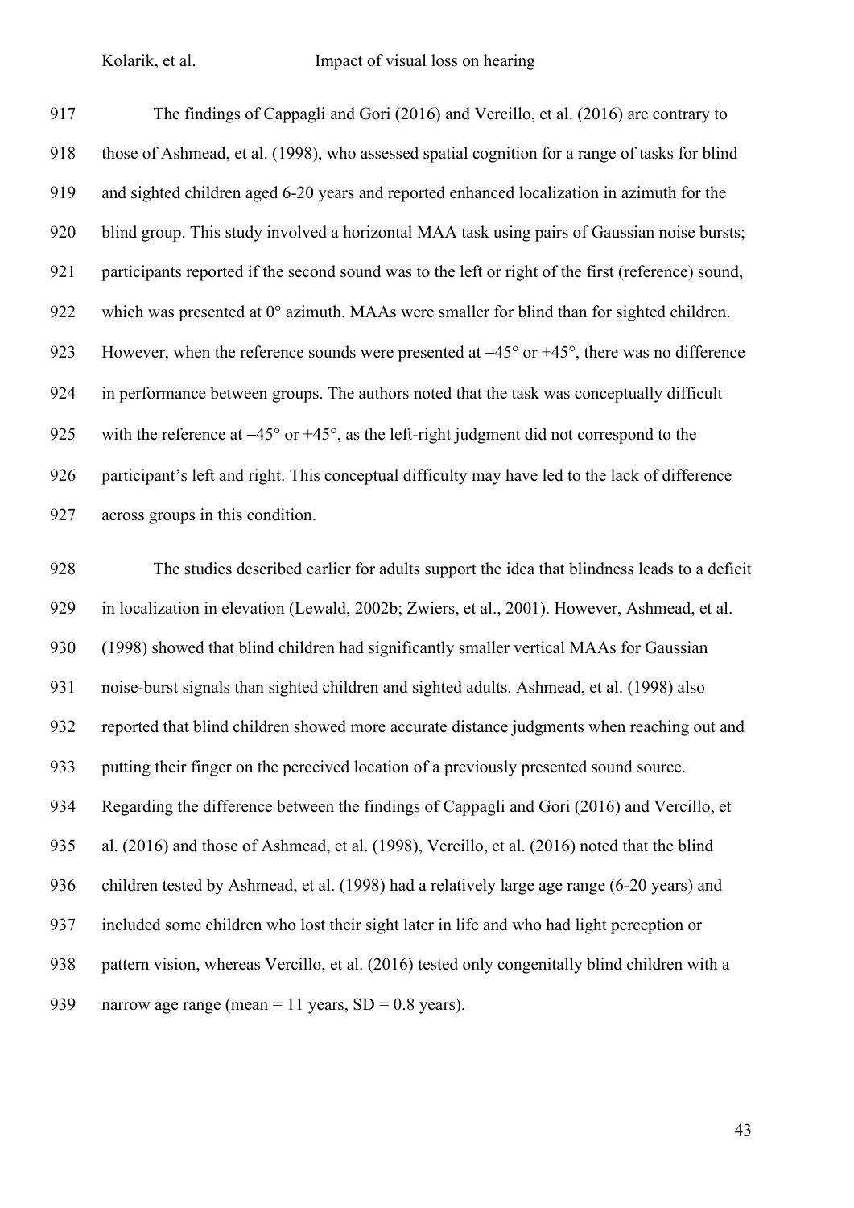The findings of Cappagli and Gori (2016) and Vercillo, et al. (2016) are contrary to those of Ashmead, et al. (1998), who assessed spatial cognition for a range of tasks for blind and sighted children aged 6-20 years and reported enhanced localization in azimuth for the blind group. This study involved a horizontal MAA task using pairs of Gaussian noise bursts; participants reported if the second sound was to the left or right of the first (reference) sound, which was presented at 0° azimuth. MAAs were smaller for blind than for sighted children. However, when the reference sounds were presented at –45° or +45°, there was no difference in performance between groups. The authors noted that the task was conceptually difficult with the reference at –45° or +45°, as the left-right judgment did not correspond to the participant's left and right. This conceptual difficulty may have led to the lack of difference across groups in this condition.

The studies described earlier for adults support the idea that blindness leads to a deficit in localization in elevation (Lewald, 2002b; Zwiers, et al., 2001). However, Ashmead, et al. (1998) showed that blind children had significantly smaller vertical MAAs for Gaussian noise-burst signals than sighted children and sighted adults. Ashmead, et al. (1998) also reported that blind children showed more accurate distance judgments when reaching out and putting their finger on the perceived location of a previously presented sound source. Regarding the difference between the findings of Cappagli and Gori (2016) and Vercillo, et al. (2016) and those of Ashmead, et al. (1998), Vercillo, et al. (2016) noted that the blind children tested by Ashmead, et al. (1998) had a relatively large age range (6-20 years) and included some children who lost their sight later in life and who had light perception or pattern vision, whereas Vercillo, et al. (2016) tested only congenitally blind children with a narrow age range (mean = 11 years, SD = 0.8 years).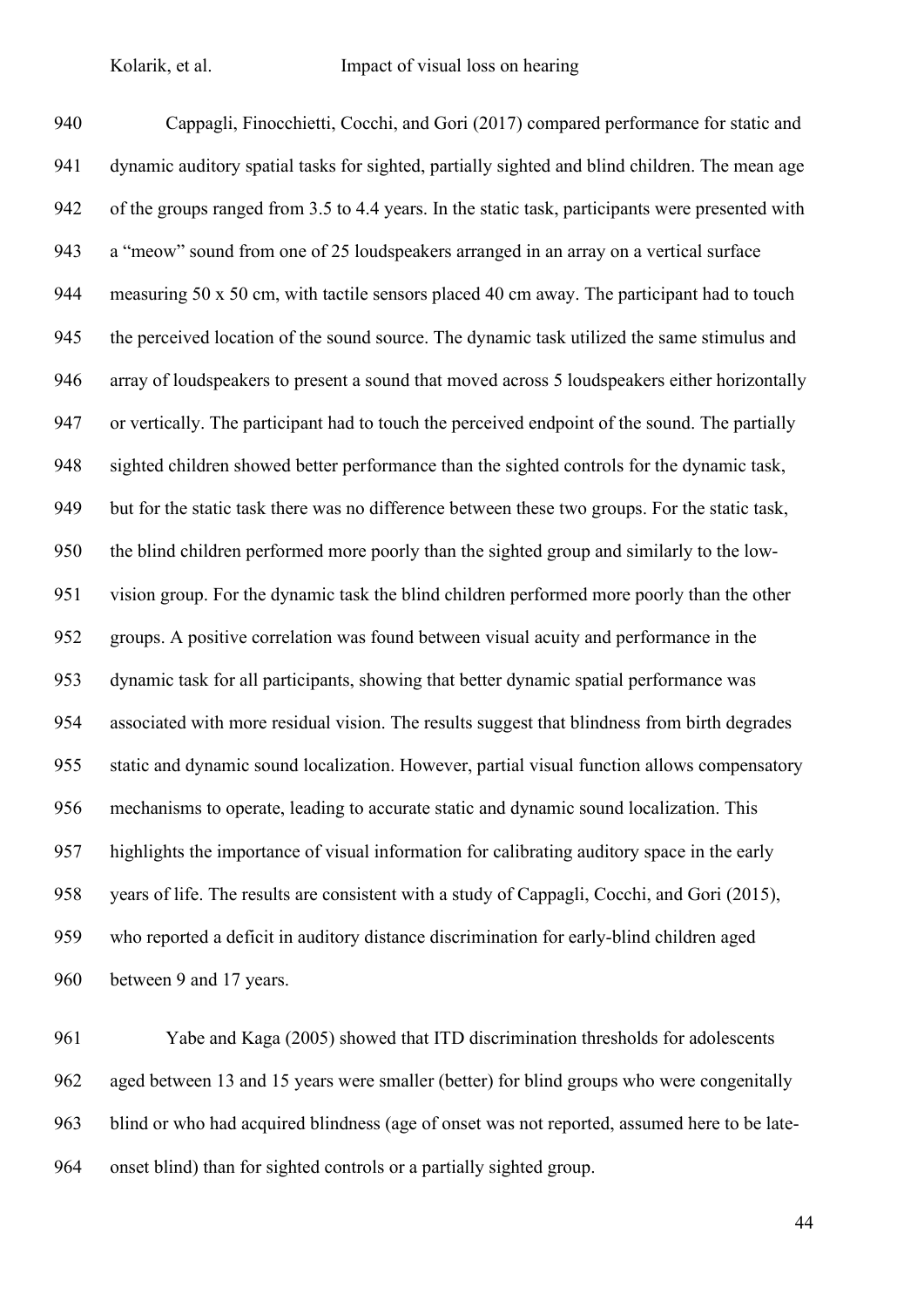Cappagli, Finocchietti, Cocchi, and Gori (2017) compared performance for static and dynamic auditory spatial tasks for sighted, partially sighted and blind children. The mean age of the groups ranged from 3.5 to 4.4 years. In the static task, participants were presented with a "meow" sound from one of 25 loudspeakers arranged in an array on a vertical surface measuring 50 x 50 cm, with tactile sensors placed 40 cm away. The participant had to touch the perceived location of the sound source. The dynamic task utilized the same stimulus and array of loudspeakers to present a sound that moved across 5 loudspeakers either horizontally or vertically. The participant had to touch the perceived endpoint of the sound. The partially sighted children showed better performance than the sighted controls for the dynamic task, but for the static task there was no difference between these two groups. For the static task, the blind children performed more poorly than the sighted group and similarly to the low-vision group. For the dynamic task the blind children performed more poorly than the other groups. A positive correlation was found between visual acuity and performance in the dynamic task for all participants, showing that better dynamic spatial performance was associated with more residual vision. The results suggest that blindness from birth degrades static and dynamic sound localization. However, partial visual function allows compensatory mechanisms to operate, leading to accurate static and dynamic sound localization. This highlights the importance of visual information for calibrating auditory space in the early years of life. The results are consistent with a study of Cappagli, Cocchi, and Gori (2015), who reported a deficit in auditory distance discrimination for early-blind children aged between 9 and 17 years.

Yabe and Kaga (2005) showed that ITD discrimination thresholds for adolescents aged between 13 and 15 years were smaller (better) for blind groups who were congenitally blind or who had acquired blindness (age of onset was not reported, assumed here to be late-onset blind) than for sighted controls or a partially sighted group.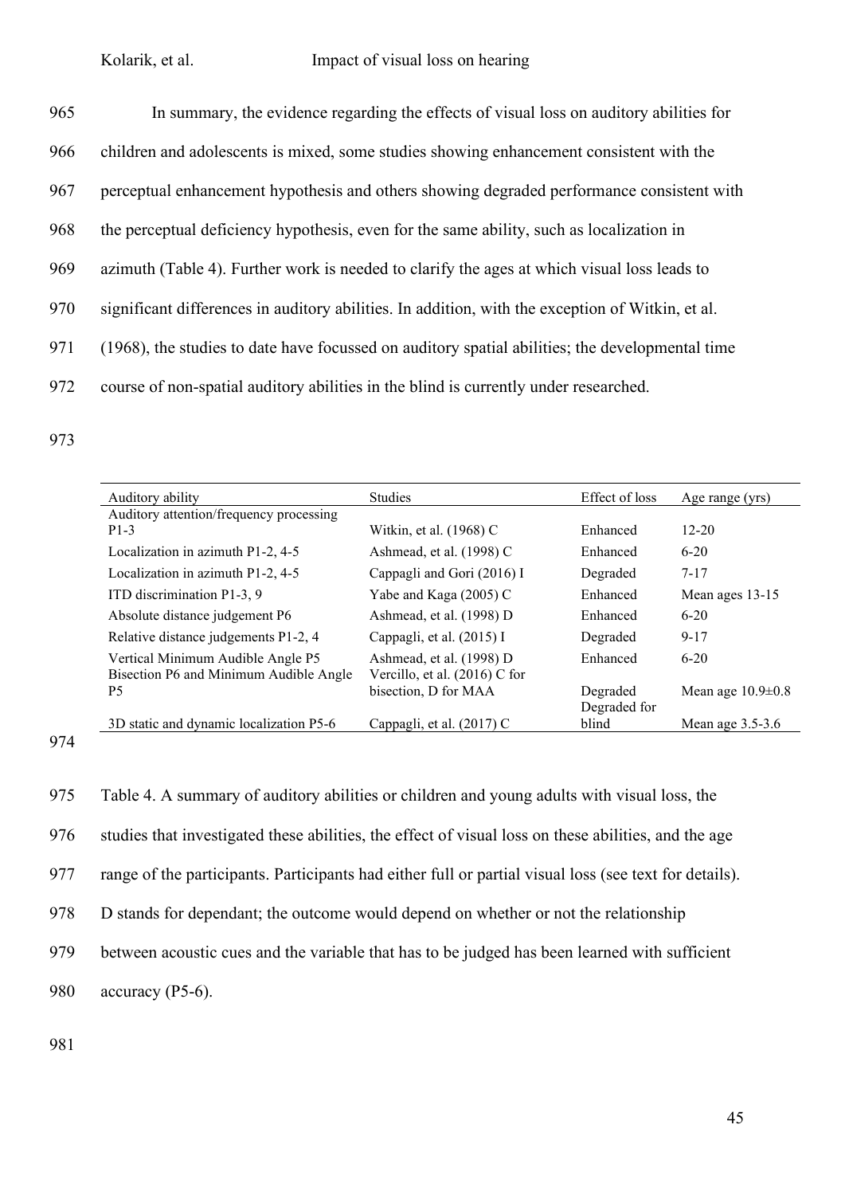In summary, the evidence regarding the effects of visual loss on auditory abilities for children and adolescents is mixed, some studies showing enhancement consistent with the perceptual enhancement hypothesis and others showing degraded performance consistent with the perceptual deficiency hypothesis, even for the same ability, such as localization in azimuth (Table 4). Further work is needed to clarify the ages at which visual loss leads to significant differences in auditory abilities. In addition, with the exception of Witkin, et al. (1968), the studies to date have focussed on auditory spatial abilities; the developmental time course of non-spatial auditory abilities in the blind is currently under researched.

| Auditory ability | Studies | Effect of loss | Age range (yrs) |
|---|---|---|---|
| Auditory attention/frequency processing P1-3 | Witkin, et al. (1968) C | Enhanced | 12-20 |
| Localization in azimuth P1-2, 4-5 | Ashmead, et al. (1998) C | Enhanced | 6-20 |
| Localization in azimuth P1-2, 4-5 | Cappagli and Gori (2016) I | Degraded | 7-17 |
| ITD discrimination P1-3, 9 | Yabe and Kaga (2005) C | Enhanced | Mean ages 13-15 |
| Absolute distance judgement P6 | Ashmead, et al. (1998) D | Enhanced | 6-20 |
| Relative distance judgements P1-2, 4 | Cappagli, et al. (2015) I | Degraded | 9-17 |
| Vertical Minimum Audible Angle P5 | Ashmead, et al. (1998) D | Enhanced | 6-20 |
| Bisection P6 and Minimum Audible Angle P5 | Vercillo, et al. (2016) C for bisection, D for MAA | Degraded | Mean age 10.9±0.8 |
| 3D static and dynamic localization P5-6 | Cappagli, et al. (2017) C | Degraded for blind | Mean age 3.5-3.6 |

Table 4. A summary of auditory abilities or children and young adults with visual loss, the studies that investigated these abilities, the effect of visual loss on these abilities, and the age range of the participants. Participants had either full or partial visual loss (see text for details). D stands for dependant; the outcome would depend on whether or not the relationship between acoustic cues and the variable that has to be judged has been learned with sufficient accuracy (P5-6).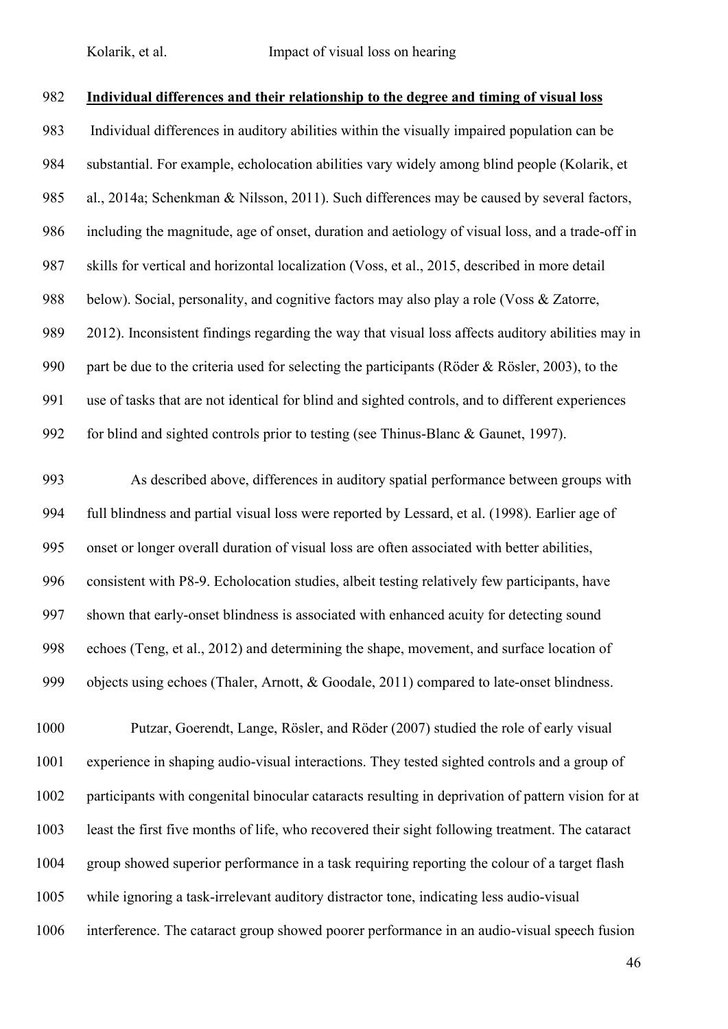**Individual differences and their relationship to the degree and timing of visual loss**

Individual differences in auditory abilities within the visually impaired population can be substantial. For example, echolocation abilities vary widely among blind people (Kolarik, et al., 2014a; Schenkman & Nilsson, 2011). Such differences may be caused by several factors, including the magnitude, age of onset, duration and aetiology of visual loss, and a trade-off in skills for vertical and horizontal localization (Voss, et al., 2015, described in more detail below). Social, personality, and cognitive factors may also play a role (Voss & Zatorre, 2012). Inconsistent findings regarding the way that visual loss affects auditory abilities may in part be due to the criteria used for selecting the participants (Röder & Rösler, 2003), to the use of tasks that are not identical for blind and sighted controls, and to different experiences for blind and sighted controls prior to testing (see Thinus-Blanc & Gaunet, 1997).

As described above, differences in auditory spatial performance between groups with full blindness and partial visual loss were reported by Lessard, et al. (1998). Earlier age of onset or longer overall duration of visual loss are often associated with better abilities, consistent with P8-9. Echolocation studies, albeit testing relatively few participants, have shown that early-onset blindness is associated with enhanced acuity for detecting sound echoes (Teng, et al., 2012) and determining the shape, movement, and surface location of objects using echoes (Thaler, Arnott, & Goodale, 2011) compared to late-onset blindness.

Putzar, Goerendt, Lange, Rösler, and Röder (2007) studied the role of early visual experience in shaping audio-visual interactions. They tested sighted controls and a group of participants with congenital binocular cataracts resulting in deprivation of pattern vision for at least the first five months of life, who recovered their sight following treatment. The cataract group showed superior performance in a task requiring reporting the colour of a target flash while ignoring a task-irrelevant auditory distractor tone, indicating less audio-visual interference. The cataract group showed poorer performance in an audio-visual speech fusion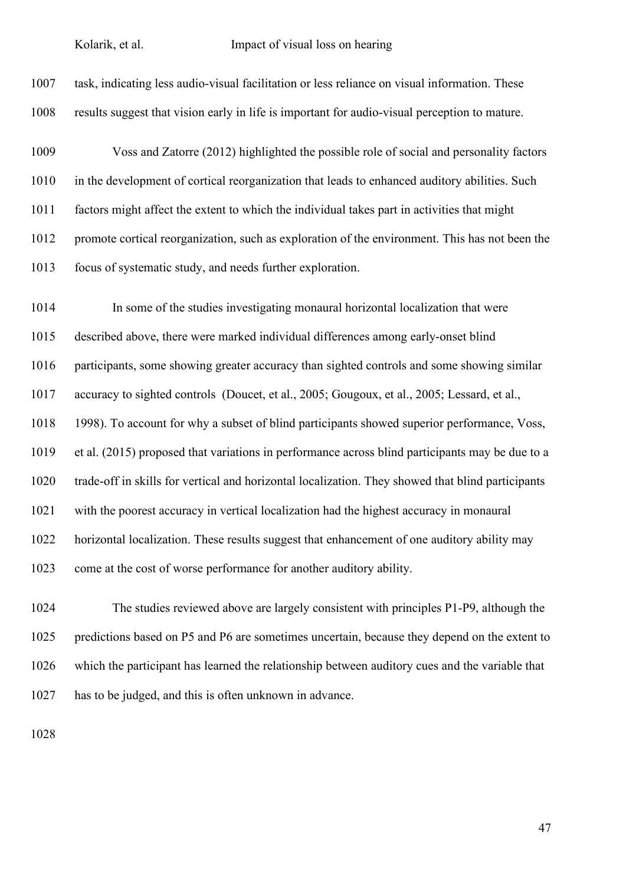task, indicating less audio-visual facilitation or less reliance on visual information. These results suggest that vision early in life is important for audio-visual perception to mature.

Voss and Zatorre (2012) highlighted the possible role of social and personality factors in the development of cortical reorganization that leads to enhanced auditory abilities. Such factors might affect the extent to which the individual takes part in activities that might promote cortical reorganization, such as exploration of the environment. This has not been the focus of systematic study, and needs further exploration.

In some of the studies investigating monaural horizontal localization that were described above, there were marked individual differences among early-onset blind participants, some showing greater accuracy than sighted controls and some showing similar accuracy to sighted controls (Doucet, et al., 2005; Gougoux, et al., 2005; Lessard, et al., 1998). To account for why a subset of blind participants showed superior performance, Voss, et al. (2015) proposed that variations in performance across blind participants may be due to a trade-off in skills for vertical and horizontal localization. They showed that blind participants with the poorest accuracy in vertical localization had the highest accuracy in monaural horizontal localization. These results suggest that enhancement of one auditory ability may come at the cost of worse performance for another auditory ability.

The studies reviewed above are largely consistent with principles P1-P9, although the predictions based on P5 and P6 are sometimes uncertain, because they depend on the extent to which the participant has learned the relationship between auditory cues and the variable that has to be judged, and this is often unknown in advance.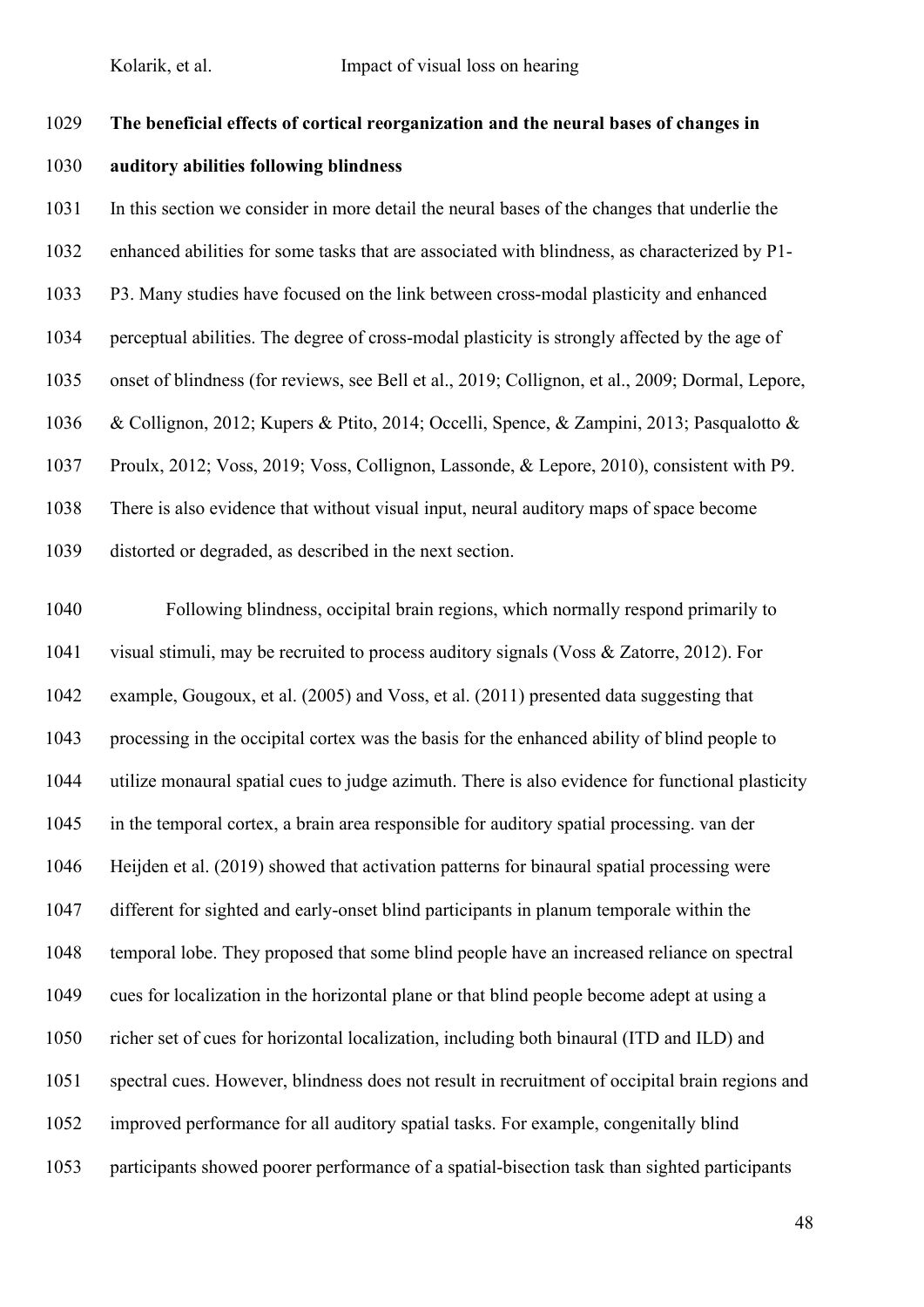**The beneficial effects of cortical reorganization and the neural bases of changes in auditory abilities following blindness**

In this section we consider in more detail the neural bases of the changes that underlie the enhanced abilities for some tasks that are associated with blindness, as characterized by P1-P3. Many studies have focused on the link between cross-modal plasticity and enhanced perceptual abilities. The degree of cross-modal plasticity is strongly affected by the age of onset of blindness (for reviews, see Bell et al., 2019; Collignon, et al., 2009; Dormal, Lepore, & Collignon, 2012; Kupers & Ptito, 2014; Occelli, Spence, & Zampini, 2013; Pasqualotto & Proulx, 2012; Voss, 2019; Voss, Collignon, Lassonde, & Lepore, 2010), consistent with P9. There is also evidence that without visual input, neural auditory maps of space become distorted or degraded, as described in the next section.

Following blindness, occipital brain regions, which normally respond primarily to visual stimuli, may be recruited to process auditory signals (Voss & Zatorre, 2012). For example, Gougoux, et al. (2005) and Voss, et al. (2011) presented data suggesting that processing in the occipital cortex was the basis for the enhanced ability of blind people to utilize monaural spatial cues to judge azimuth. There is also evidence for functional plasticity in the temporal cortex, a brain area responsible for auditory spatial processing. van der Heijden et al. (2019) showed that activation patterns for binaural spatial processing were different for sighted and early-onset blind participants in planum temporale within the temporal lobe. They proposed that some blind people have an increased reliance on spectral cues for localization in the horizontal plane or that blind people become adept at using a richer set of cues for horizontal localization, including both binaural (ITD and ILD) and spectral cues. However, blindness does not result in recruitment of occipital brain regions and improved performance for all auditory spatial tasks. For example, congenitally blind participants showed poorer performance of a spatial-bisection task than sighted participants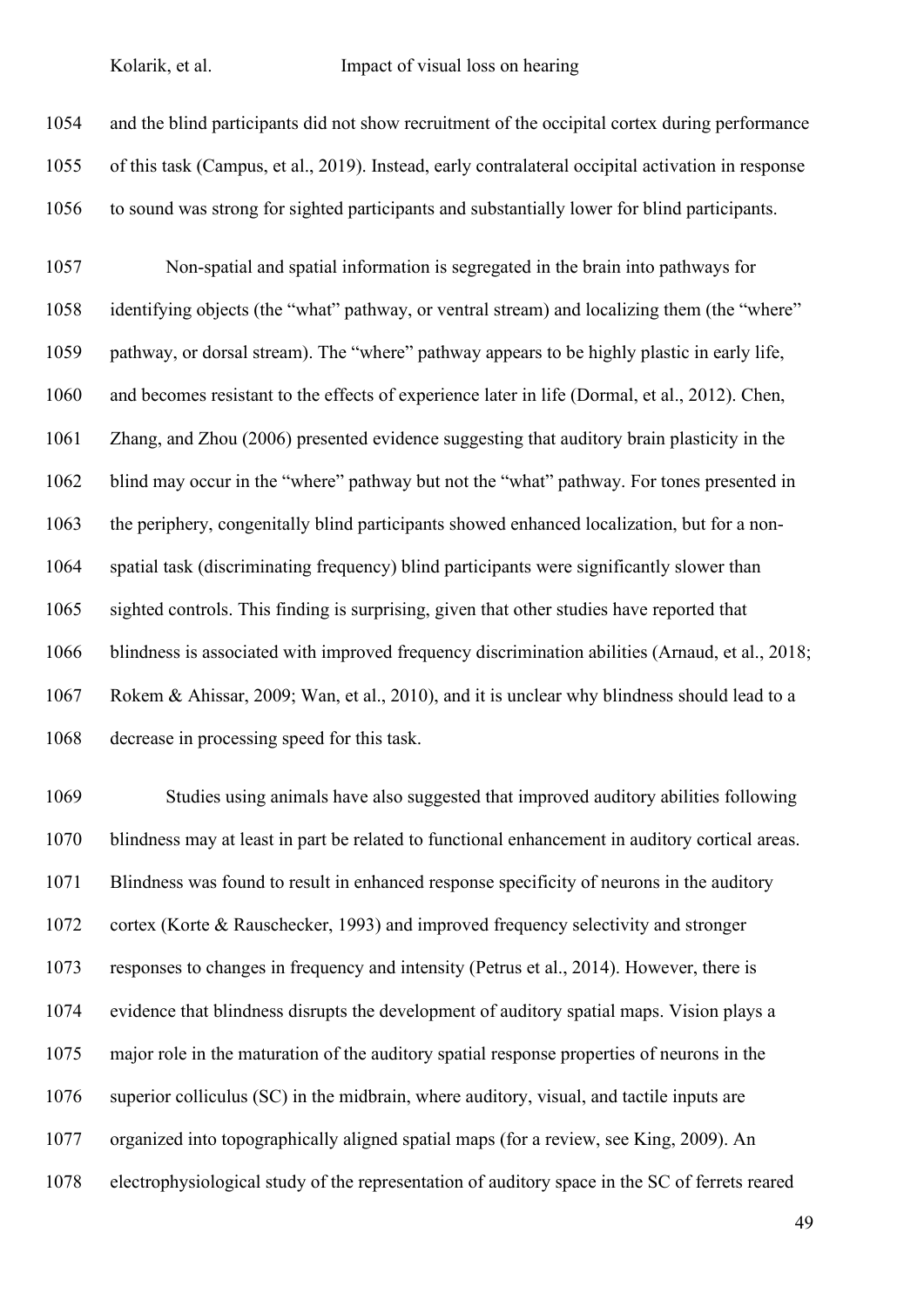and the blind participants did not show recruitment of the occipital cortex during performance of this task (Campus, et al., 2019). Instead, early contralateral occipital activation in response to sound was strong for sighted participants and substantially lower for blind participants.

Non-spatial and spatial information is segregated in the brain into pathways for identifying objects (the "what" pathway, or ventral stream) and localizing them (the "where" pathway, or dorsal stream). The "where" pathway appears to be highly plastic in early life, and becomes resistant to the effects of experience later in life (Dormal, et al., 2012). Chen, Zhang, and Zhou (2006) presented evidence suggesting that auditory brain plasticity in the blind may occur in the "where" pathway but not the "what" pathway. For tones presented in the periphery, congenitally blind participants showed enhanced localization, but for a non-spatial task (discriminating frequency) blind participants were significantly slower than sighted controls. This finding is surprising, given that other studies have reported that blindness is associated with improved frequency discrimination abilities (Arnaud, et al., 2018; Rokem & Ahissar, 2009; Wan, et al., 2010), and it is unclear why blindness should lead to a decrease in processing speed for this task.

Studies using animals have also suggested that improved auditory abilities following blindness may at least in part be related to functional enhancement in auditory cortical areas. Blindness was found to result in enhanced response specificity of neurons in the auditory cortex (Korte & Rauschecker, 1993) and improved frequency selectivity and stronger responses to changes in frequency and intensity (Petrus et al., 2014). However, there is evidence that blindness disrupts the development of auditory spatial maps. Vision plays a major role in the maturation of the auditory spatial response properties of neurons in the superior colliculus (SC) in the midbrain, where auditory, visual, and tactile inputs are organized into topographically aligned spatial maps (for a review, see King, 2009). An electrophysiological study of the representation of auditory space in the SC of ferrets reared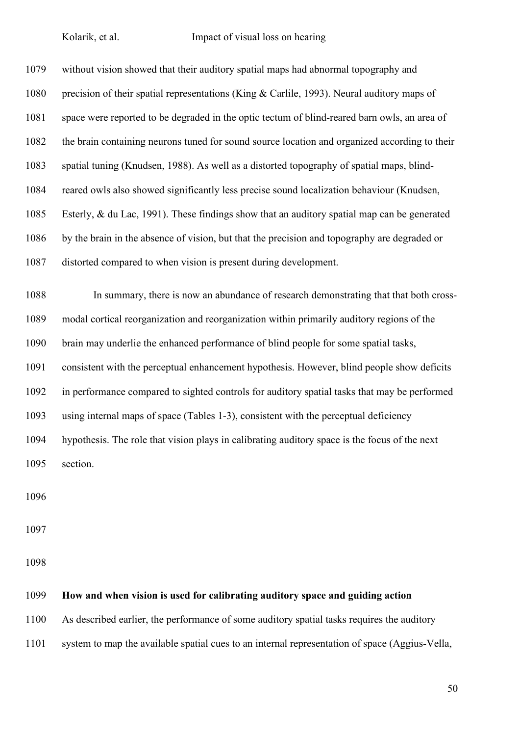without vision showed that their auditory spatial maps had abnormal topography and precision of their spatial representations (King & Carlile, 1993). Neural auditory maps of space were reported to be degraded in the optic tectum of blind-reared barn owls, an area of the brain containing neurons tuned for sound source location and organized according to their spatial tuning (Knudsen, 1988). As well as a distorted topography of spatial maps, blind-reared owls also showed significantly less precise sound localization behaviour (Knudsen, Esterly, & du Lac, 1991). These findings show that an auditory spatial map can be generated by the brain in the absence of vision, but that the precision and topography are degraded or distorted compared to when vision is present during development.

In summary, there is now an abundance of research demonstrating that that both cross-modal cortical reorganization and reorganization within primarily auditory regions of the brain may underlie the enhanced performance of blind people for some spatial tasks, consistent with the perceptual enhancement hypothesis. However, blind people show deficits in performance compared to sighted controls for auditory spatial tasks that may be performed using internal maps of space (Tables 1-3), consistent with the perceptual deficiency hypothesis. The role that vision plays in calibrating auditory space is the focus of the next section.

## How and when vision is used for calibrating auditory space and guiding action

As described earlier, the performance of some auditory spatial tasks requires the auditory system to map the available spatial cues to an internal representation of space (Aggius-Vella,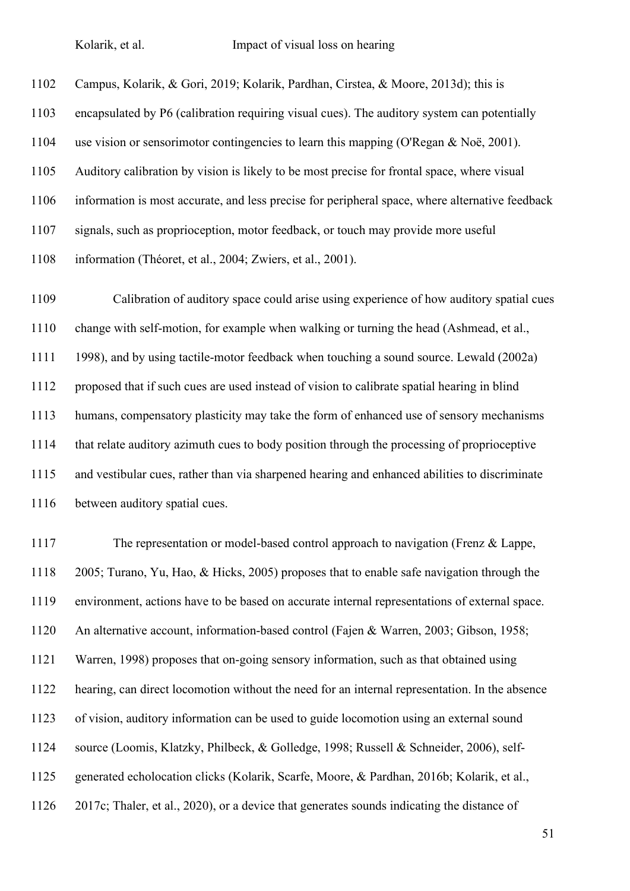Campus, Kolarik, & Gori, 2019; Kolarik, Pardhan, Cirstea, & Moore, 2013d); this is encapsulated by P6 (calibration requiring visual cues). The auditory system can potentially use vision or sensorimotor contingencies to learn this mapping (O'Regan & Noë, 2001). Auditory calibration by vision is likely to be most precise for frontal space, where visual information is most accurate, and less precise for peripheral space, where alternative feedback signals, such as proprioception, motor feedback, or touch may provide more useful information (Théoret, et al., 2004; Zwiers, et al., 2001).

Calibration of auditory space could arise using experience of how auditory spatial cues change with self-motion, for example when walking or turning the head (Ashmead, et al., 1998), and by using tactile-motor feedback when touching a sound source. Lewald (2002a) proposed that if such cues are used instead of vision to calibrate spatial hearing in blind humans, compensatory plasticity may take the form of enhanced use of sensory mechanisms that relate auditory azimuth cues to body position through the processing of proprioceptive and vestibular cues, rather than via sharpened hearing and enhanced abilities to discriminate between auditory spatial cues.

The representation or model-based control approach to navigation (Frenz & Lappe, 2005; Turano, Yu, Hao, & Hicks, 2005) proposes that to enable safe navigation through the environment, actions have to be based on accurate internal representations of external space. An alternative account, information-based control (Fajen & Warren, 2003; Gibson, 1958; Warren, 1998) proposes that on-going sensory information, such as that obtained using hearing, can direct locomotion without the need for an internal representation. In the absence of vision, auditory information can be used to guide locomotion using an external sound source (Loomis, Klatzky, Philbeck, & Golledge, 1998; Russell & Schneider, 2006), self-generated echolocation clicks (Kolarik, Scarfe, Moore, & Pardhan, 2016b; Kolarik, et al., 2017c; Thaler, et al., 2020), or a device that generates sounds indicating the distance of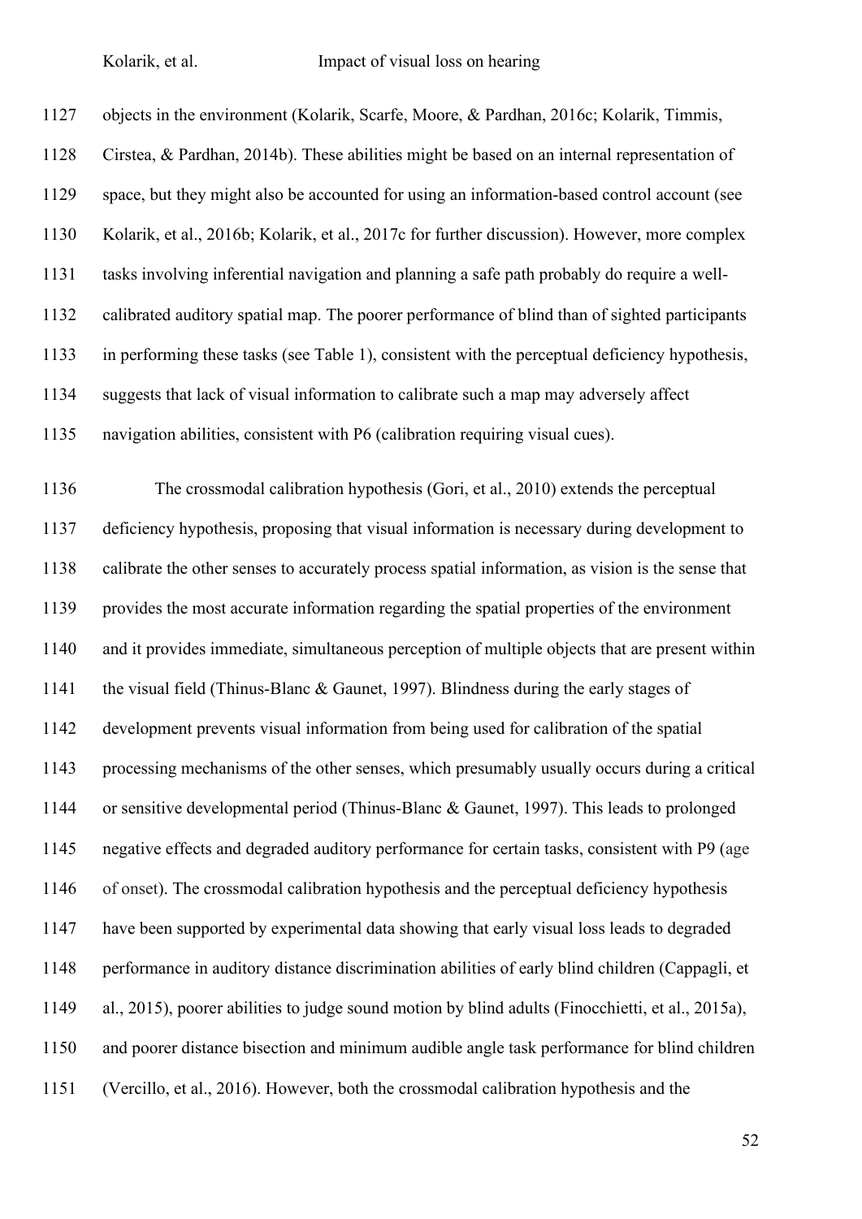objects in the environment (Kolarik, Scarfe, Moore, & Pardhan, 2016c; Kolarik, Timmis, Cirstea, & Pardhan, 2014b). These abilities might be based on an internal representation of space, but they might also be accounted for using an information-based control account (see Kolarik, et al., 2016b; Kolarik, et al., 2017c for further discussion). However, more complex tasks involving inferential navigation and planning a safe path probably do require a well-calibrated auditory spatial map. The poorer performance of blind than of sighted participants in performing these tasks (see Table 1), consistent with the perceptual deficiency hypothesis, suggests that lack of visual information to calibrate such a map may adversely affect navigation abilities, consistent with P6 (calibration requiring visual cues).

The crossmodal calibration hypothesis (Gori, et al., 2010) extends the perceptual deficiency hypothesis, proposing that visual information is necessary during development to calibrate the other senses to accurately process spatial information, as vision is the sense that provides the most accurate information regarding the spatial properties of the environment and it provides immediate, simultaneous perception of multiple objects that are present within the visual field (Thinus-Blanc & Gaunet, 1997). Blindness during the early stages of development prevents visual information from being used for calibration of the spatial processing mechanisms of the other senses, which presumably usually occurs during a critical or sensitive developmental period (Thinus-Blanc & Gaunet, 1997). This leads to prolonged negative effects and degraded auditory performance for certain tasks, consistent with P9 (age of onset). The crossmodal calibration hypothesis and the perceptual deficiency hypothesis have been supported by experimental data showing that early visual loss leads to degraded performance in auditory distance discrimination abilities of early blind children (Cappagli, et al., 2015), poorer abilities to judge sound motion by blind adults (Finocchietti, et al., 2015a), and poorer distance bisection and minimum audible angle task performance for blind children (Vercillo, et al., 2016). However, both the crossmodal calibration hypothesis and the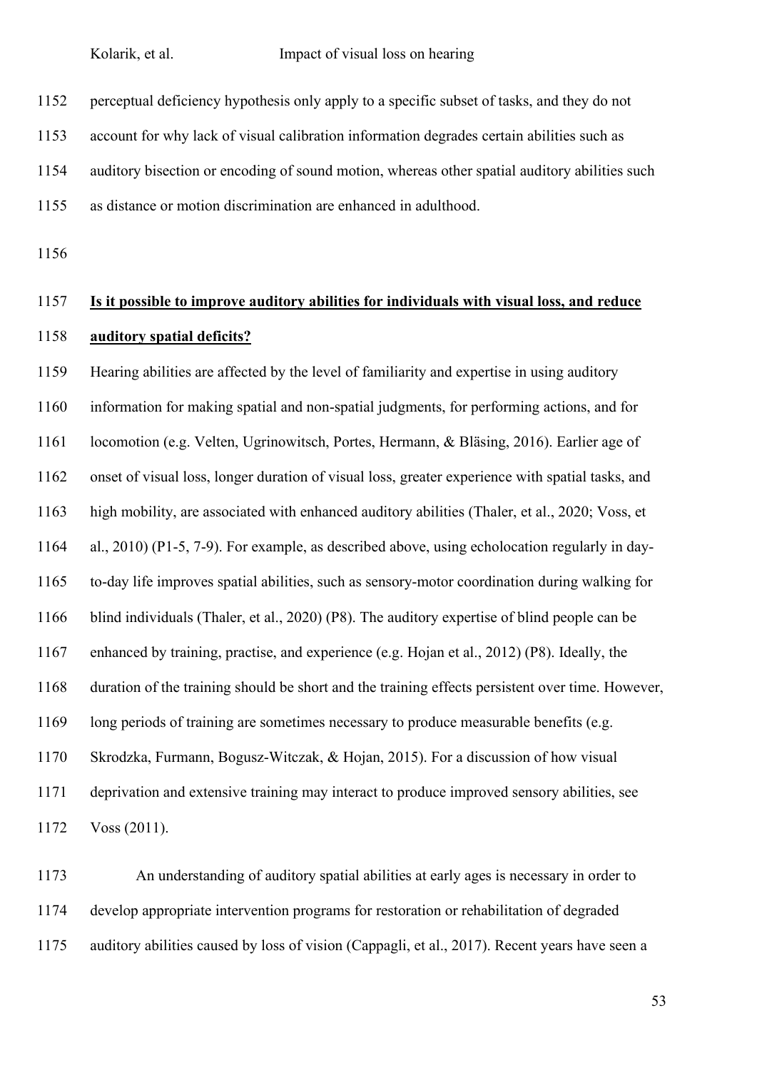perceptual deficiency hypothesis only apply to a specific subset of tasks, and they do not account for why lack of visual calibration information degrades certain abilities such as auditory bisection or encoding of sound motion, whereas other spatial auditory abilities such as distance or motion discrimination are enhanced in adulthood.

## **Is it possible to improve auditory abilities for individuals with visual loss, and reduce auditory spatial deficits?**

Hearing abilities are affected by the level of familiarity and expertise in using auditory information for making spatial and non-spatial judgments, for performing actions, and for locomotion (e.g. Velten, Ugrinowitsch, Portes, Hermann, & Bläsing, 2016). Earlier age of onset of visual loss, longer duration of visual loss, greater experience with spatial tasks, and high mobility, are associated with enhanced auditory abilities (Thaler, et al., 2020; Voss, et al., 2010) (P1-5, 7-9). For example, as described above, using echolocation regularly in day-to-day life improves spatial abilities, such as sensory-motor coordination during walking for blind individuals (Thaler, et al., 2020) (P8). The auditory expertise of blind people can be enhanced by training, practise, and experience (e.g. Hojan et al., 2012) (P8). Ideally, the duration of the training should be short and the training effects persistent over time. However, long periods of training are sometimes necessary to produce measurable benefits (e.g. Skrodzka, Furmann, Bogusz-Witczak, & Hojan, 2015). For a discussion of how visual deprivation and extensive training may interact to produce improved sensory abilities, see Voss (2011).

An understanding of auditory spatial abilities at early ages is necessary in order to develop appropriate intervention programs for restoration or rehabilitation of degraded auditory abilities caused by loss of vision (Cappagli, et al., 2017). Recent years have seen a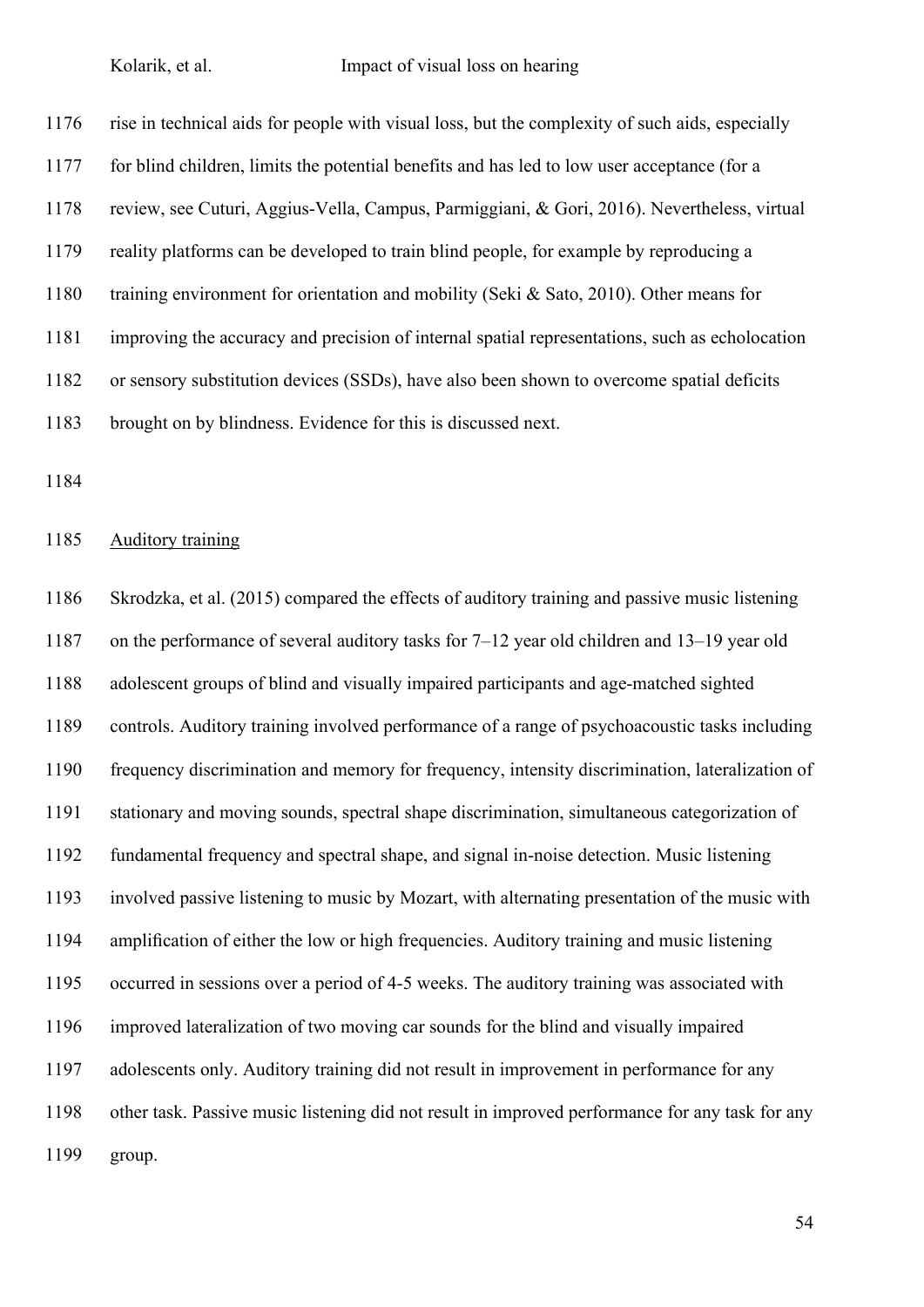rise in technical aids for people with visual loss, but the complexity of such aids, especially for blind children, limits the potential benefits and has led to low user acceptance (for a review, see Cuturi, Aggius-Vella, Campus, Parmiggiani, & Gori, 2016). Nevertheless, virtual reality platforms can be developed to train blind people, for example by reproducing a training environment for orientation and mobility (Seki & Sato, 2010). Other means for improving the accuracy and precision of internal spatial representations, such as echolocation or sensory substitution devices (SSDs), have also been shown to overcome spatial deficits brought on by blindness. Evidence for this is discussed next.

<u>Auditory training</u>

Skrodzka, et al. (2015) compared the effects of auditory training and passive music listening on the performance of several auditory tasks for 7–12 year old children and 13–19 year old adolescent groups of blind and visually impaired participants and age-matched sighted controls. Auditory training involved performance of a range of psychoacoustic tasks including frequency discrimination and memory for frequency, intensity discrimination, lateralization of stationary and moving sounds, spectral shape discrimination, simultaneous categorization of fundamental frequency and spectral shape, and signal in-noise detection. Music listening involved passive listening to music by Mozart, with alternating presentation of the music with amplification of either the low or high frequencies. Auditory training and music listening occurred in sessions over a period of 4-5 weeks. The auditory training was associated with improved lateralization of two moving car sounds for the blind and visually impaired adolescents only. Auditory training did not result in improvement in performance for any other task. Passive music listening did not result in improved performance for any task for any group.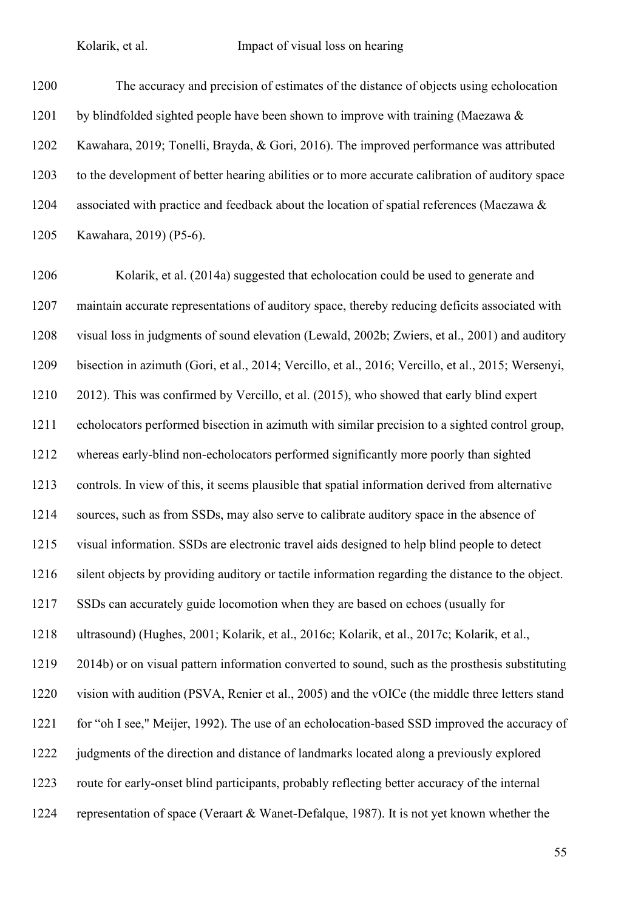The accuracy and precision of estimates of the distance of objects using echolocation by blindfolded sighted people have been shown to improve with training (Maezawa & Kawahara, 2019; Tonelli, Brayda, & Gori, 2016). The improved performance was attributed to the development of better hearing abilities or to more accurate calibration of auditory space associated with practice and feedback about the location of spatial references (Maezawa & Kawahara, 2019) (P5-6).

Kolarik, et al. (2014a) suggested that echolocation could be used to generate and maintain accurate representations of auditory space, thereby reducing deficits associated with visual loss in judgments of sound elevation (Lewald, 2002b; Zwiers, et al., 2001) and auditory bisection in azimuth (Gori, et al., 2014; Vercillo, et al., 2016; Vercillo, et al., 2015; Wersenyi, 2012). This was confirmed by Vercillo, et al. (2015), who showed that early blind expert echolocators performed bisection in azimuth with similar precision to a sighted control group, whereas early-blind non-echolocators performed significantly more poorly than sighted controls. In view of this, it seems plausible that spatial information derived from alternative sources, such as from SSDs, may also serve to calibrate auditory space in the absence of visual information. SSDs are electronic travel aids designed to help blind people to detect silent objects by providing auditory or tactile information regarding the distance to the object. SSDs can accurately guide locomotion when they are based on echoes (usually for ultrasound) (Hughes, 2001; Kolarik, et al., 2016c; Kolarik, et al., 2017c; Kolarik, et al., 2014b) or on visual pattern information converted to sound, such as the prosthesis substituting vision with audition (PSVA, Renier et al., 2005) and the vOICe (the middle three letters stand for "oh I see," Meijer, 1992). The use of an echolocation-based SSD improved the accuracy of judgments of the direction and distance of landmarks located along a previously explored route for early-onset blind participants, probably reflecting better accuracy of the internal representation of space (Veraart & Wanet-Defalque, 1987). It is not yet known whether the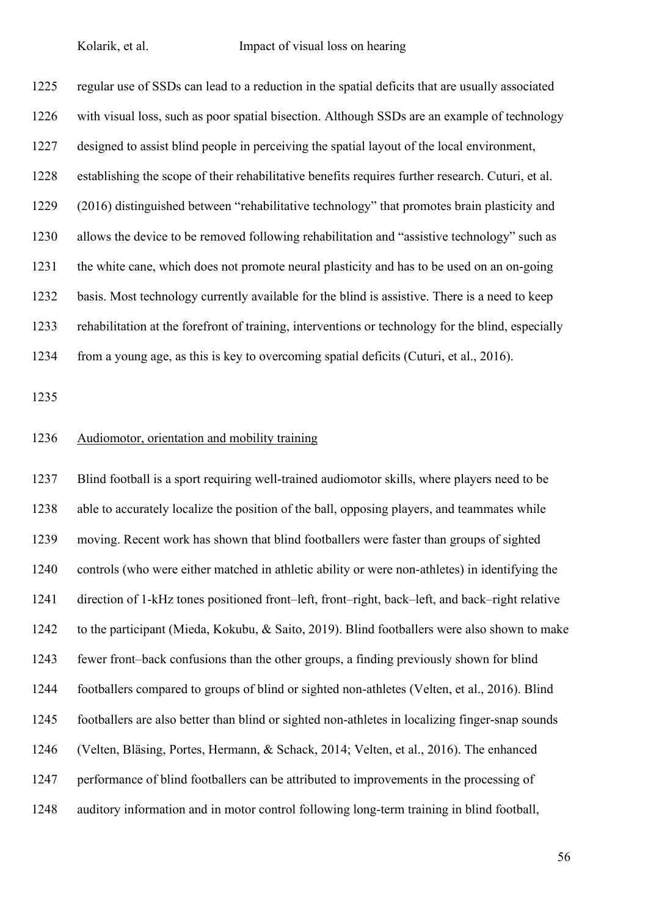regular use of SSDs can lead to a reduction in the spatial deficits that are usually associated with visual loss, such as poor spatial bisection. Although SSDs are an example of technology designed to assist blind people in perceiving the spatial layout of the local environment, establishing the scope of their rehabilitative benefits requires further research. Cuturi, et al. (2016) distinguished between "rehabilitative technology" that promotes brain plasticity and allows the device to be removed following rehabilitation and "assistive technology" such as the white cane, which does not promote neural plasticity and has to be used on an on-going basis. Most technology currently available for the blind is assistive. There is a need to keep rehabilitation at the forefront of training, interventions or technology for the blind, especially from a young age, as this is key to overcoming spatial deficits (Cuturi, et al., 2016).

## Audiomotor, orientation and mobility training

Blind football is a sport requiring well-trained audiomotor skills, where players need to be able to accurately localize the position of the ball, opposing players, and teammates while moving. Recent work has shown that blind footballers were faster than groups of sighted controls (who were either matched in athletic ability or were non-athletes) in identifying the direction of 1-kHz tones positioned front–left, front–right, back–left, and back–right relative to the participant (Mieda, Kokubu, & Saito, 2019). Blind footballers were also shown to make fewer front–back confusions than the other groups, a finding previously shown for blind footballers compared to groups of blind or sighted non-athletes (Velten, et al., 2016). Blind footballers are also better than blind or sighted non-athletes in localizing finger-snap sounds (Velten, Bläsing, Portes, Hermann, & Schack, 2014; Velten, et al., 2016). The enhanced performance of blind footballers can be attributed to improvements in the processing of auditory information and in motor control following long-term training in blind football,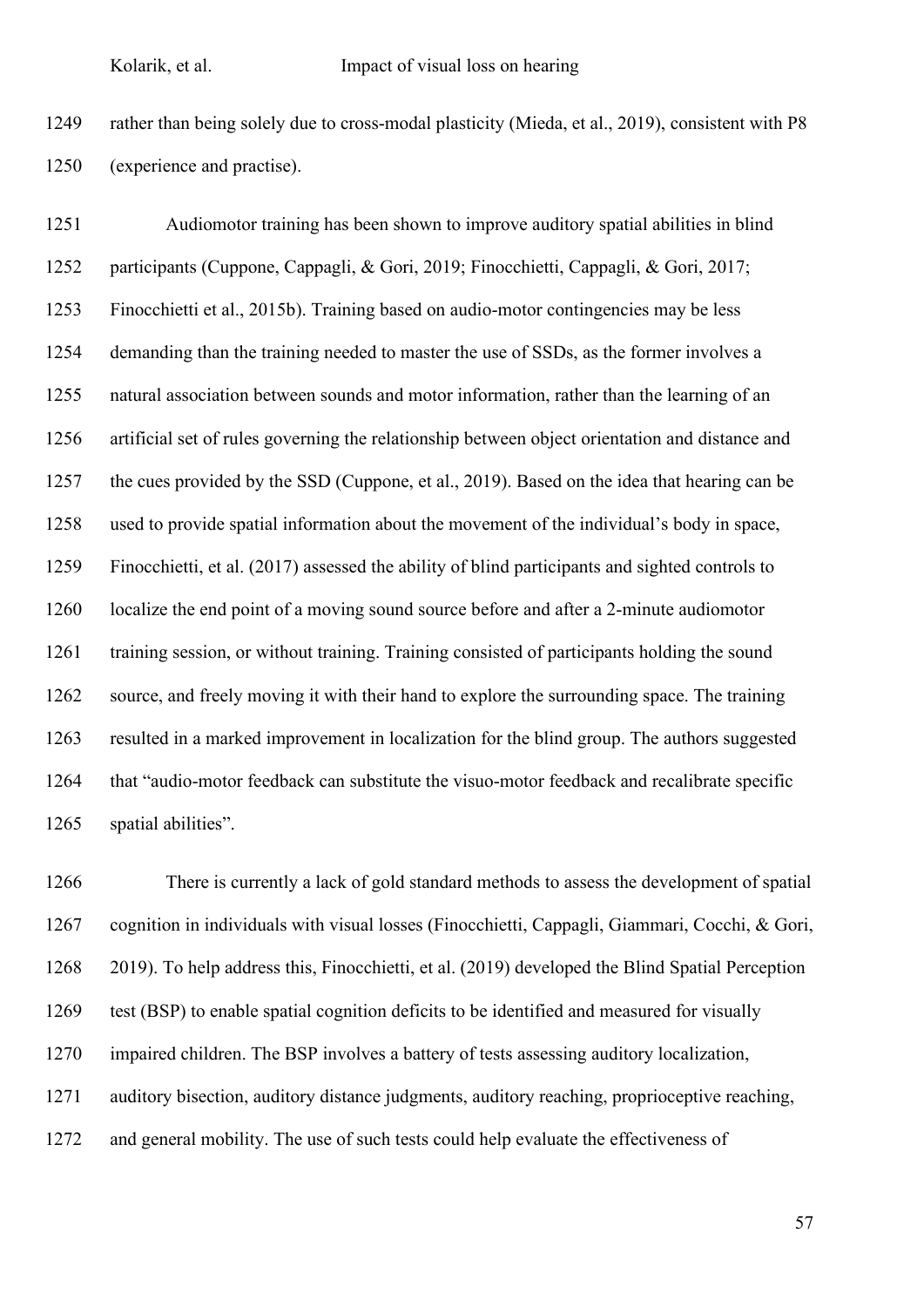rather than being solely due to cross-modal plasticity (Mieda, et al., 2019), consistent with P8 (experience and practise).

Audiomotor training has been shown to improve auditory spatial abilities in blind participants (Cuppone, Cappagli, & Gori, 2019; Finocchietti, Cappagli, & Gori, 2017; Finocchietti et al., 2015b). Training based on audio-motor contingencies may be less demanding than the training needed to master the use of SSDs, as the former involves a natural association between sounds and motor information, rather than the learning of an artificial set of rules governing the relationship between object orientation and distance and the cues provided by the SSD (Cuppone, et al., 2019). Based on the idea that hearing can be used to provide spatial information about the movement of the individual's body in space, Finocchietti, et al. (2017) assessed the ability of blind participants and sighted controls to localize the end point of a moving sound source before and after a 2-minute audiomotor training session, or without training. Training consisted of participants holding the sound source, and freely moving it with their hand to explore the surrounding space. The training resulted in a marked improvement in localization for the blind group. The authors suggested that "audio-motor feedback can substitute the visuo-motor feedback and recalibrate specific spatial abilities".

There is currently a lack of gold standard methods to assess the development of spatial cognition in individuals with visual losses (Finocchietti, Cappagli, Giammari, Cocchi, & Gori, 2019). To help address this, Finocchietti, et al. (2019) developed the Blind Spatial Perception test (BSP) to enable spatial cognition deficits to be identified and measured for visually impaired children. The BSP involves a battery of tests assessing auditory localization, auditory bisection, auditory distance judgments, auditory reaching, proprioceptive reaching, and general mobility. The use of such tests could help evaluate the effectiveness of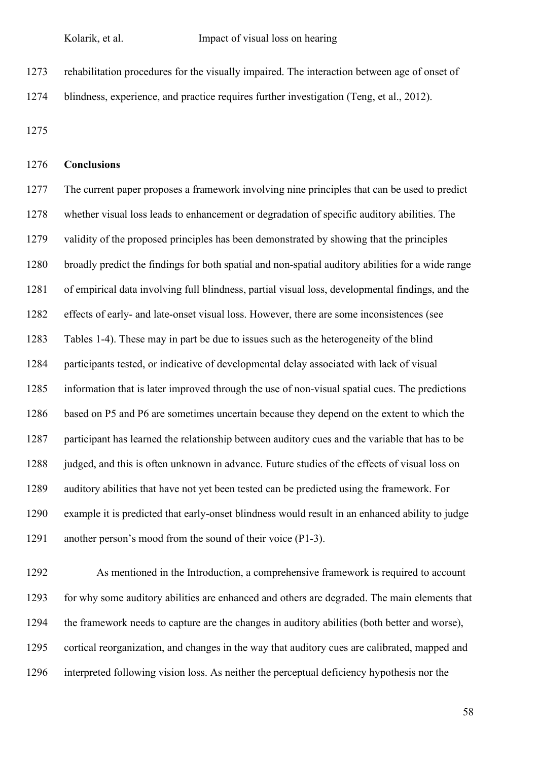rehabilitation procedures for the visually impaired. The interaction between age of onset of blindness, experience, and practice requires further investigation (Teng, et al., 2012).

## Conclusions

The current paper proposes a framework involving nine principles that can be used to predict whether visual loss leads to enhancement or degradation of specific auditory abilities. The validity of the proposed principles has been demonstrated by showing that the principles broadly predict the findings for both spatial and non-spatial auditory abilities for a wide range of empirical data involving full blindness, partial visual loss, developmental findings, and the effects of early- and late-onset visual loss. However, there are some inconsistences (see Tables 1-4). These may in part be due to issues such as the heterogeneity of the blind participants tested, or indicative of developmental delay associated with lack of visual information that is later improved through the use of non-visual spatial cues. The predictions based on P5 and P6 are sometimes uncertain because they depend on the extent to which the participant has learned the relationship between auditory cues and the variable that has to be judged, and this is often unknown in advance. Future studies of the effects of visual loss on auditory abilities that have not yet been tested can be predicted using the framework. For example it is predicted that early-onset blindness would result in an enhanced ability to judge another person's mood from the sound of their voice (P1-3).

As mentioned in the Introduction, a comprehensive framework is required to account for why some auditory abilities are enhanced and others are degraded. The main elements that the framework needs to capture are the changes in auditory abilities (both better and worse), cortical reorganization, and changes in the way that auditory cues are calibrated, mapped and interpreted following vision loss. As neither the perceptual deficiency hypothesis nor the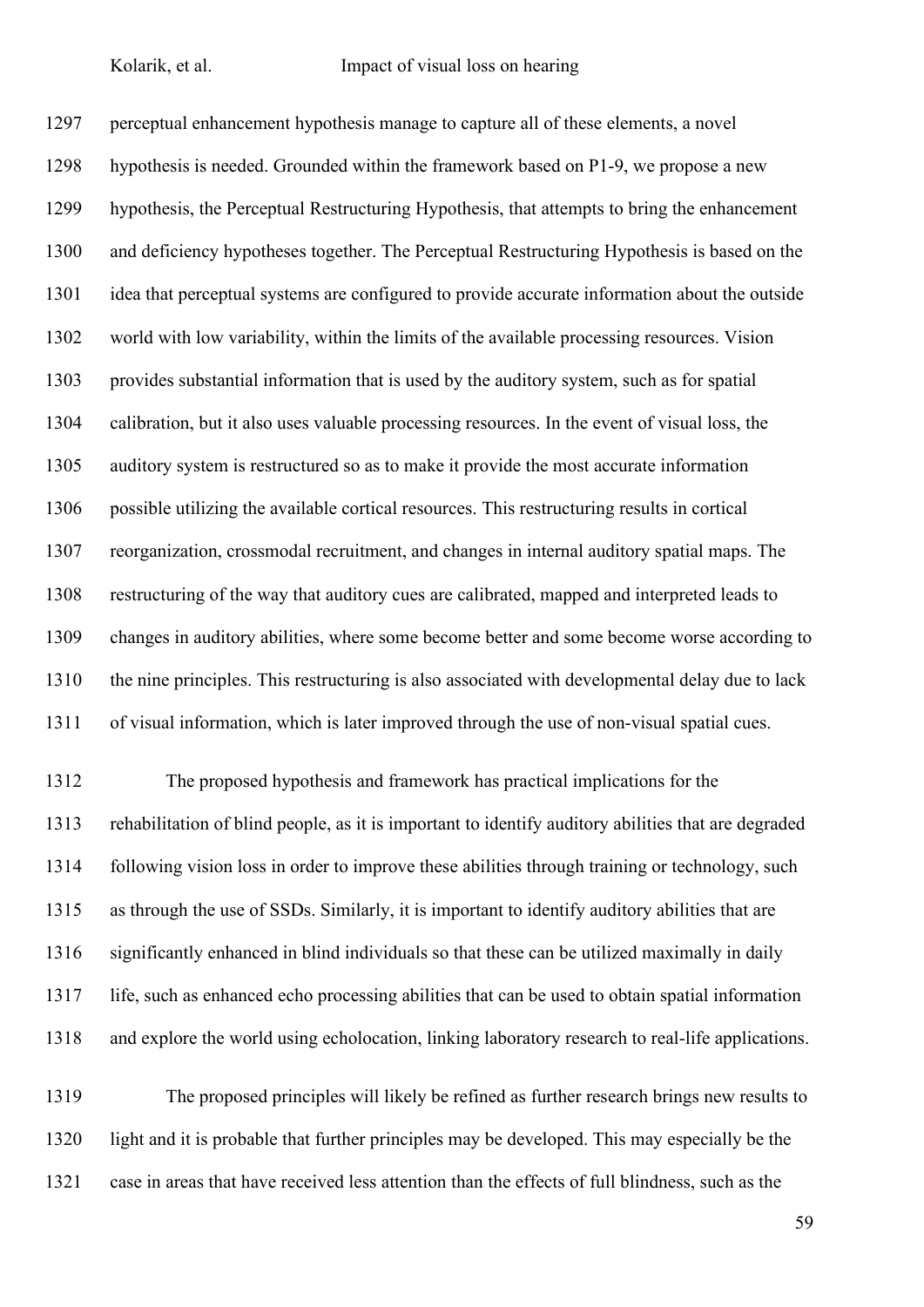perceptual enhancement hypothesis manage to capture all of these elements, a novel hypothesis is needed. Grounded within the framework based on P1-9, we propose a new hypothesis, the Perceptual Restructuring Hypothesis, that attempts to bring the enhancement and deficiency hypotheses together. The Perceptual Restructuring Hypothesis is based on the idea that perceptual systems are configured to provide accurate information about the outside world with low variability, within the limits of the available processing resources. Vision provides substantial information that is used by the auditory system, such as for spatial calibration, but it also uses valuable processing resources. In the event of visual loss, the auditory system is restructured so as to make it provide the most accurate information possible utilizing the available cortical resources. This restructuring results in cortical reorganization, crossmodal recruitment, and changes in internal auditory spatial maps. The restructuring of the way that auditory cues are calibrated, mapped and interpreted leads to changes in auditory abilities, where some become better and some become worse according to the nine principles. This restructuring is also associated with developmental delay due to lack of visual information, which is later improved through the use of non-visual spatial cues.

The proposed hypothesis and framework has practical implications for the rehabilitation of blind people, as it is important to identify auditory abilities that are degraded following vision loss in order to improve these abilities through training or technology, such as through the use of SSDs. Similarly, it is important to identify auditory abilities that are significantly enhanced in blind individuals so that these can be utilized maximally in daily life, such as enhanced echo processing abilities that can be used to obtain spatial information and explore the world using echolocation, linking laboratory research to real-life applications.

The proposed principles will likely be refined as further research brings new results to light and it is probable that further principles may be developed. This may especially be the case in areas that have received less attention than the effects of full blindness, such as the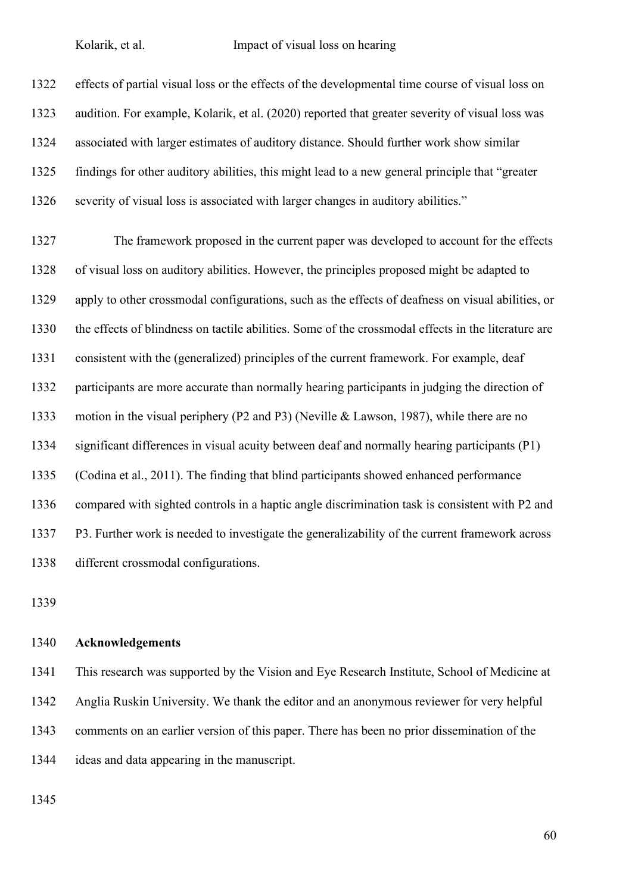effects of partial visual loss or the effects of the developmental time course of visual loss on audition. For example, Kolarik, et al. (2020) reported that greater severity of visual loss was associated with larger estimates of auditory distance. Should further work show similar findings for other auditory abilities, this might lead to a new general principle that "greater severity of visual loss is associated with larger changes in auditory abilities."

The framework proposed in the current paper was developed to account for the effects of visual loss on auditory abilities. However, the principles proposed might be adapted to apply to other crossmodal configurations, such as the effects of deafness on visual abilities, or the effects of blindness on tactile abilities. Some of the crossmodal effects in the literature are consistent with the (generalized) principles of the current framework. For example, deaf participants are more accurate than normally hearing participants in judging the direction of motion in the visual periphery (P2 and P3) (Neville & Lawson, 1987), while there are no significant differences in visual acuity between deaf and normally hearing participants (P1) (Codina et al., 2011). The finding that blind participants showed enhanced performance compared with sighted controls in a haptic angle discrimination task is consistent with P2 and P3. Further work is needed to investigate the generalizability of the current framework across different crossmodal configurations.

## Acknowledgements

This research was supported by the Vision and Eye Research Institute, School of Medicine at Anglia Ruskin University. We thank the editor and an anonymous reviewer for very helpful comments on an earlier version of this paper. There has been no prior dissemination of the ideas and data appearing in the manuscript.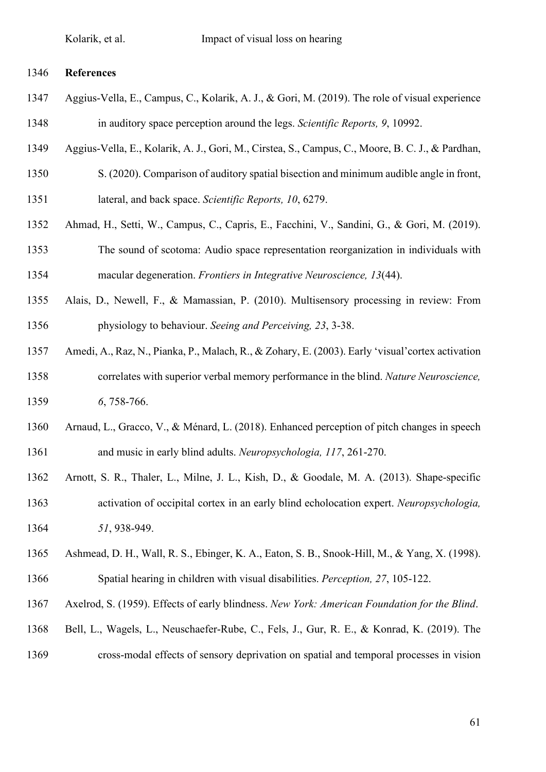## References

Aggius-Vella, E., Campus, C., Kolarik, A. J., & Gori, M. (2019). The role of visual experience in auditory space perception around the legs. *Scientific Reports, 9*, 10992.

Aggius-Vella, E., Kolarik, A. J., Gori, M., Cirstea, S., Campus, C., Moore, B. C. J., & Pardhan, S. (2020). Comparison of auditory spatial bisection and minimum audible angle in front, lateral, and back space. *Scientific Reports, 10*, 6279.

Ahmad, H., Setti, W., Campus, C., Capris, E., Facchini, V., Sandini, G., & Gori, M. (2019). The sound of scotoma: Audio space representation reorganization in individuals with macular degeneration. *Frontiers in Integrative Neuroscience, 13*(44).

Alais, D., Newell, F., & Mamassian, P. (2010). Multisensory processing in review: From physiology to behaviour. *Seeing and Perceiving, 23*, 3-38.

Amedi, A., Raz, N., Pianka, P., Malach, R., & Zohary, E. (2003). Early 'visual'cortex activation correlates with superior verbal memory performance in the blind. *Nature Neuroscience, 6*, 758-766.

Arnaud, L., Gracco, V., & Ménard, L. (2018). Enhanced perception of pitch changes in speech and music in early blind adults. *Neuropsychologia, 117*, 261-270.

Arnott, S. R., Thaler, L., Milne, J. L., Kish, D., & Goodale, M. A. (2013). Shape-specific activation of occipital cortex in an early blind echolocation expert. *Neuropsychologia, 51*, 938-949.

Ashmead, D. H., Wall, R. S., Ebinger, K. A., Eaton, S. B., Snook-Hill, M., & Yang, X. (1998). Spatial hearing in children with visual disabilities. *Perception, 27*, 105-122.

Axelrod, S. (1959). Effects of early blindness. *New York: American Foundation for the Blind*.

Bell, L., Wagels, L., Neuschaefer-Rube, C., Fels, J., Gur, R. E., & Konrad, K. (2019). The cross-modal effects of sensory deprivation on spatial and temporal processes in vision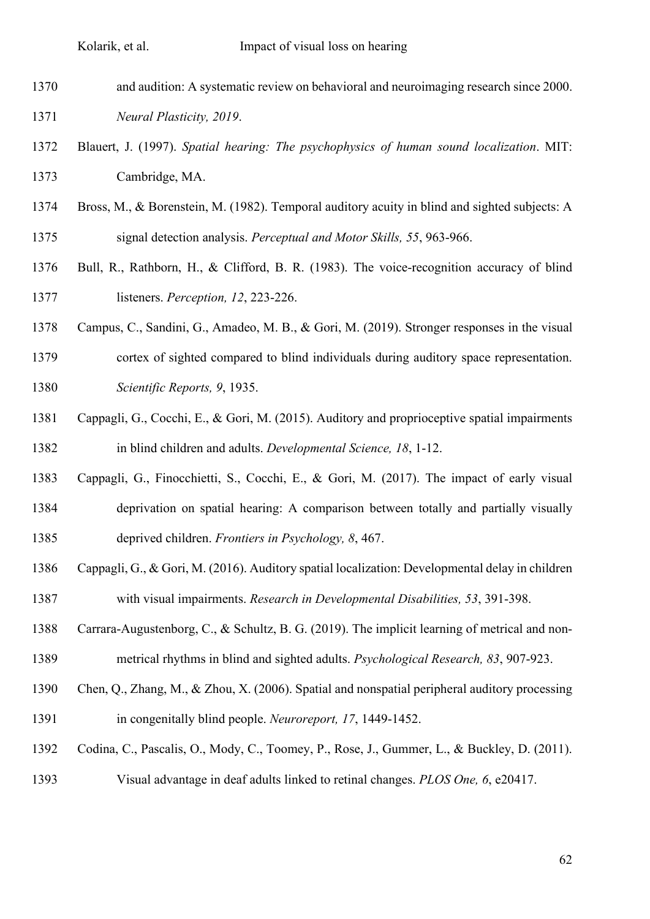and audition: A systematic review on behavioral and neuroimaging research since 2000. *Neural Plasticity, 2019*.

Blauert, J. (1997). *Spatial hearing: The psychophysics of human sound localization*. MIT: Cambridge, MA.

Bross, M., & Borenstein, M. (1982). Temporal auditory acuity in blind and sighted subjects: A signal detection analysis. *Perceptual and Motor Skills, 55*, 963-966.

Bull, R., Rathborn, H., & Clifford, B. R. (1983). The voice-recognition accuracy of blind listeners. *Perception, 12*, 223-226.

Campus, C., Sandini, G., Amadeo, M. B., & Gori, M. (2019). Stronger responses in the visual cortex of sighted compared to blind individuals during auditory space representation. *Scientific Reports, 9*, 1935.

Cappagli, G., Cocchi, E., & Gori, M. (2015). Auditory and proprioceptive spatial impairments in blind children and adults. *Developmental Science, 18*, 1-12.

Cappagli, G., Finocchietti, S., Cocchi, E., & Gori, M. (2017). The impact of early visual deprivation on spatial hearing: A comparison between totally and partially visually deprived children. *Frontiers in Psychology, 8*, 467.

Cappagli, G., & Gori, M. (2016). Auditory spatial localization: Developmental delay in children with visual impairments. *Research in Developmental Disabilities, 53*, 391-398.

Carrara-Augustenborg, C., & Schultz, B. G. (2019). The implicit learning of metrical and non-metrical rhythms in blind and sighted adults. *Psychological Research, 83*, 907-923.

Chen, Q., Zhang, M., & Zhou, X. (2006). Spatial and nonspatial peripheral auditory processing in congenitally blind people. *Neuroreport, 17*, 1449-1452.

Codina, C., Pascalis, O., Mody, C., Toomey, P., Rose, J., Gummer, L., & Buckley, D. (2011). Visual advantage in deaf adults linked to retinal changes. *PLOS One, 6*, e20417.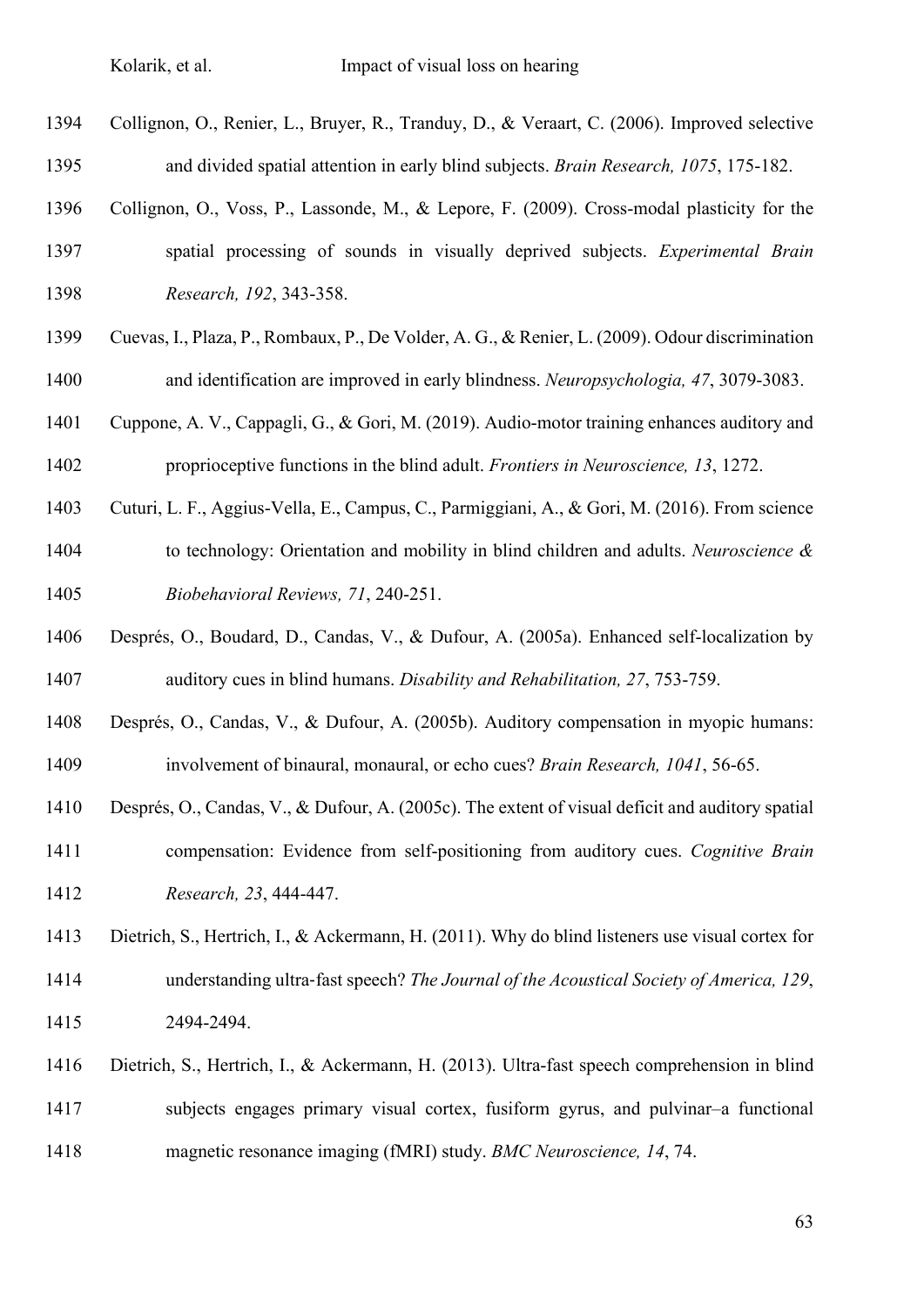Collignon, O., Renier, L., Bruyer, R., Tranduy, D., & Veraart, C. (2006). Improved selective and divided spatial attention in early blind subjects. *Brain Research, 1075*, 175-182.

Collignon, O., Voss, P., Lassonde, M., & Lepore, F. (2009). Cross-modal plasticity for the spatial processing of sounds in visually deprived subjects. *Experimental Brain Research, 192*, 343-358.

Cuevas, I., Plaza, P., Rombaux, P., De Volder, A. G., & Renier, L. (2009). Odour discrimination and identification are improved in early blindness. *Neuropsychologia, 47*, 3079-3083.

Cuppone, A. V., Cappagli, G., & Gori, M. (2019). Audio-motor training enhances auditory and proprioceptive functions in the blind adult. *Frontiers in Neuroscience, 13*, 1272.

Cuturi, L. F., Aggius-Vella, E., Campus, C., Parmiggiani, A., & Gori, M. (2016). From science to technology: Orientation and mobility in blind children and adults. *Neuroscience & Biobehavioral Reviews, 71*, 240-251.

Després, O., Boudard, D., Candas, V., & Dufour, A. (2005a). Enhanced self-localization by auditory cues in blind humans. *Disability and Rehabilitation, 27*, 753-759.

Després, O., Candas, V., & Dufour, A. (2005b). Auditory compensation in myopic humans: involvement of binaural, monaural, or echo cues? *Brain Research, 1041*, 56-65.

Després, O., Candas, V., & Dufour, A. (2005c). The extent of visual deficit and auditory spatial compensation: Evidence from self-positioning from auditory cues. *Cognitive Brain Research, 23*, 444-447.

Dietrich, S., Hertrich, I., & Ackermann, H. (2011). Why do blind listeners use visual cortex for understanding ultra-fast speech? *The Journal of the Acoustical Society of America, 129*, 2494-2494.

Dietrich, S., Hertrich, I., & Ackermann, H. (2013). Ultra-fast speech comprehension in blind subjects engages primary visual cortex, fusiform gyrus, and pulvinar–a functional magnetic resonance imaging (fMRI) study. *BMC Neuroscience, 14*, 74.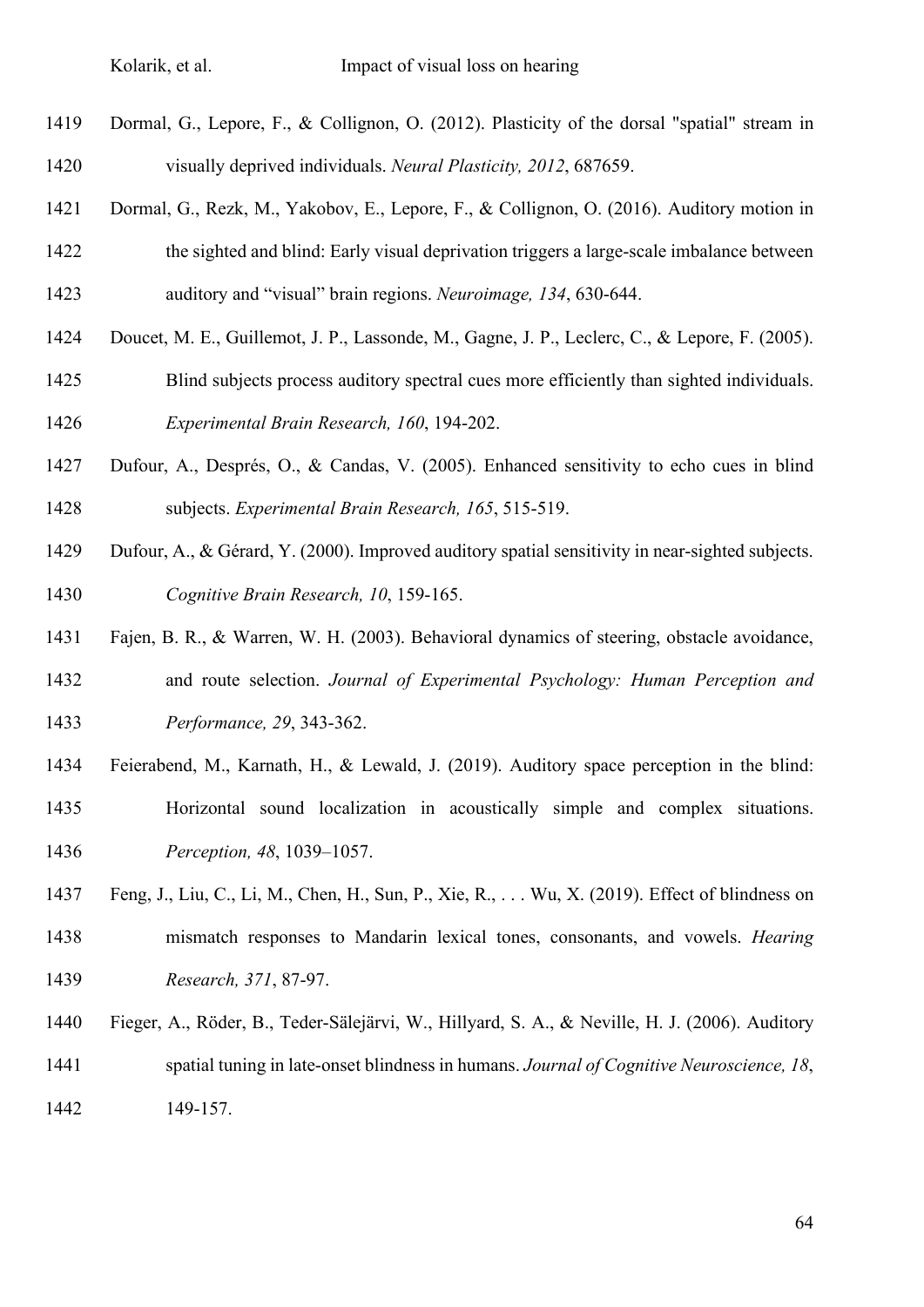Dormal, G., Lepore, F., & Collignon, O. (2012). Plasticity of the dorsal "spatial" stream in visually deprived individuals. *Neural Plasticity, 2012*, 687659.

Dormal, G., Rezk, M., Yakobov, E., Lepore, F., & Collignon, O. (2016). Auditory motion in the sighted and blind: Early visual deprivation triggers a large-scale imbalance between auditory and "visual" brain regions. *Neuroimage, 134*, 630-644.

Doucet, M. E., Guillemot, J. P., Lassonde, M., Gagne, J. P., Leclerc, C., & Lepore, F. (2005). Blind subjects process auditory spectral cues more efficiently than sighted individuals. *Experimental Brain Research, 160*, 194-202.

Dufour, A., Després, O., & Candas, V. (2005). Enhanced sensitivity to echo cues in blind subjects. *Experimental Brain Research, 165*, 515-519.

Dufour, A., & Gérard, Y. (2000). Improved auditory spatial sensitivity in near-sighted subjects. *Cognitive Brain Research, 10*, 159-165.

Fajen, B. R., & Warren, W. H. (2003). Behavioral dynamics of steering, obstacle avoidance, and route selection. *Journal of Experimental Psychology: Human Perception and Performance, 29*, 343-362.

Feierabend, M., Karnath, H., & Lewald, J. (2019). Auditory space perception in the blind: Horizontal sound localization in acoustically simple and complex situations. *Perception, 48*, 1039–1057.

Feng, J., Liu, C., Li, M., Chen, H., Sun, P., Xie, R., . . . Wu, X. (2019). Effect of blindness on mismatch responses to Mandarin lexical tones, consonants, and vowels. *Hearing Research, 371*, 87-97.

Fieger, A., Röder, B., Teder-Sälejärvi, W., Hillyard, S. A., & Neville, H. J. (2006). Auditory spatial tuning in late-onset blindness in humans. *Journal of Cognitive Neuroscience, 18*, 149-157.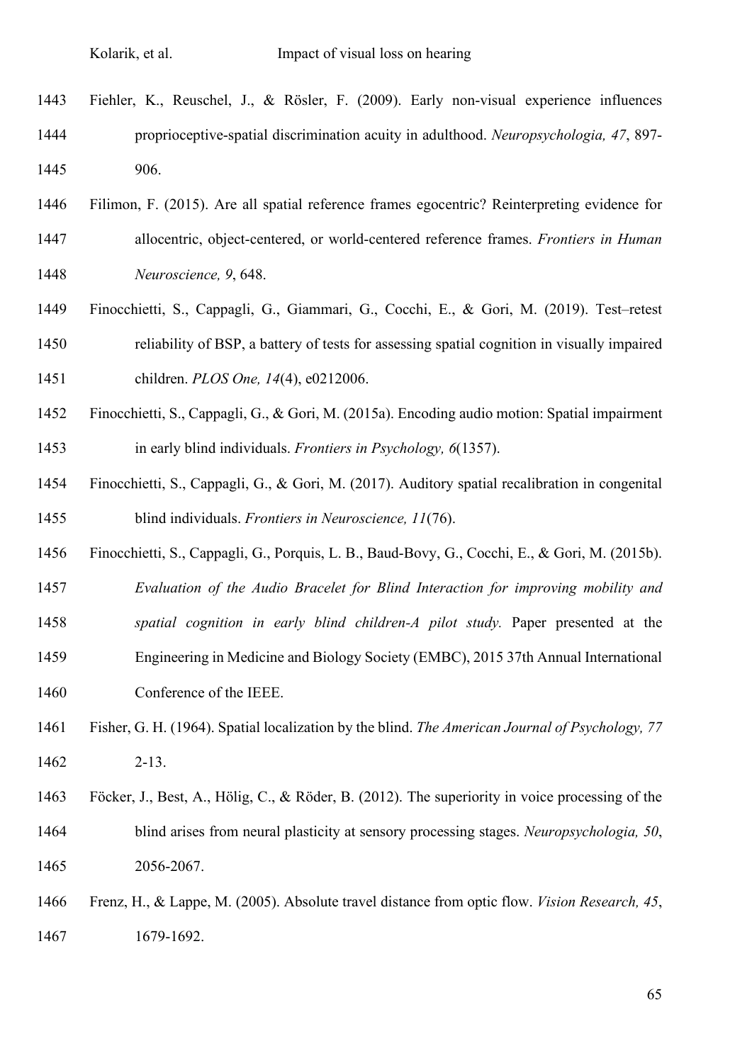Fiehler, K., Reuschel, J., & Rösler, F. (2009). Early non-visual experience influences proprioceptive-spatial discrimination acuity in adulthood. *Neuropsychologia, 47*, 897-906.

Filimon, F. (2015). Are all spatial reference frames egocentric? Reinterpreting evidence for allocentric, object-centered, or world-centered reference frames. *Frontiers in Human Neuroscience, 9*, 648.

Finocchietti, S., Cappagli, G., Giammari, G., Cocchi, E., & Gori, M. (2019). Test–retest reliability of BSP, a battery of tests for assessing spatial cognition in visually impaired children. *PLOS One, 14*(4), e0212006.

Finocchietti, S., Cappagli, G., & Gori, M. (2015a). Encoding audio motion: Spatial impairment in early blind individuals. *Frontiers in Psychology, 6*(1357).

Finocchietti, S., Cappagli, G., & Gori, M. (2017). Auditory spatial recalibration in congenital blind individuals. *Frontiers in Neuroscience, 11*(76).

Finocchietti, S., Cappagli, G., Porquis, L. B., Baud-Bovy, G., Cocchi, E., & Gori, M. (2015b). *Evaluation of the Audio Bracelet for Blind Interaction for improving mobility and spatial cognition in early blind children-A pilot study.* Paper presented at the Engineering in Medicine and Biology Society (EMBC), 2015 37th Annual International Conference of the IEEE.

Fisher, G. H. (1964). Spatial localization by the blind. *The American Journal of Psychology, 77* 2-13.

Föcker, J., Best, A., Hölig, C., & Röder, B. (2012). The superiority in voice processing of the blind arises from neural plasticity at sensory processing stages. *Neuropsychologia, 50*, 2056-2067.

Frenz, H., & Lappe, M. (2005). Absolute travel distance from optic flow. *Vision Research, 45*, 1679-1692.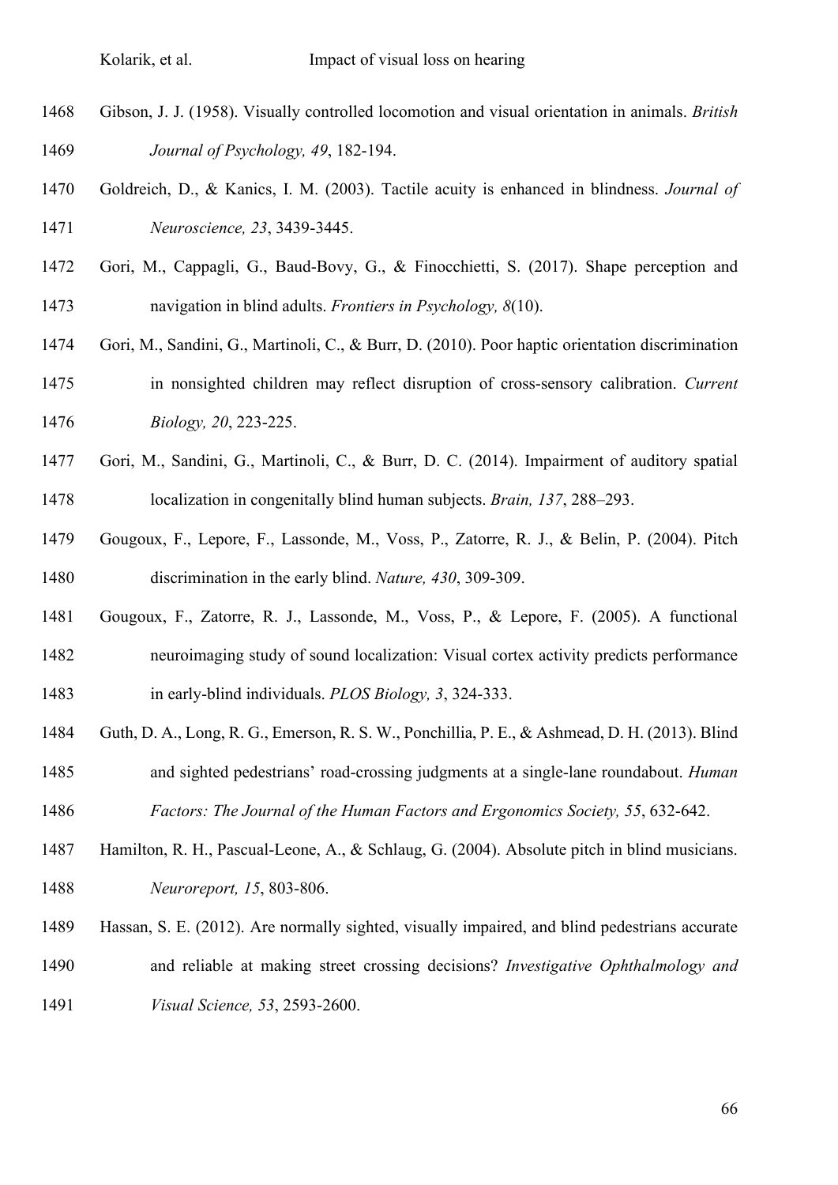Gibson, J. J. (1958). Visually controlled locomotion and visual orientation in animals. *British Journal of Psychology, 49*, 182-194.

Goldreich, D., & Kanics, I. M. (2003). Tactile acuity is enhanced in blindness. *Journal of Neuroscience, 23*, 3439-3445.

Gori, M., Cappagli, G., Baud-Bovy, G., & Finocchietti, S. (2017). Shape perception and navigation in blind adults. *Frontiers in Psychology, 8*(10).

Gori, M., Sandini, G., Martinoli, C., & Burr, D. (2010). Poor haptic orientation discrimination in nonsighted children may reflect disruption of cross-sensory calibration. *Current Biology, 20*, 223-225.

Gori, M., Sandini, G., Martinoli, C., & Burr, D. C. (2014). Impairment of auditory spatial localization in congenitally blind human subjects. *Brain, 137*, 288–293.

Gougoux, F., Lepore, F., Lassonde, M., Voss, P., Zatorre, R. J., & Belin, P. (2004). Pitch discrimination in the early blind. *Nature, 430*, 309-309.

Gougoux, F., Zatorre, R. J., Lassonde, M., Voss, P., & Lepore, F. (2005). A functional neuroimaging study of sound localization: Visual cortex activity predicts performance in early-blind individuals. *PLOS Biology, 3*, 324-333.

Guth, D. A., Long, R. G., Emerson, R. S. W., Ponchillia, P. E., & Ashmead, D. H. (2013). Blind and sighted pedestrians' road-crossing judgments at a single-lane roundabout. *Human Factors: The Journal of the Human Factors and Ergonomics Society, 55*, 632-642.

Hamilton, R. H., Pascual-Leone, A., & Schlaug, G. (2004). Absolute pitch in blind musicians. *Neuroreport, 15*, 803-806.

Hassan, S. E. (2012). Are normally sighted, visually impaired, and blind pedestrians accurate and reliable at making street crossing decisions? *Investigative Ophthalmology and Visual Science, 53*, 2593-2600.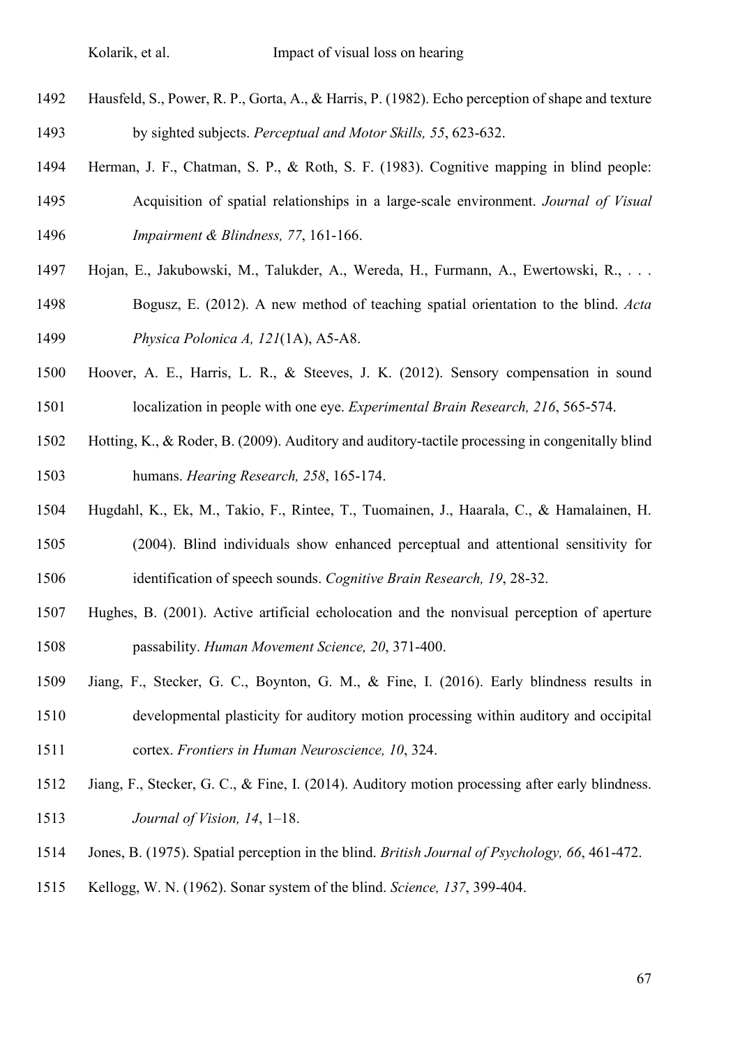Hausfeld, S., Power, R. P., Gorta, A., & Harris, P. (1982). Echo perception of shape and texture by sighted subjects. *Perceptual and Motor Skills, 55*, 623-632.

Herman, J. F., Chatman, S. P., & Roth, S. F. (1983). Cognitive mapping in blind people: Acquisition of spatial relationships in a large-scale environment. *Journal of Visual Impairment & Blindness, 77*, 161-166.

Hojan, E., Jakubowski, M., Talukder, A., Wereda, H., Furmann, A., Ewertowski, R., . . . Bogusz, E. (2012). A new method of teaching spatial orientation to the blind. *Acta Physica Polonica A, 121*(1A), A5-A8.

Hoover, A. E., Harris, L. R., & Steeves, J. K. (2012). Sensory compensation in sound localization in people with one eye. *Experimental Brain Research, 216*, 565-574.

Hotting, K., & Roder, B. (2009). Auditory and auditory-tactile processing in congenitally blind humans. *Hearing Research, 258*, 165-174.

Hugdahl, K., Ek, M., Takio, F., Rintee, T., Tuomainen, J., Haarala, C., & Hamalainen, H. (2004). Blind individuals show enhanced perceptual and attentional sensitivity for identification of speech sounds. *Cognitive Brain Research, 19*, 28-32.

Hughes, B. (2001). Active artificial echolocation and the nonvisual perception of aperture passability. *Human Movement Science, 20*, 371-400.

Jiang, F., Stecker, G. C., Boynton, G. M., & Fine, I. (2016). Early blindness results in developmental plasticity for auditory motion processing within auditory and occipital cortex. *Frontiers in Human Neuroscience, 10*, 324.

Jiang, F., Stecker, G. C., & Fine, I. (2014). Auditory motion processing after early blindness. *Journal of Vision, 14*, 1–18.

Jones, B. (1975). Spatial perception in the blind. *British Journal of Psychology, 66*, 461-472.

Kellogg, W. N. (1962). Sonar system of the blind. *Science, 137*, 399-404.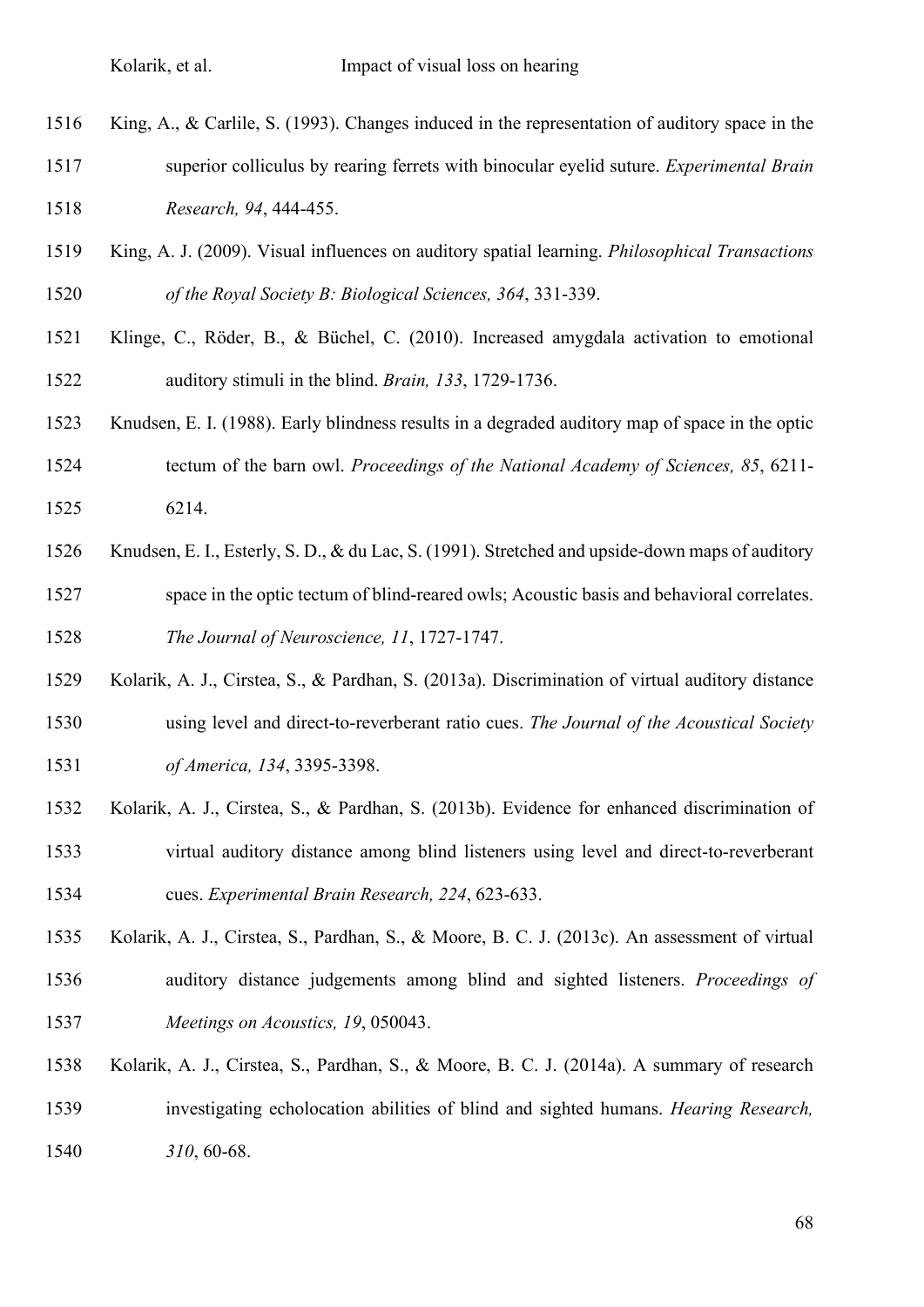King, A., & Carlile, S. (1993). Changes induced in the representation of auditory space in the superior colliculus by rearing ferrets with binocular eyelid suture. *Experimental Brain Research, 94*, 444-455.

King, A. J. (2009). Visual influences on auditory spatial learning. *Philosophical Transactions of the Royal Society B: Biological Sciences, 364*, 331-339.

Klinge, C., Röder, B., & Büchel, C. (2010). Increased amygdala activation to emotional auditory stimuli in the blind. *Brain, 133*, 1729-1736.

Knudsen, E. I. (1988). Early blindness results in a degraded auditory map of space in the optic tectum of the barn owl. *Proceedings of the National Academy of Sciences, 85*, 6211-6214.

Knudsen, E. I., Esterly, S. D., & du Lac, S. (1991). Stretched and upside-down maps of auditory space in the optic tectum of blind-reared owls; Acoustic basis and behavioral correlates. *The Journal of Neuroscience, 11*, 1727-1747.

Kolarik, A. J., Cirstea, S., & Pardhan, S. (2013a). Discrimination of virtual auditory distance using level and direct-to-reverberant ratio cues. *The Journal of the Acoustical Society of America, 134*, 3395-3398.

Kolarik, A. J., Cirstea, S., & Pardhan, S. (2013b). Evidence for enhanced discrimination of virtual auditory distance among blind listeners using level and direct-to-reverberant cues. *Experimental Brain Research, 224*, 623-633.

Kolarik, A. J., Cirstea, S., Pardhan, S., & Moore, B. C. J. (2013c). An assessment of virtual auditory distance judgements among blind and sighted listeners. *Proceedings of Meetings on Acoustics, 19*, 050043.

Kolarik, A. J., Cirstea, S., Pardhan, S., & Moore, B. C. J. (2014a). A summary of research investigating echolocation abilities of blind and sighted humans. *Hearing Research, 310*, 60-68.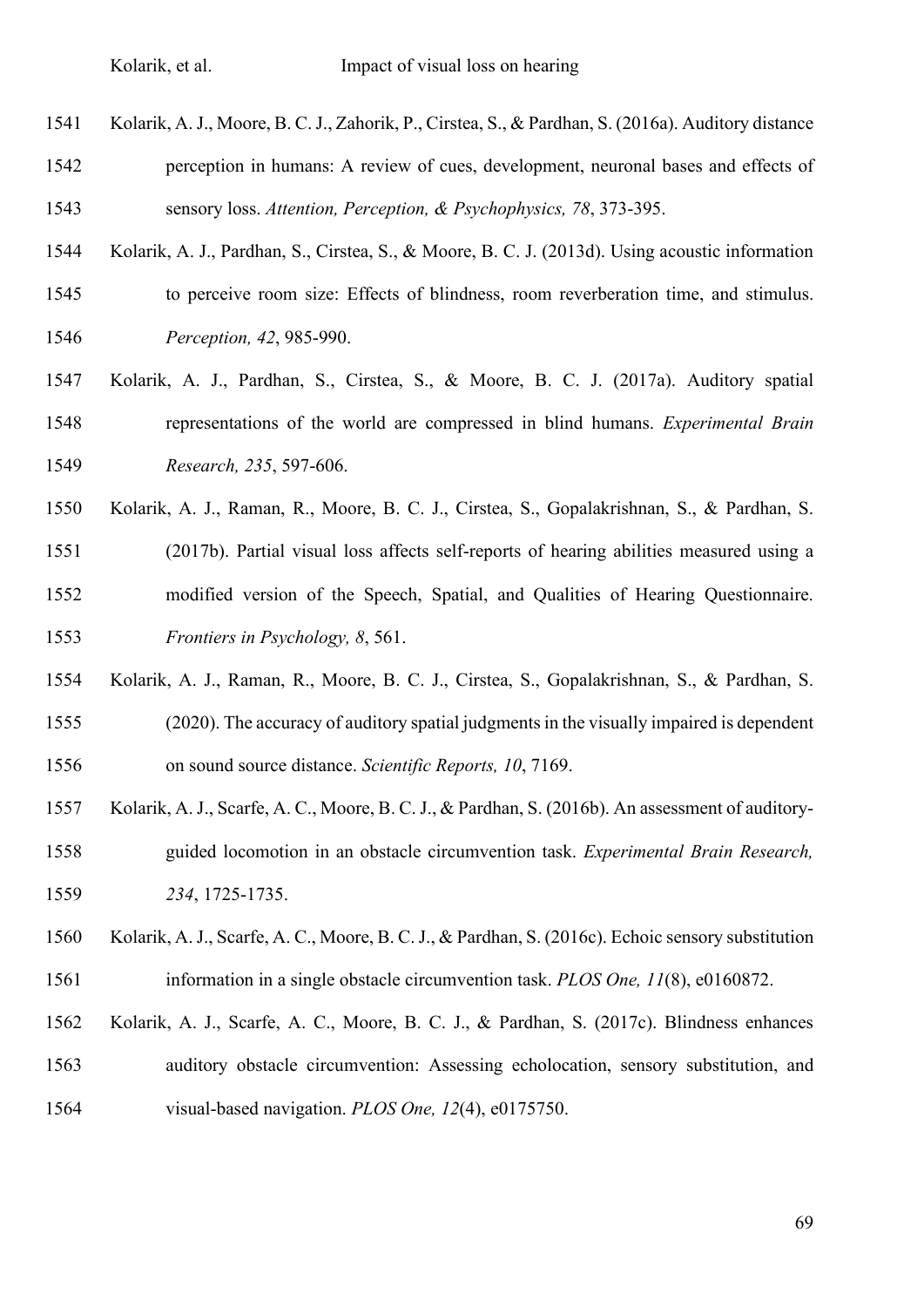Kolarik, A. J., Moore, B. C. J., Zahorik, P., Cirstea, S., & Pardhan, S. (2016a). Auditory distance perception in humans: A review of cues, development, neuronal bases and effects of sensory loss. *Attention, Perception, & Psychophysics, 78*, 373-395.

Kolarik, A. J., Pardhan, S., Cirstea, S., & Moore, B. C. J. (2013d). Using acoustic information to perceive room size: Effects of blindness, room reverberation time, and stimulus. *Perception, 42*, 985-990.

Kolarik, A. J., Pardhan, S., Cirstea, S., & Moore, B. C. J. (2017a). Auditory spatial representations of the world are compressed in blind humans. *Experimental Brain Research, 235*, 597-606.

Kolarik, A. J., Raman, R., Moore, B. C. J., Cirstea, S., Gopalakrishnan, S., & Pardhan, S. (2017b). Partial visual loss affects self-reports of hearing abilities measured using a modified version of the Speech, Spatial, and Qualities of Hearing Questionnaire. *Frontiers in Psychology, 8*, 561.

Kolarik, A. J., Raman, R., Moore, B. C. J., Cirstea, S., Gopalakrishnan, S., & Pardhan, S. (2020). The accuracy of auditory spatial judgments in the visually impaired is dependent on sound source distance. *Scientific Reports, 10*, 7169.

Kolarik, A. J., Scarfe, A. C., Moore, B. C. J., & Pardhan, S. (2016b). An assessment of auditory-guided locomotion in an obstacle circumvention task. *Experimental Brain Research, 234*, 1725-1735.

Kolarik, A. J., Scarfe, A. C., Moore, B. C. J., & Pardhan, S. (2016c). Echoic sensory substitution information in a single obstacle circumvention task. *PLOS One, 11*(8), e0160872.

Kolarik, A. J., Scarfe, A. C., Moore, B. C. J., & Pardhan, S. (2017c). Blindness enhances auditory obstacle circumvention: Assessing echolocation, sensory substitution, and visual-based navigation. *PLOS One, 12*(4), e0175750.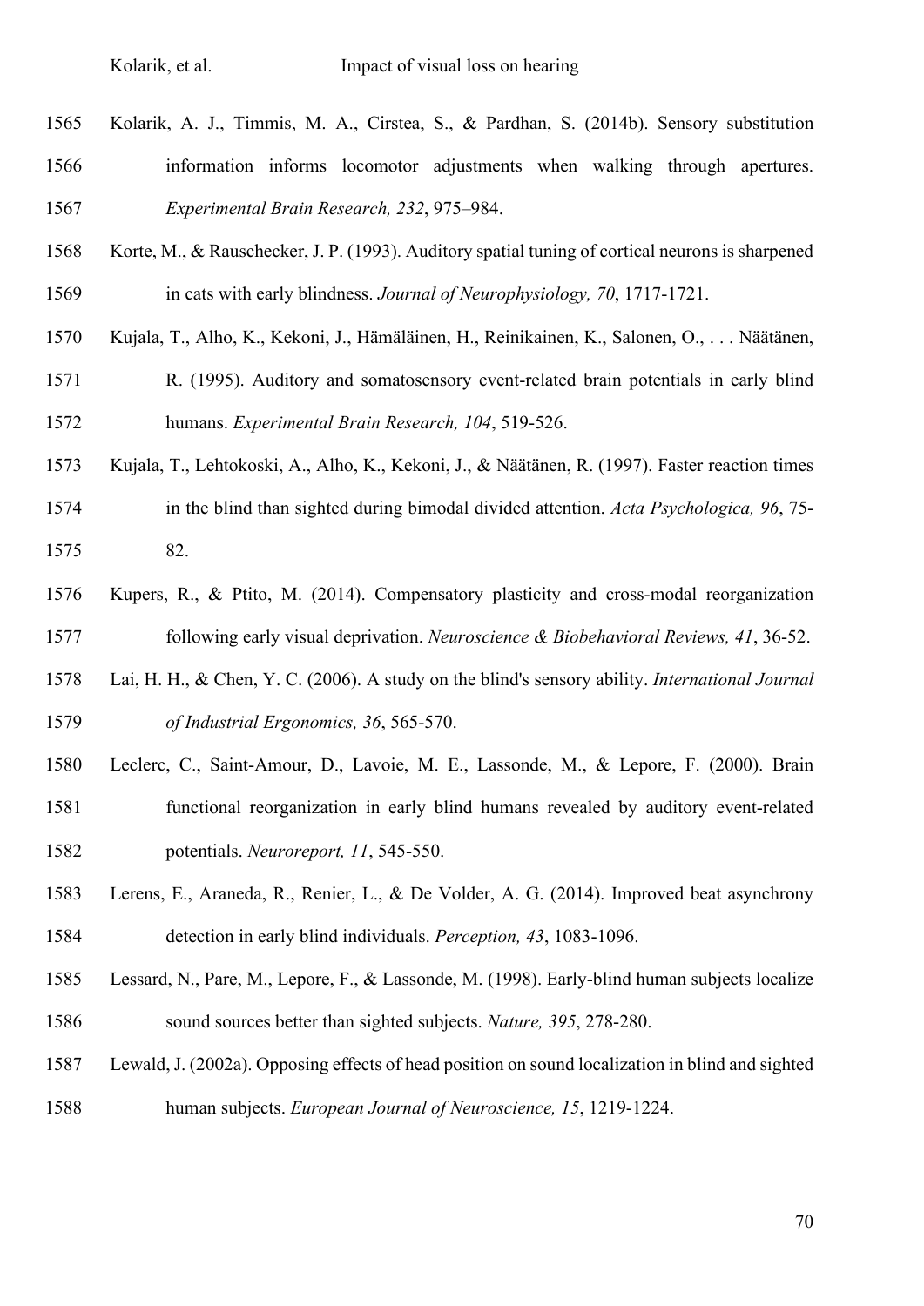Kolarik, A. J., Timmis, M. A., Cirstea, S., & Pardhan, S. (2014b). Sensory substitution information informs locomotor adjustments when walking through apertures. *Experimental Brain Research, 232*, 975–984.

Korte, M., & Rauschecker, J. P. (1993). Auditory spatial tuning of cortical neurons is sharpened in cats with early blindness. *Journal of Neurophysiology, 70*, 1717-1721.

Kujala, T., Alho, K., Kekoni, J., Hämäläinen, H., Reinikainen, K., Salonen, O., . . . Näätänen, R. (1995). Auditory and somatosensory event-related brain potentials in early blind humans. *Experimental Brain Research, 104*, 519-526.

Kujala, T., Lehtokoski, A., Alho, K., Kekoni, J., & Näätänen, R. (1997). Faster reaction times in the blind than sighted during bimodal divided attention. *Acta Psychologica, 96*, 75-82.

Kupers, R., & Ptito, M. (2014). Compensatory plasticity and cross-modal reorganization following early visual deprivation. *Neuroscience & Biobehavioral Reviews, 41*, 36-52.

Lai, H. H., & Chen, Y. C. (2006). A study on the blind's sensory ability. *International Journal of Industrial Ergonomics, 36*, 565-570.

Leclerc, C., Saint-Amour, D., Lavoie, M. E., Lassonde, M., & Lepore, F. (2000). Brain functional reorganization in early blind humans revealed by auditory event-related potentials. *Neuroreport, 11*, 545-550.

Lerens, E., Araneda, R., Renier, L., & De Volder, A. G. (2014). Improved beat asynchrony detection in early blind individuals. *Perception, 43*, 1083-1096.

Lessard, N., Pare, M., Lepore, F., & Lassonde, M. (1998). Early-blind human subjects localize sound sources better than sighted subjects. *Nature, 395*, 278-280.

Lewald, J. (2002a). Opposing effects of head position on sound localization in blind and sighted human subjects. *European Journal of Neuroscience, 15*, 1219-1224.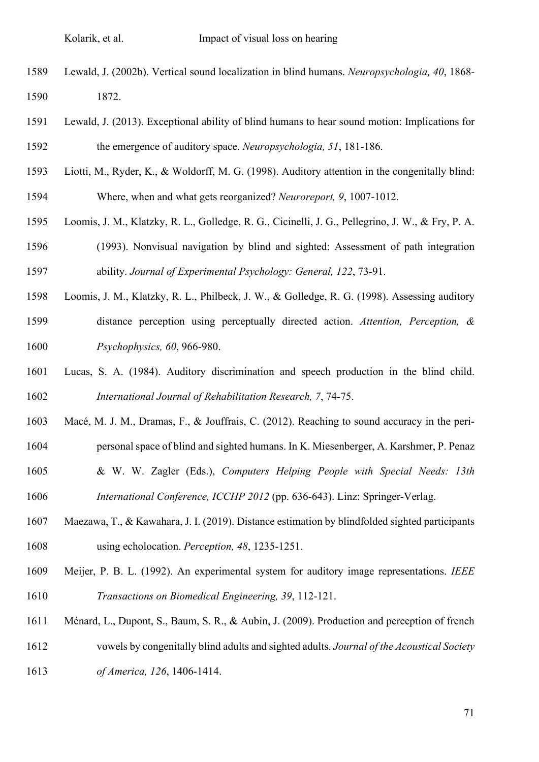Lewald, J. (2002b). Vertical sound localization in blind humans. *Neuropsychologia, 40*, 1868-1872.

Lewald, J. (2013). Exceptional ability of blind humans to hear sound motion: Implications for the emergence of auditory space. *Neuropsychologia, 51*, 181-186.

Liotti, M., Ryder, K., & Woldorff, M. G. (1998). Auditory attention in the congenitally blind: Where, when and what gets reorganized? *Neuroreport, 9*, 1007-1012.

Loomis, J. M., Klatzky, R. L., Golledge, R. G., Cicinelli, J. G., Pellegrino, J. W., & Fry, P. A. (1993). Nonvisual navigation by blind and sighted: Assessment of path integration ability. *Journal of Experimental Psychology: General, 122*, 73-91.

Loomis, J. M., Klatzky, R. L., Philbeck, J. W., & Golledge, R. G. (1998). Assessing auditory distance perception using perceptually directed action. *Attention, Perception, & Psychophysics, 60*, 966-980.

Lucas, S. A. (1984). Auditory discrimination and speech production in the blind child. *International Journal of Rehabilitation Research, 7*, 74-75.

Macé, M. J. M., Dramas, F., & Jouffrais, C. (2012). Reaching to sound accuracy in the peri-personal space of blind and sighted humans. In K. Miesenberger, A. Karshmer, P. Penaz & W. W. Zagler (Eds.), *Computers Helping People with Special Needs: 13th International Conference, ICCHP 2012* (pp. 636-643). Linz: Springer-Verlag.

Maezawa, T., & Kawahara, J. I. (2019). Distance estimation by blindfolded sighted participants using echolocation. *Perception, 48*, 1235-1251.

Meijer, P. B. L. (1992). An experimental system for auditory image representations. *IEEE Transactions on Biomedical Engineering, 39*, 112-121.

Ménard, L., Dupont, S., Baum, S. R., & Aubin, J. (2009). Production and perception of french vowels by congenitally blind adults and sighted adults. *Journal of the Acoustical Society of America, 126*, 1406-1414.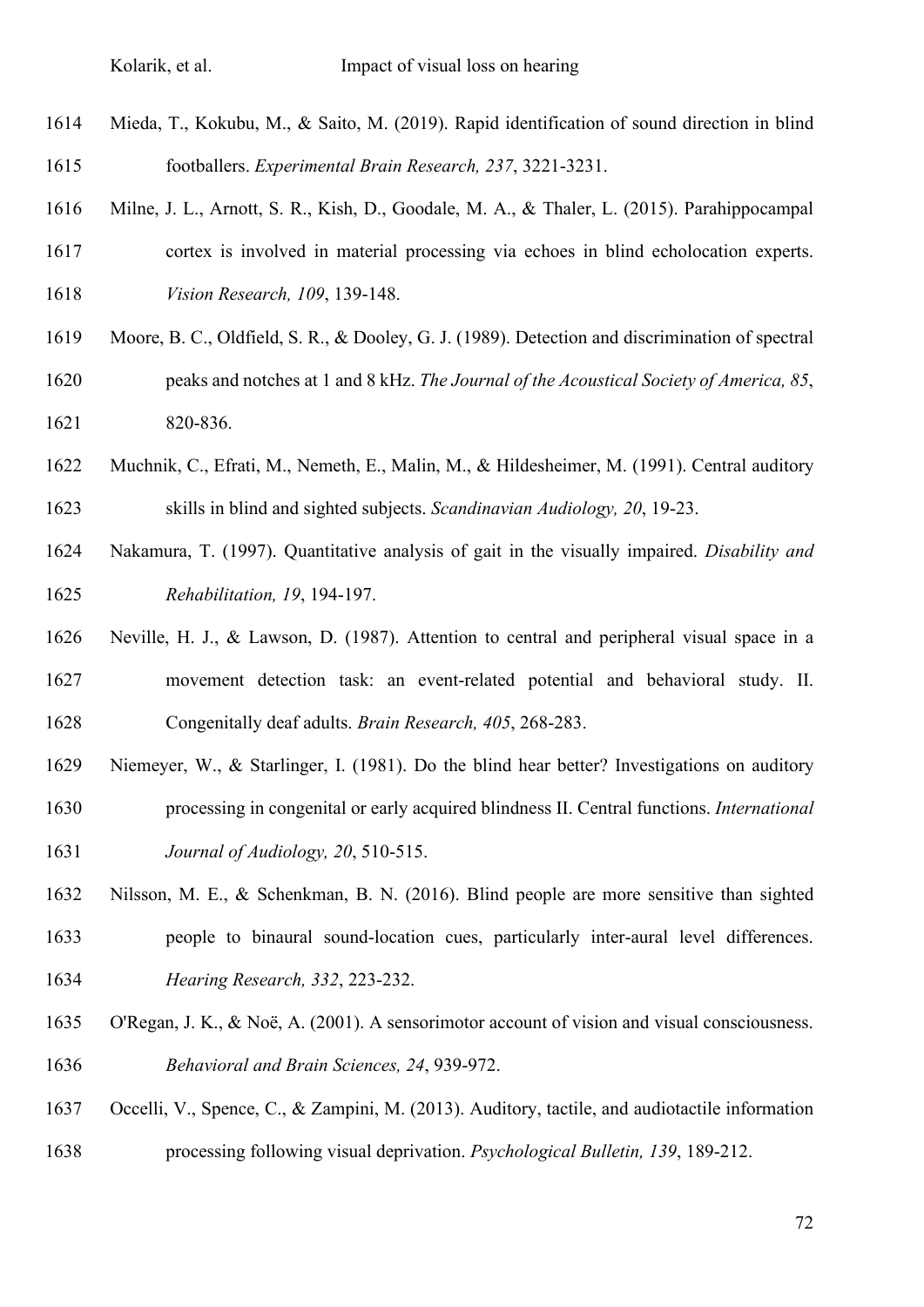Mieda, T., Kokubu, M., & Saito, M. (2019). Rapid identification of sound direction in blind footballers. *Experimental Brain Research, 237*, 3221-3231.

Milne, J. L., Arnott, S. R., Kish, D., Goodale, M. A., & Thaler, L. (2015). Parahippocampal cortex is involved in material processing via echoes in blind echolocation experts. *Vision Research, 109*, 139-148.

Moore, B. C., Oldfield, S. R., & Dooley, G. J. (1989). Detection and discrimination of spectral peaks and notches at 1 and 8 kHz. *The Journal of the Acoustical Society of America, 85*, 820-836.

Muchnik, C., Efrati, M., Nemeth, E., Malin, M., & Hildesheimer, M. (1991). Central auditory skills in blind and sighted subjects. *Scandinavian Audiology, 20*, 19-23.

Nakamura, T. (1997). Quantitative analysis of gait in the visually impaired. *Disability and Rehabilitation, 19*, 194-197.

Neville, H. J., & Lawson, D. (1987). Attention to central and peripheral visual space in a movement detection task: an event-related potential and behavioral study. II. Congenitally deaf adults. *Brain Research, 405*, 268-283.

Niemeyer, W., & Starlinger, I. (1981). Do the blind hear better? Investigations on auditory processing in congenital or early acquired blindness II. Central functions. *International Journal of Audiology, 20*, 510-515.

Nilsson, M. E., & Schenkman, B. N. (2016). Blind people are more sensitive than sighted people to binaural sound-location cues, particularly inter-aural level differences. *Hearing Research, 332*, 223-232.

O'Regan, J. K., & Noë, A. (2001). A sensorimotor account of vision and visual consciousness. *Behavioral and Brain Sciences, 24*, 939-972.

Occelli, V., Spence, C., & Zampini, M. (2013). Auditory, tactile, and audiotactile information processing following visual deprivation. *Psychological Bulletin, 139*, 189-212.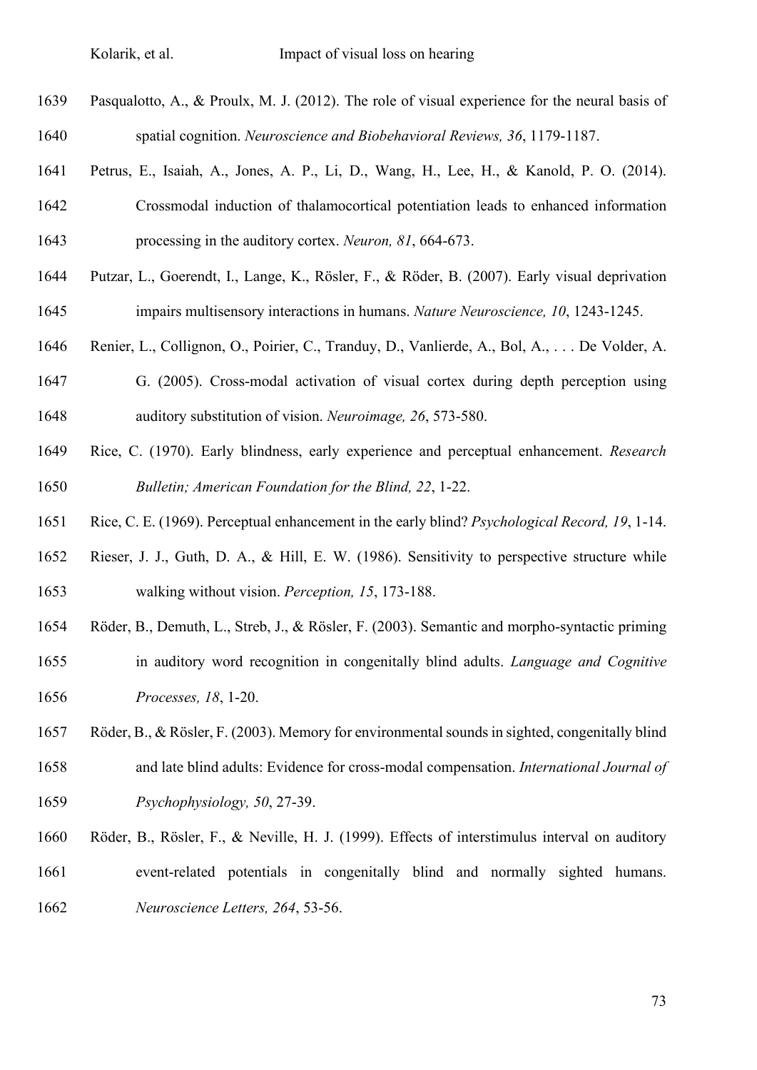Pasqualotto, A., & Proulx, M. J. (2012). The role of visual experience for the neural basis of spatial cognition. *Neuroscience and Biobehavioral Reviews, 36*, 1179-1187.

Petrus, E., Isaiah, A., Jones, A. P., Li, D., Wang, H., Lee, H., & Kanold, P. O. (2014). Crossmodal induction of thalamocortical potentiation leads to enhanced information processing in the auditory cortex. *Neuron, 81*, 664-673.

Putzar, L., Goerendt, I., Lange, K., Rösler, F., & Röder, B. (2007). Early visual deprivation impairs multisensory interactions in humans. *Nature Neuroscience, 10*, 1243-1245.

Renier, L., Collignon, O., Poirier, C., Tranduy, D., Vanlierde, A., Bol, A., . . . De Volder, A. G. (2005). Cross-modal activation of visual cortex during depth perception using auditory substitution of vision. *Neuroimage, 26*, 573-580.

Rice, C. (1970). Early blindness, early experience and perceptual enhancement. *Research Bulletin; American Foundation for the Blind, 22*, 1-22.

Rice, C. E. (1969). Perceptual enhancement in the early blind? *Psychological Record, 19*, 1-14.

Rieser, J. J., Guth, D. A., & Hill, E. W. (1986). Sensitivity to perspective structure while walking without vision. *Perception, 15*, 173-188.

Röder, B., Demuth, L., Streb, J., & Rösler, F. (2003). Semantic and morpho-syntactic priming in auditory word recognition in congenitally blind adults. *Language and Cognitive Processes, 18*, 1-20.

Röder, B., & Rösler, F. (2003). Memory for environmental sounds in sighted, congenitally blind and late blind adults: Evidence for cross-modal compensation. *International Journal of Psychophysiology, 50*, 27-39.

Röder, B., Rösler, F., & Neville, H. J. (1999). Effects of interstimulus interval on auditory event-related potentials in congenitally blind and normally sighted humans. *Neuroscience Letters, 264*, 53-56.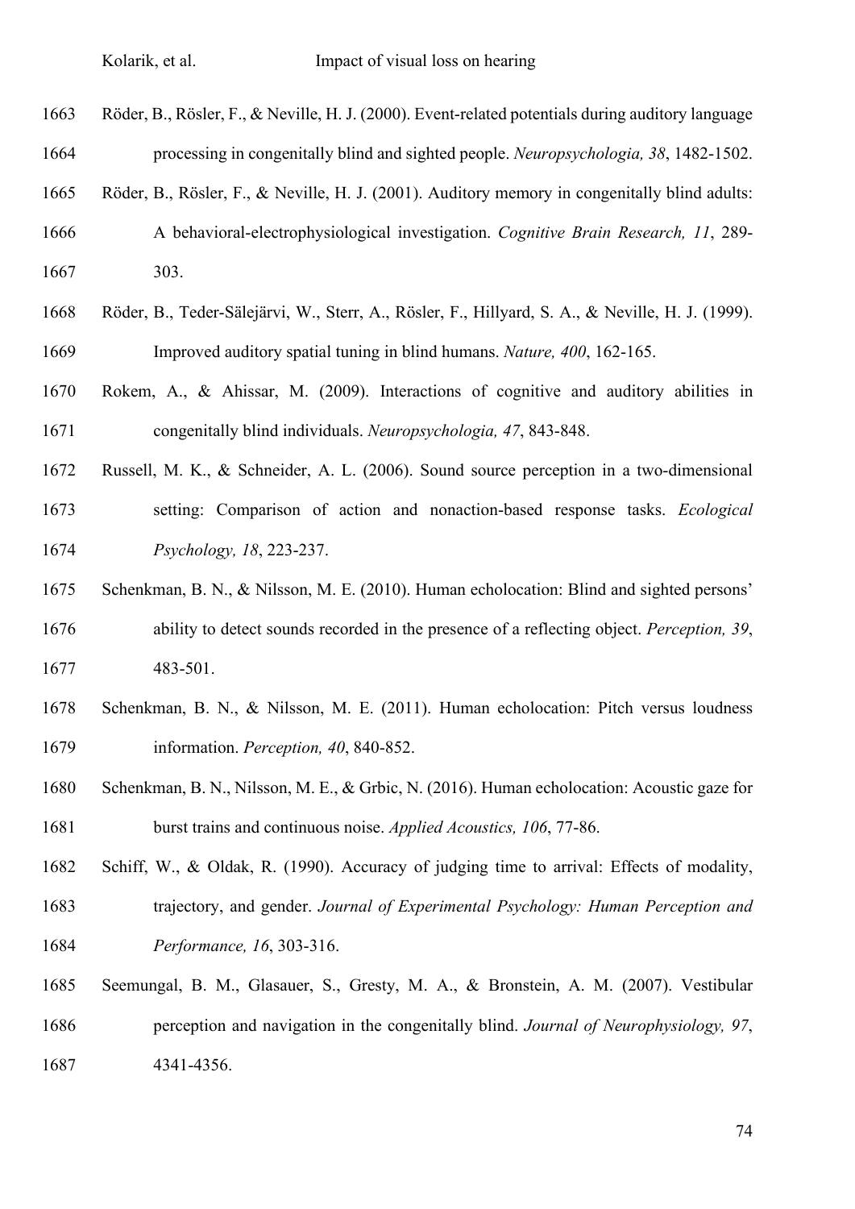Röder, B., Rösler, F., & Neville, H. J. (2000). Event-related potentials during auditory language processing in congenitally blind and sighted people. *Neuropsychologia, 38*, 1482-1502.

Röder, B., Rösler, F., & Neville, H. J. (2001). Auditory memory in congenitally blind adults: A behavioral-electrophysiological investigation. *Cognitive Brain Research, 11*, 289-303.

Röder, B., Teder-Sälejärvi, W., Sterr, A., Rösler, F., Hillyard, S. A., & Neville, H. J. (1999). Improved auditory spatial tuning in blind humans. *Nature, 400*, 162-165.

Rokem, A., & Ahissar, M. (2009). Interactions of cognitive and auditory abilities in congenitally blind individuals. *Neuropsychologia, 47*, 843-848.

Russell, M. K., & Schneider, A. L. (2006). Sound source perception in a two-dimensional setting: Comparison of action and nonaction-based response tasks. *Ecological Psychology, 18*, 223-237.

Schenkman, B. N., & Nilsson, M. E. (2010). Human echolocation: Blind and sighted persons' ability to detect sounds recorded in the presence of a reflecting object. *Perception, 39*, 483-501.

Schenkman, B. N., & Nilsson, M. E. (2011). Human echolocation: Pitch versus loudness information. *Perception, 40*, 840-852.

Schenkman, B. N., Nilsson, M. E., & Grbic, N. (2016). Human echolocation: Acoustic gaze for burst trains and continuous noise. *Applied Acoustics, 106*, 77-86.

Schiff, W., & Oldak, R. (1990). Accuracy of judging time to arrival: Effects of modality, trajectory, and gender. *Journal of Experimental Psychology: Human Perception and Performance, 16*, 303-316.

Seemungal, B. M., Glasauer, S., Gresty, M. A., & Bronstein, A. M. (2007). Vestibular perception and navigation in the congenitally blind. *Journal of Neurophysiology, 97*, 4341-4356.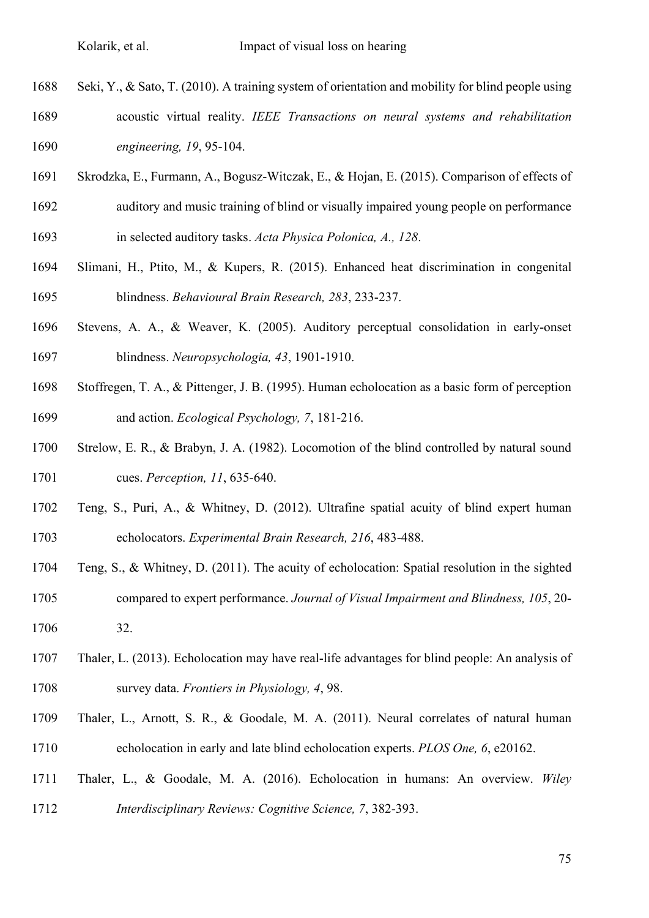Seki, Y., & Sato, T. (2010). A training system of orientation and mobility for blind people using acoustic virtual reality. *IEEE Transactions on neural systems and rehabilitation engineering, 19*, 95-104.

Skrodzka, E., Furmann, A., Bogusz-Witczak, E., & Hojan, E. (2015). Comparison of effects of auditory and music training of blind or visually impaired young people on performance in selected auditory tasks. *Acta Physica Polonica, A., 128*.

Slimani, H., Ptito, M., & Kupers, R. (2015). Enhanced heat discrimination in congenital blindness. *Behavioural Brain Research, 283*, 233-237.

Stevens, A. A., & Weaver, K. (2005). Auditory perceptual consolidation in early-onset blindness. *Neuropsychologia, 43*, 1901-1910.

Stoffregen, T. A., & Pittenger, J. B. (1995). Human echolocation as a basic form of perception and action. *Ecological Psychology, 7*, 181-216.

Strelow, E. R., & Brabyn, J. A. (1982). Locomotion of the blind controlled by natural sound cues. *Perception, 11*, 635-640.

Teng, S., Puri, A., & Whitney, D. (2012). Ultrafine spatial acuity of blind expert human echolocators. *Experimental Brain Research, 216*, 483-488.

Teng, S., & Whitney, D. (2011). The acuity of echolocation: Spatial resolution in the sighted compared to expert performance. *Journal of Visual Impairment and Blindness, 105*, 20-32.

Thaler, L. (2013). Echolocation may have real-life advantages for blind people: An analysis of survey data. *Frontiers in Physiology, 4*, 98.

Thaler, L., Arnott, S. R., & Goodale, M. A. (2011). Neural correlates of natural human echolocation in early and late blind echolocation experts. *PLOS One, 6*, e20162.

Thaler, L., & Goodale, M. A. (2016). Echolocation in humans: An overview. *Wiley Interdisciplinary Reviews: Cognitive Science, 7*, 382-393.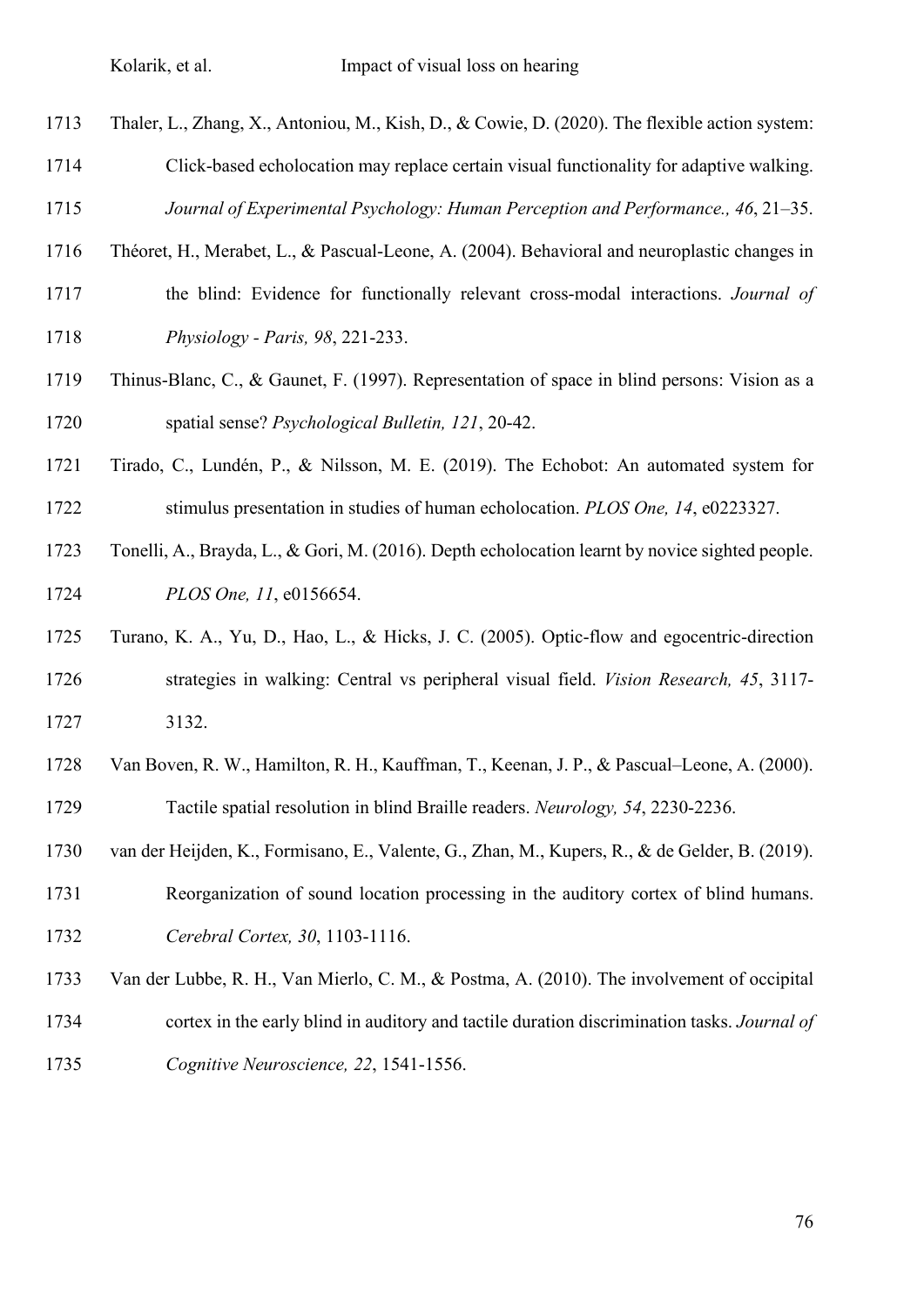Thaler, L., Zhang, X., Antoniou, M., Kish, D., & Cowie, D. (2020). The flexible action system: Click-based echolocation may replace certain visual functionality for adaptive walking. *Journal of Experimental Psychology: Human Perception and Performance., 46*, 21–35.

Théoret, H., Merabet, L., & Pascual-Leone, A. (2004). Behavioral and neuroplastic changes in the blind: Evidence for functionally relevant cross-modal interactions. *Journal of Physiology - Paris, 98*, 221-233.

Thinus-Blanc, C., & Gaunet, F. (1997). Representation of space in blind persons: Vision as a spatial sense? *Psychological Bulletin, 121*, 20-42.

Tirado, C., Lundén, P., & Nilsson, M. E. (2019). The Echobot: An automated system for stimulus presentation in studies of human echolocation. *PLOS One, 14*, e0223327.

Tonelli, A., Brayda, L., & Gori, M. (2016). Depth echolocation learnt by novice sighted people. *PLOS One, 11*, e0156654.

Turano, K. A., Yu, D., Hao, L., & Hicks, J. C. (2005). Optic-flow and egocentric-direction strategies in walking: Central vs peripheral visual field. *Vision Research, 45*, 3117-3132.

Van Boven, R. W., Hamilton, R. H., Kauffman, T., Keenan, J. P., & Pascual–Leone, A. (2000). Tactile spatial resolution in blind Braille readers. *Neurology, 54*, 2230-2236.

van der Heijden, K., Formisano, E., Valente, G., Zhan, M., Kupers, R., & de Gelder, B. (2019). Reorganization of sound location processing in the auditory cortex of blind humans. *Cerebral Cortex, 30*, 1103-1116.

Van der Lubbe, R. H., Van Mierlo, C. M., & Postma, A. (2010). The involvement of occipital cortex in the early blind in auditory and tactile duration discrimination tasks. *Journal of Cognitive Neuroscience, 22*, 1541-1556.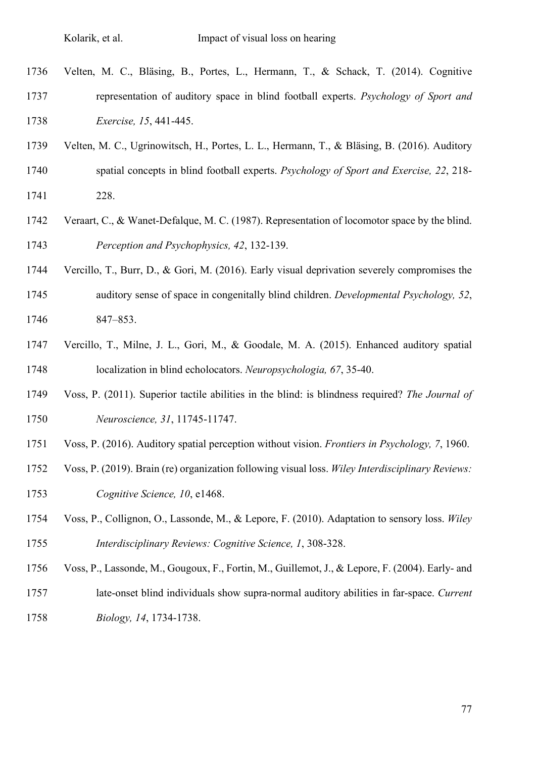Velten, M. C., Bläsing, B., Portes, L., Hermann, T., & Schack, T. (2014). Cognitive representation of auditory space in blind football experts. *Psychology of Sport and Exercise, 15*, 441-445.

Velten, M. C., Ugrinowitsch, H., Portes, L. L., Hermann, T., & Bläsing, B. (2016). Auditory spatial concepts in blind football experts. *Psychology of Sport and Exercise, 22*, 218-228.

Veraart, C., & Wanet-Defalque, M. C. (1987). Representation of locomotor space by the blind. *Perception and Psychophysics, 42*, 132-139.

Vercillo, T., Burr, D., & Gori, M. (2016). Early visual deprivation severely compromises the auditory sense of space in congenitally blind children. *Developmental Psychology, 52*, 847–853.

Vercillo, T., Milne, J. L., Gori, M., & Goodale, M. A. (2015). Enhanced auditory spatial localization in blind echolocators. *Neuropsychologia, 67*, 35-40.

Voss, P. (2011). Superior tactile abilities in the blind: is blindness required? *The Journal of Neuroscience, 31*, 11745-11747.

Voss, P. (2016). Auditory spatial perception without vision. *Frontiers in Psychology, 7*, 1960.

Voss, P. (2019). Brain (re) organization following visual loss. *Wiley Interdisciplinary Reviews: Cognitive Science, 10*, e1468.

Voss, P., Collignon, O., Lassonde, M., & Lepore, F. (2010). Adaptation to sensory loss. *Wiley Interdisciplinary Reviews: Cognitive Science, 1*, 308-328.

Voss, P., Lassonde, M., Gougoux, F., Fortin, M., Guillemot, J., & Lepore, F. (2004). Early- and late-onset blind individuals show supra-normal auditory abilities in far-space. *Current Biology, 14*, 1734-1738.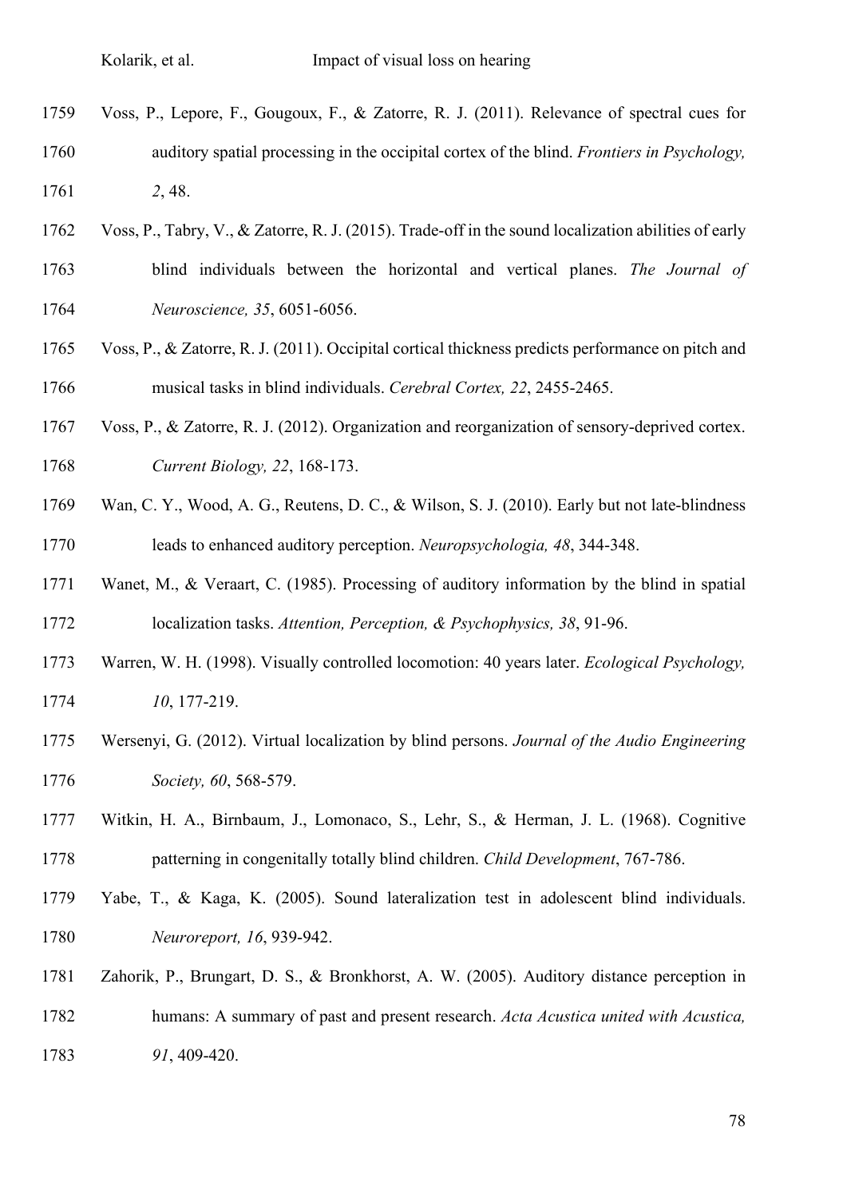Voss, P., Lepore, F., Gougoux, F., & Zatorre, R. J. (2011). Relevance of spectral cues for auditory spatial processing in the occipital cortex of the blind. *Frontiers in Psychology, 2*, 48.

Voss, P., Tabry, V., & Zatorre, R. J. (2015). Trade-off in the sound localization abilities of early blind individuals between the horizontal and vertical planes. *The Journal of Neuroscience, 35*, 6051-6056.

Voss, P., & Zatorre, R. J. (2011). Occipital cortical thickness predicts performance on pitch and musical tasks in blind individuals. *Cerebral Cortex, 22*, 2455-2465.

Voss, P., & Zatorre, R. J. (2012). Organization and reorganization of sensory-deprived cortex. *Current Biology, 22*, 168-173.

Wan, C. Y., Wood, A. G., Reutens, D. C., & Wilson, S. J. (2010). Early but not late-blindness leads to enhanced auditory perception. *Neuropsychologia, 48*, 344-348.

Wanet, M., & Veraart, C. (1985). Processing of auditory information by the blind in spatial localization tasks. *Attention, Perception, & Psychophysics, 38*, 91-96.

Warren, W. H. (1998). Visually controlled locomotion: 40 years later. *Ecological Psychology, 10*, 177-219.

Wersenyi, G. (2012). Virtual localization by blind persons. *Journal of the Audio Engineering Society, 60*, 568-579.

Witkin, H. A., Birnbaum, J., Lomonaco, S., Lehr, S., & Herman, J. L. (1968). Cognitive patterning in congenitally totally blind children. *Child Development*, 767-786.

Yabe, T., & Kaga, K. (2005). Sound lateralization test in adolescent blind individuals. *Neuroreport, 16*, 939-942.

Zahorik, P., Brungart, D. S., & Bronkhorst, A. W. (2005). Auditory distance perception in humans: A summary of past and present research. *Acta Acustica united with Acustica, 91*, 409-420.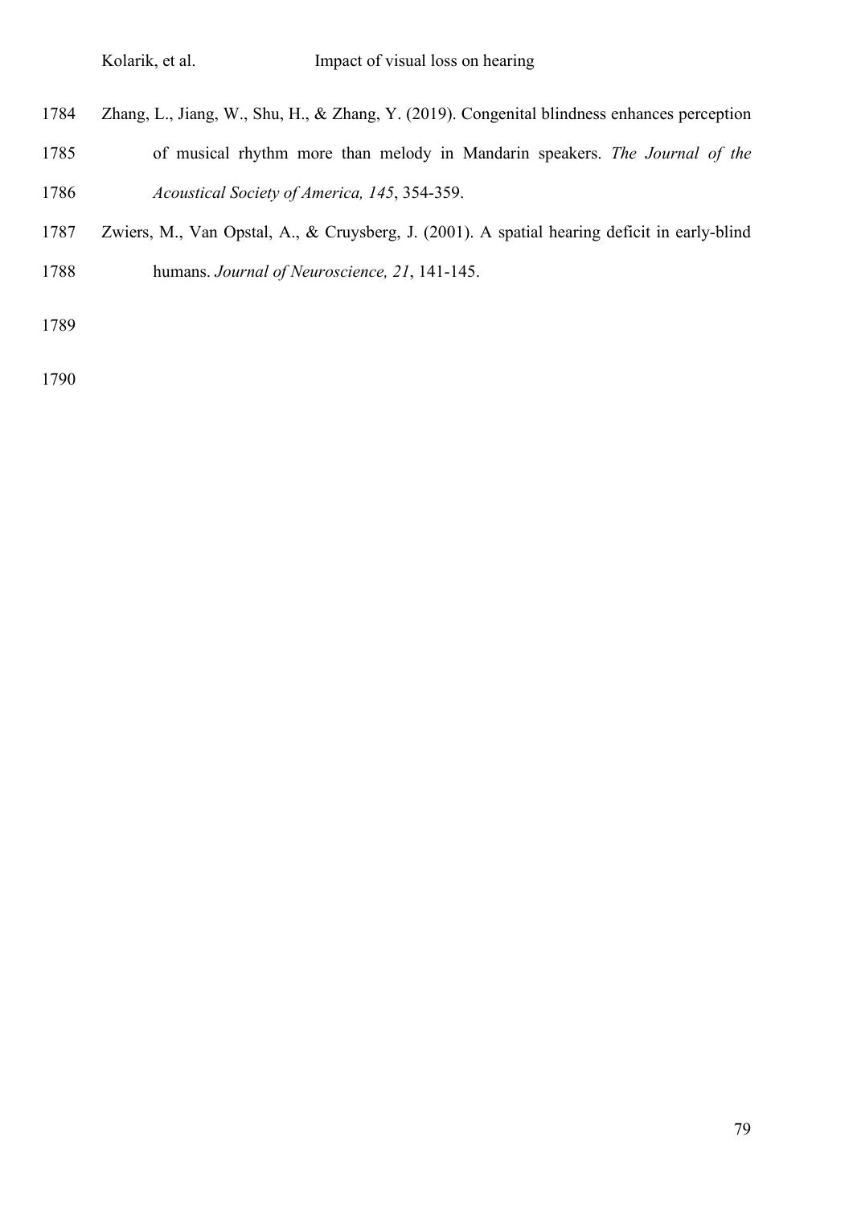Zhang, L., Jiang, W., Shu, H., & Zhang, Y. (2019). Congenital blindness enhances perception of musical rhythm more than melody in Mandarin speakers. *The Journal of the Acoustical Society of America, 145*, 354-359.

Zwiers, M., Van Opstal, A., & Cruysberg, J. (2001). A spatial hearing deficit in early-blind humans. *Journal of Neuroscience, 21*, 141-145.